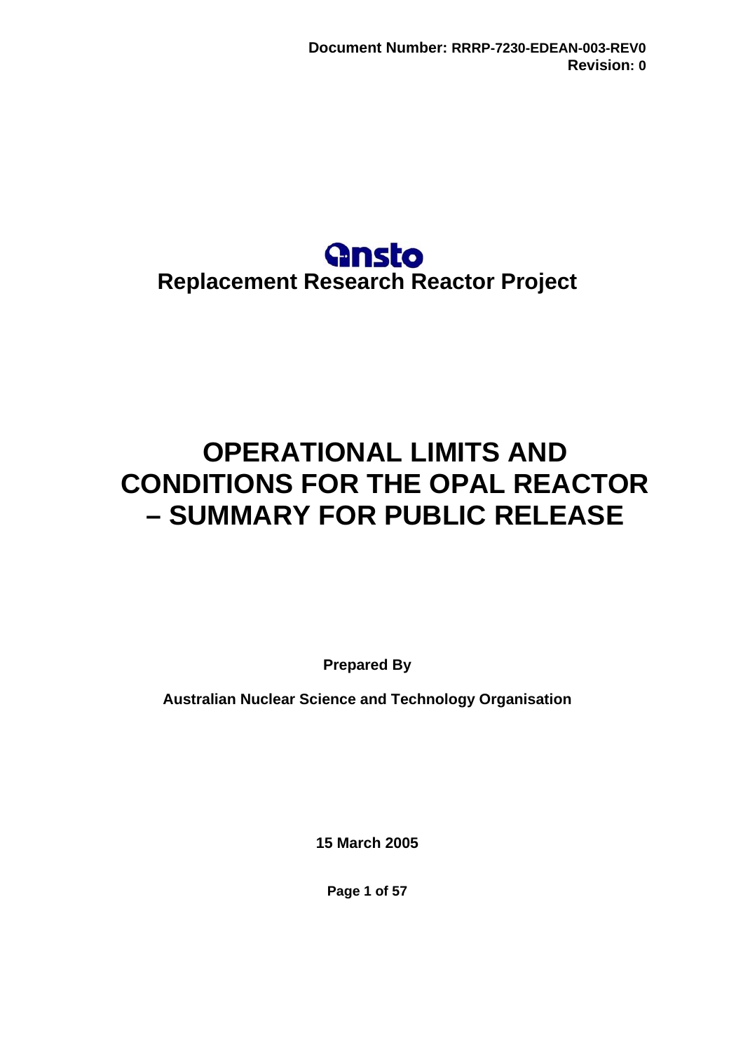**Document Number: RRRP-7230-EDEAN-003-REV0**
**Revision: 0**

ansto

**Replacement Research Reactor Project**

# OPERATIONAL LIMITS AND CONDITIONS FOR THE OPAL REACTOR – SUMMARY FOR PUBLIC RELEASE

**Prepared By**

**Australian Nuclear Science and Technology Organisation**

**15 March 2005**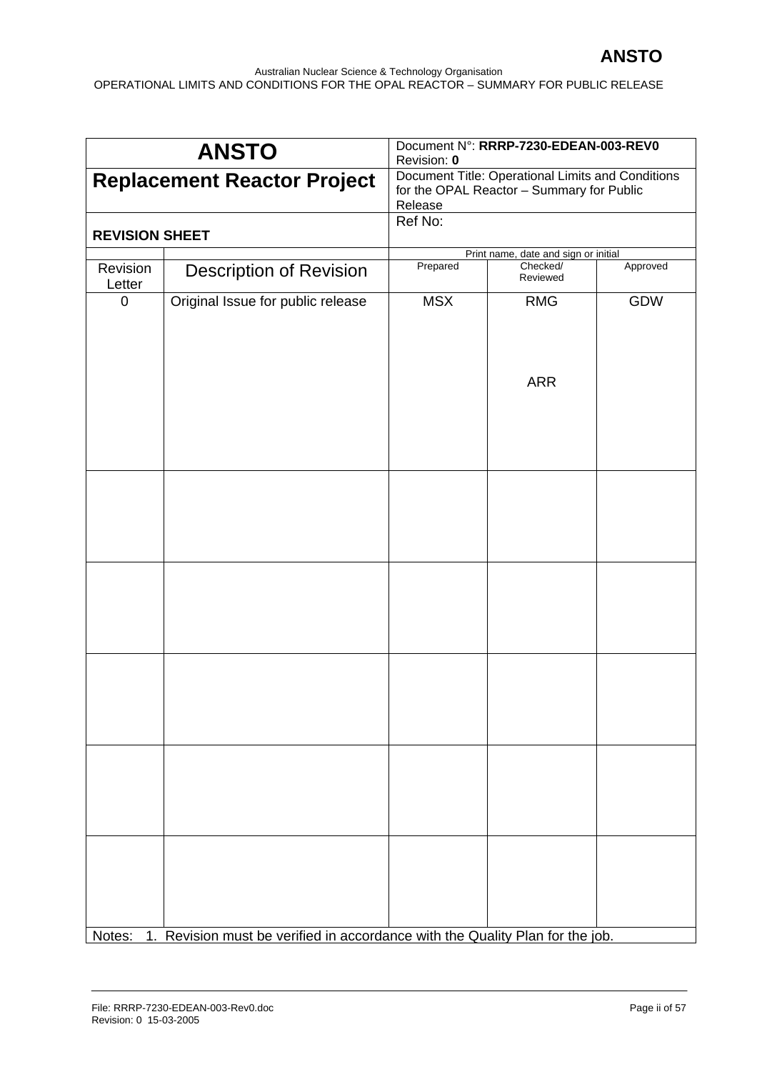| ANSTO | Document N°: **RRRP-7230-EDEAN-003-REV0**<br>Revision: **0** | | |
|---|---|---|---|
| **Replacement Reactor Project** | Document Title: Operational Limits and Conditions for the OPAL Reactor – Summary for Public Release | | |
| **REVISION SHEET** | Ref No: | | |

| | | Print name, date and sign or initial | | |
|---|---|---|---|---|
| Revision Letter | Description of Revision | Prepared | Checked/ Reviewed | Approved |
| 0 | Original Issue for public release | MSX | RMG<br><br>ARR | GDW |
| | | | | |
| | | | | |
| | | | | |
| | | | | |
| | | | | |

Notes: 1. Revision must be verified in accordance with the Quality Plan for the job.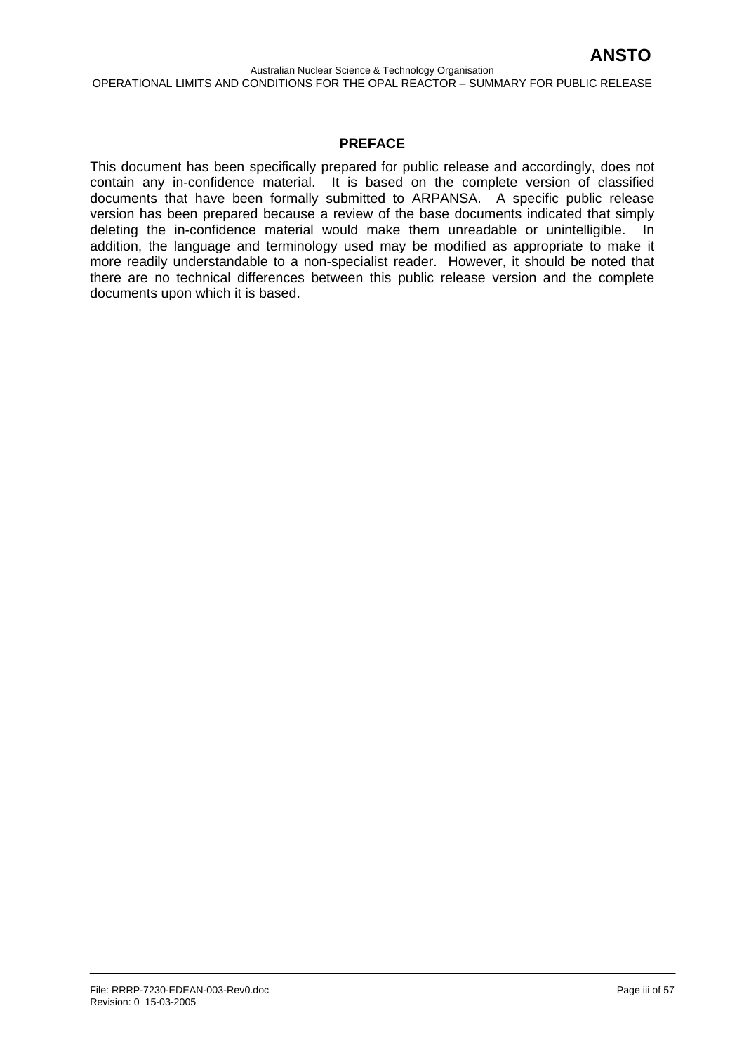## PREFACE

This document has been specifically prepared for public release and accordingly, does not contain any in-confidence material. It is based on the complete version of classified documents that have been formally submitted to ARPANSA. A specific public release version has been prepared because a review of the base documents indicated that simply deleting the in-confidence material would make them unreadable or unintelligible. In addition, the language and terminology used may be modified as appropriate to make it more readily understandable to a non-specialist reader. However, it should be noted that there are no technical differences between this public release version and the complete documents upon which it is based.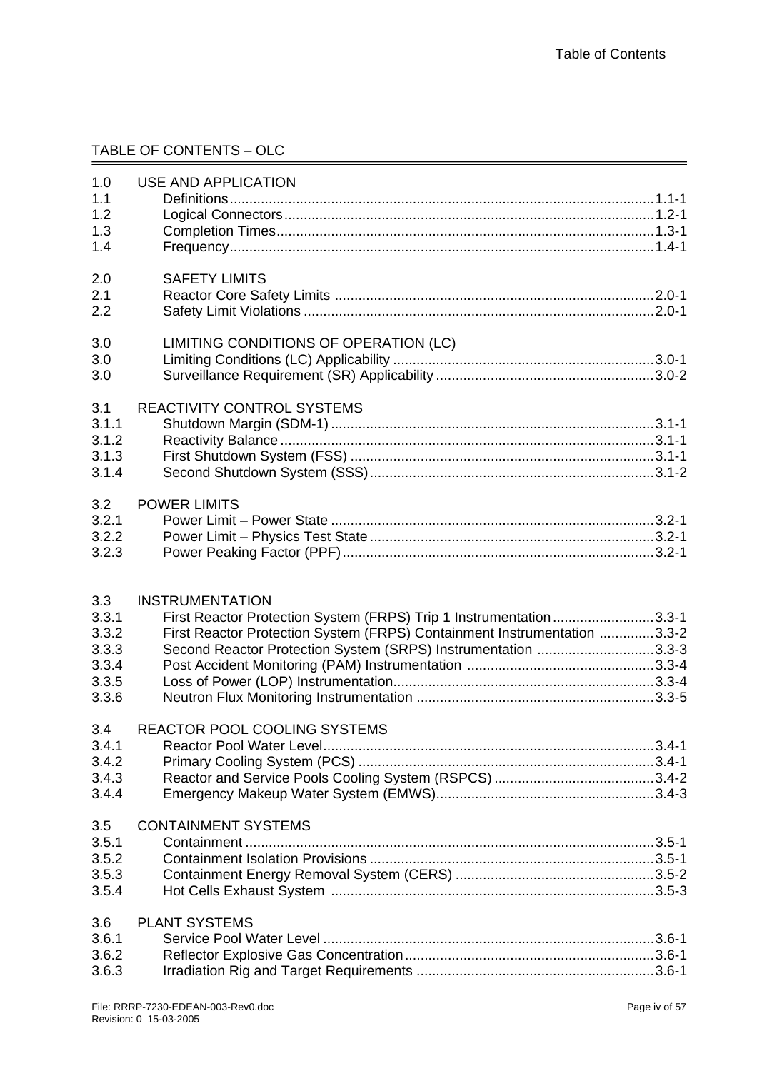## TABLE OF CONTENTS – OLC

| | | |
|---|---|---|
| 1.0 | USE AND APPLICATION | |
| 1.1 | Definitions | 1.1-1 |
| 1.2 | Logical Connectors | 1.2-1 |
| 1.3 | Completion Times | 1.3-1 |
| 1.4 | Frequency | 1.4-1 |
| | | |
| 2.0 | SAFETY LIMITS | |
| 2.1 | Reactor Core Safety Limits | 2.0-1 |
| 2.2 | Safety Limit Violations | 2.0-1 |
| | | |
| 3.0 | LIMITING CONDITIONS OF OPERATION (LC) | |
| 3.0 | Limiting Conditions (LC) Applicability | 3.0-1 |
| 3.0 | Surveillance Requirement (SR) Applicability | 3.0-2 |
| | | |
| 3.1 | REACTIVITY CONTROL SYSTEMS | |
| 3.1.1 | Shutdown Margin (SDM-1) | 3.1-1 |
| 3.1.2 | Reactivity Balance | 3.1-1 |
| 3.1.3 | First Shutdown System (FSS) | 3.1-1 |
| 3.1.4 | Second Shutdown System (SSS) | 3.1-2 |
| | | |
| 3.2 | POWER LIMITS | |
| 3.2.1 | Power Limit – Power State | 3.2-1 |
| 3.2.2 | Power Limit – Physics Test State | 3.2-1 |
| 3.2.3 | Power Peaking Factor (PPF) | 3.2-1 |
| | | |
| 3.3 | INSTRUMENTATION | |
| 3.3.1 | First Reactor Protection System (FRPS) Trip 1 Instrumentation | 3.3-1 |
| 3.3.2 | First Reactor Protection System (FRPS) Containment Instrumentation | 3.3-2 |
| 3.3.3 | Second Reactor Protection System (SRPS) Instrumentation | 3.3-3 |
| 3.3.4 | Post Accident Monitoring (PAM) Instrumentation | 3.3-4 |
| 3.3.5 | Loss of Power (LOP) Instrumentation | 3.3-4 |
| 3.3.6 | Neutron Flux Monitoring Instrumentation | 3.3-5 |
| | | |
| 3.4 | REACTOR POOL COOLING SYSTEMS | |
| 3.4.1 | Reactor Pool Water Level | 3.4-1 |
| 3.4.2 | Primary Cooling System (PCS) | 3.4-1 |
| 3.4.3 | Reactor and Service Pools Cooling System (RSPCS) | 3.4-2 |
| 3.4.4 | Emergency Makeup Water System (EMWS) | 3.4-3 |
| | | |
| 3.5 | CONTAINMENT SYSTEMS | |
| 3.5.1 | Containment | 3.5-1 |
| 3.5.2 | Containment Isolation Provisions | 3.5-1 |
| 3.5.3 | Containment Energy Removal System (CERS) | 3.5-2 |
| 3.5.4 | Hot Cells Exhaust System | 3.5-3 |
| | | |
| 3.6 | PLANT SYSTEMS | |
| 3.6.1 | Service Pool Water Level | 3.6-1 |
| 3.6.2 | Reflector Explosive Gas Concentration | 3.6-1 |
| 3.6.3 | Irradiation Rig and Target Requirements | 3.6-1 |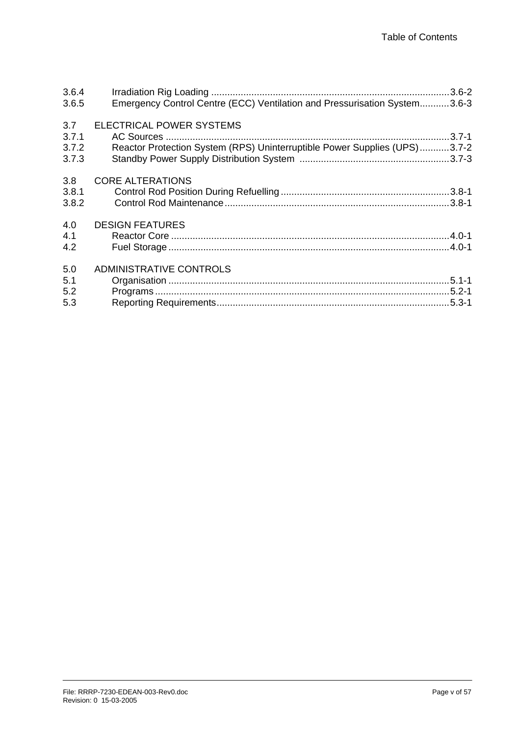| | | |
|---|---|---|
| 3.6.4 | Irradiation Rig Loading | 3.6-2 |
| 3.6.5 | Emergency Control Centre (ECC) Ventilation and Pressurisation System | 3.6-3 |
| | | |
| 3.7 | ELECTRICAL POWER SYSTEMS | |
| 3.7.1 | AC Sources | 3.7-1 |
| 3.7.2 | Reactor Protection System (RPS) Uninterruptible Power Supplies (UPS) | 3.7-2 |
| 3.7.3 | Standby Power Supply Distribution System | 3.7-3 |
| | | |
| 3.8 | CORE ALTERATIONS | |
| 3.8.1 | Control Rod Position During Refuelling | 3.8-1 |
| 3.8.2 | Control Rod Maintenance | 3.8-1 |
| | | |
| 4.0 | DESIGN FEATURES | |
| 4.1 | Reactor Core | 4.0-1 |
| 4.2 | Fuel Storage | 4.0-1 |
| | | |
| 5.0 | ADMINISTRATIVE CONTROLS | |
| 5.1 | Organisation | 5.1-1 |
| 5.2 | Programs | 5.2-1 |
| 5.3 | Reporting Requirements | 5.3-1 |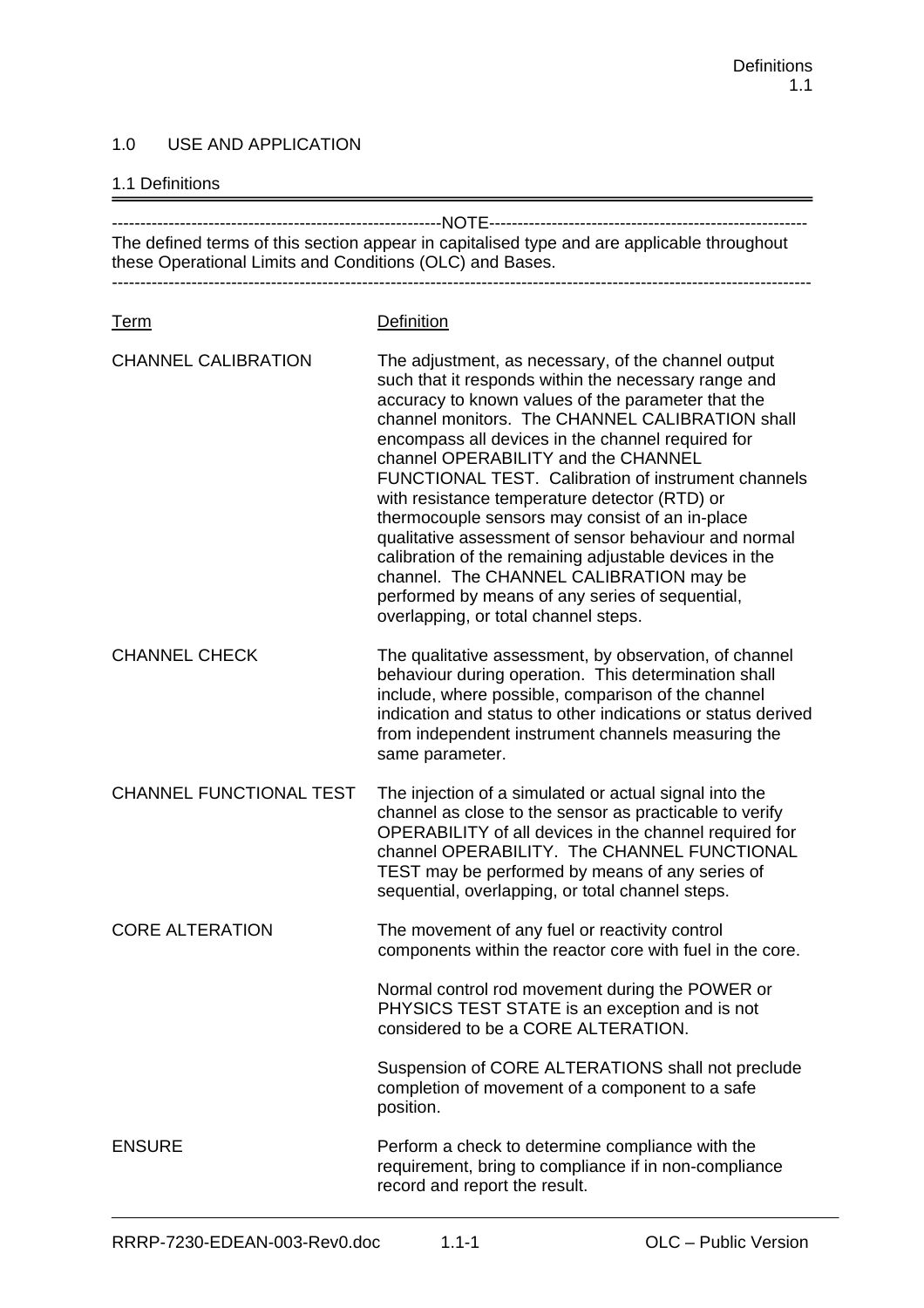# 1.0 USE AND APPLICATION

## 1.1 Definitions

---NOTE---

The defined terms of this section appear in capitalised type and are applicable throughout these Operational Limits and Conditions (OLC) and Bases.

---

| Term | Definition |
|---|---|
| CHANNEL CALIBRATION | The adjustment, as necessary, of the channel output such that it responds within the necessary range and accuracy to known values of the parameter that the channel monitors. The CHANNEL CALIBRATION shall encompass all devices in the channel required for channel OPERABILITY and the CHANNEL FUNCTIONAL TEST. Calibration of instrument channels with resistance temperature detector (RTD) or thermocouple sensors may consist of an in-place qualitative assessment of sensor behaviour and normal calibration of the remaining adjustable devices in the channel. The CHANNEL CALIBRATION may be performed by means of any series of sequential, overlapping, or total channel steps. |
| CHANNEL CHECK | The qualitative assessment, by observation, of channel behaviour during operation. This determination shall include, where possible, comparison of the channel indication and status to other indications or status derived from independent instrument channels measuring the same parameter. |
| CHANNEL FUNCTIONAL TEST | The injection of a simulated or actual signal into the channel as close to the sensor as practicable to verify OPERABILITY of all devices in the channel required for channel OPERABILITY. The CHANNEL FUNCTIONAL TEST may be performed by means of any series of sequential, overlapping, or total channel steps. |
| CORE ALTERATION | The movement of any fuel or reactivity control components within the reactor core with fuel in the core.<br><br>Normal control rod movement during the POWER or PHYSICS TEST STATE is an exception and is not considered to be a CORE ALTERATION.<br><br>Suspension of CORE ALTERATIONS shall not preclude completion of movement of a component to a safe position. |
| ENSURE | Perform a check to determine compliance with the requirement, bring to compliance if in non-compliance record and report the result. |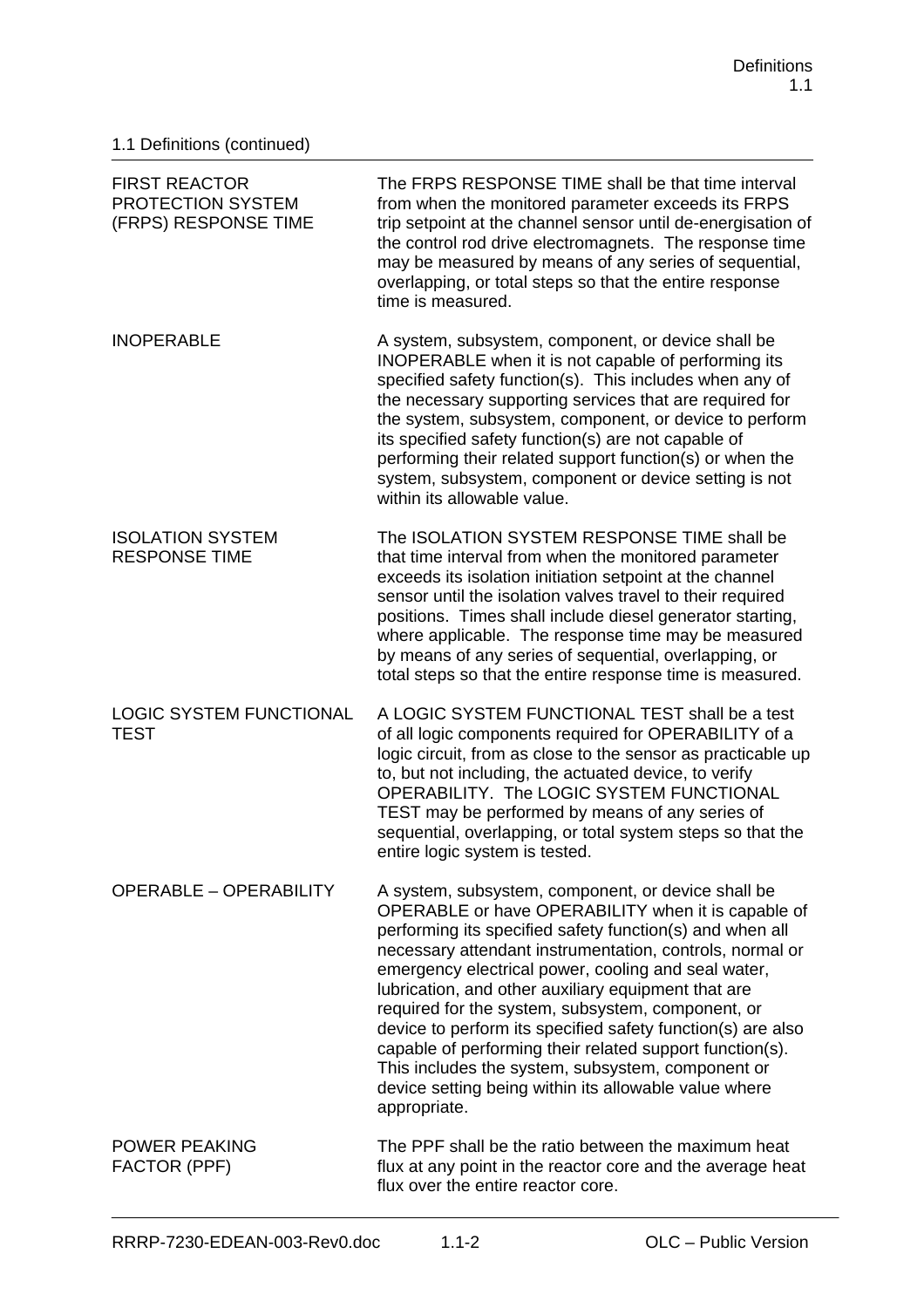1.1 Definitions (continued)

| | |
|---|---|
| FIRST REACTOR PROTECTION SYSTEM (FRPS) RESPONSE TIME | The FRPS RESPONSE TIME shall be that time interval from when the monitored parameter exceeds its FRPS trip setpoint at the channel sensor until de-energisation of the control rod drive electromagnets. The response time may be measured by means of any series of sequential, overlapping, or total steps so that the entire response time is measured. |
| INOPERABLE | A system, subsystem, component, or device shall be INOPERABLE when it is not capable of performing its specified safety function(s). This includes when any of the necessary supporting services that are required for the system, subsystem, component, or device to perform its specified safety function(s) are not capable of performing their related support function(s) or when the system, subsystem, component or device setting is not within its allowable value. |
| ISOLATION SYSTEM RESPONSE TIME | The ISOLATION SYSTEM RESPONSE TIME shall be that time interval from when the monitored parameter exceeds its isolation initiation setpoint at the channel sensor until the isolation valves travel to their required positions. Times shall include diesel generator starting, where applicable. The response time may be measured by means of any series of sequential, overlapping, or total steps so that the entire response time is measured. |
| LOGIC SYSTEM FUNCTIONAL TEST | A LOGIC SYSTEM FUNCTIONAL TEST shall be a test of all logic components required for OPERABILITY of a logic circuit, from as close to the sensor as practicable up to, but not including, the actuated device, to verify OPERABILITY. The LOGIC SYSTEM FUNCTIONAL TEST may be performed by means of any series of sequential, overlapping, or total system steps so that the entire logic system is tested. |
| OPERABLE – OPERABILITY | A system, subsystem, component, or device shall be OPERABLE or have OPERABILITY when it is capable of performing its specified safety function(s) and when all necessary attendant instrumentation, controls, normal or emergency electrical power, cooling and seal water, lubrication, and other auxiliary equipment that are required for the system, subsystem, component, or device to perform its specified safety function(s) are also capable of performing their related support function(s). This includes the system, subsystem, component or device setting being within its allowable value where appropriate. |
| POWER PEAKING FACTOR (PPF) | The PPF shall be the ratio between the maximum heat flux at any point in the reactor core and the average heat flux over the entire reactor core. |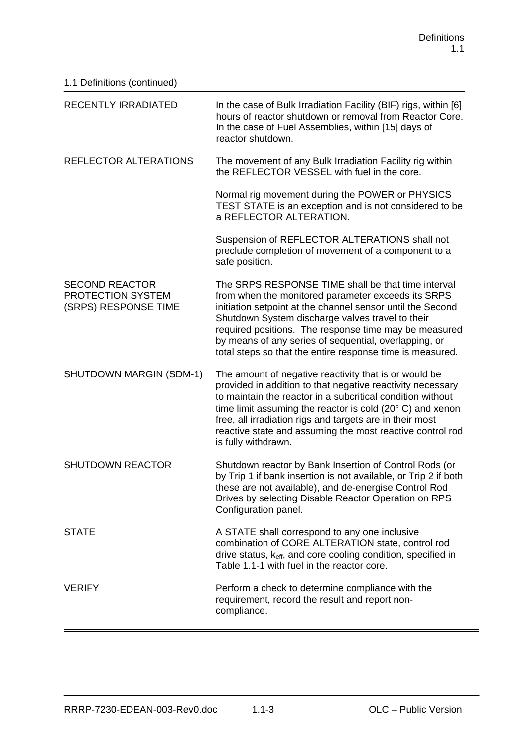1.1 Definitions (continued)

| | |
|---|---|
| RECENTLY IRRADIATED | In the case of Bulk Irradiation Facility (BIF) rigs, within [6] hours of reactor shutdown or removal from Reactor Core. In the case of Fuel Assemblies, within [15] days of reactor shutdown. |
| REFLECTOR ALTERATIONS | The movement of any Bulk Irradiation Facility rig within the REFLECTOR VESSEL with fuel in the core.<br><br>Normal rig movement during the POWER or PHYSICS TEST STATE is an exception and is not considered to be a REFLECTOR ALTERATION.<br><br>Suspension of REFLECTOR ALTERATIONS shall not preclude completion of movement of a component to a safe position. |
| SECOND REACTOR PROTECTION SYSTEM (SRPS) RESPONSE TIME | The SRPS RESPONSE TIME shall be that time interval from when the monitored parameter exceeds its SRPS initiation setpoint at the channel sensor until the Second Shutdown System discharge valves travel to their required positions. The response time may be measured by means of any series of sequential, overlapping, or total steps so that the entire response time is measured. |
| SHUTDOWN MARGIN (SDM-1) | The amount of negative reactivity that is or would be provided in addition to that negative reactivity necessary to maintain the reactor in a subcritical condition without time limit assuming the reactor is cold (20° C) and xenon free, all irradiation rigs and targets are in their most reactive state and assuming the most reactive control rod is fully withdrawn. |
| SHUTDOWN REACTOR | Shutdown reactor by Bank Insertion of Control Rods (or by Trip 1 if bank insertion is not available, or Trip 2 if both these are not available), and de-energise Control Rod Drives by selecting Disable Reactor Operation on RPS Configuration panel. |
| STATE | A STATE shall correspond to any one inclusive combination of CORE ALTERATION state, control rod drive status, $k_{eff}$, and core cooling condition, specified in Table 1.1-1 with fuel in the reactor core. |
| VERIFY | Perform a check to determine compliance with the requirement, record the result and report non-compliance. |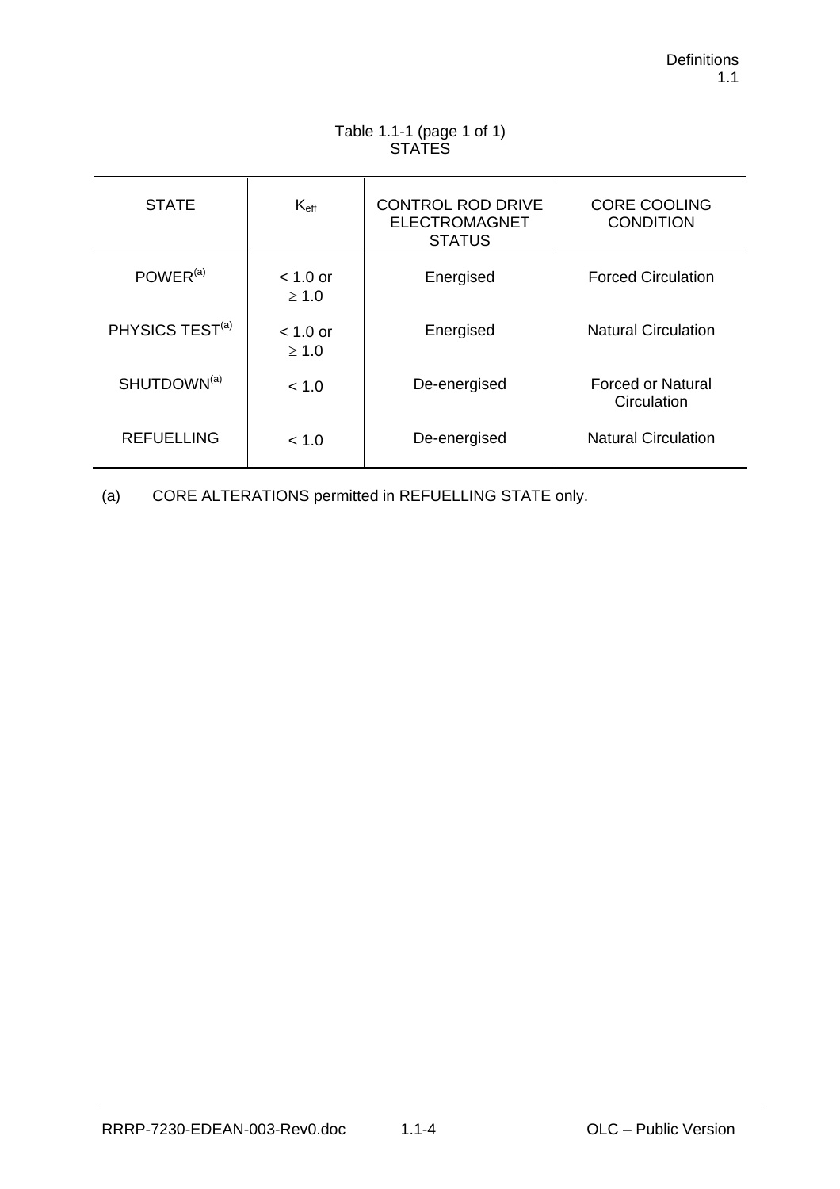Table 1.1-1 (page 1 of 1)
STATES

| STATE | $K_{eff}$ | CONTROL ROD DRIVE ELECTROMAGNET STATUS | CORE COOLING CONDITION |
|---|---|---|---|
| POWER[(a)] | < 1.0 or ≥ 1.0 | Energised | Forced Circulation |
| PHYSICS TEST[(a)] | < 1.0 or ≥ 1.0 | Energised | Natural Circulation |
| SHUTDOWN[(a)] | < 1.0 | De-energised | Forced or Natural Circulation |
| REFUELLING | < 1.0 | De-energised | Natural Circulation |

(a) CORE ALTERATIONS permitted in REFUELLING STATE only.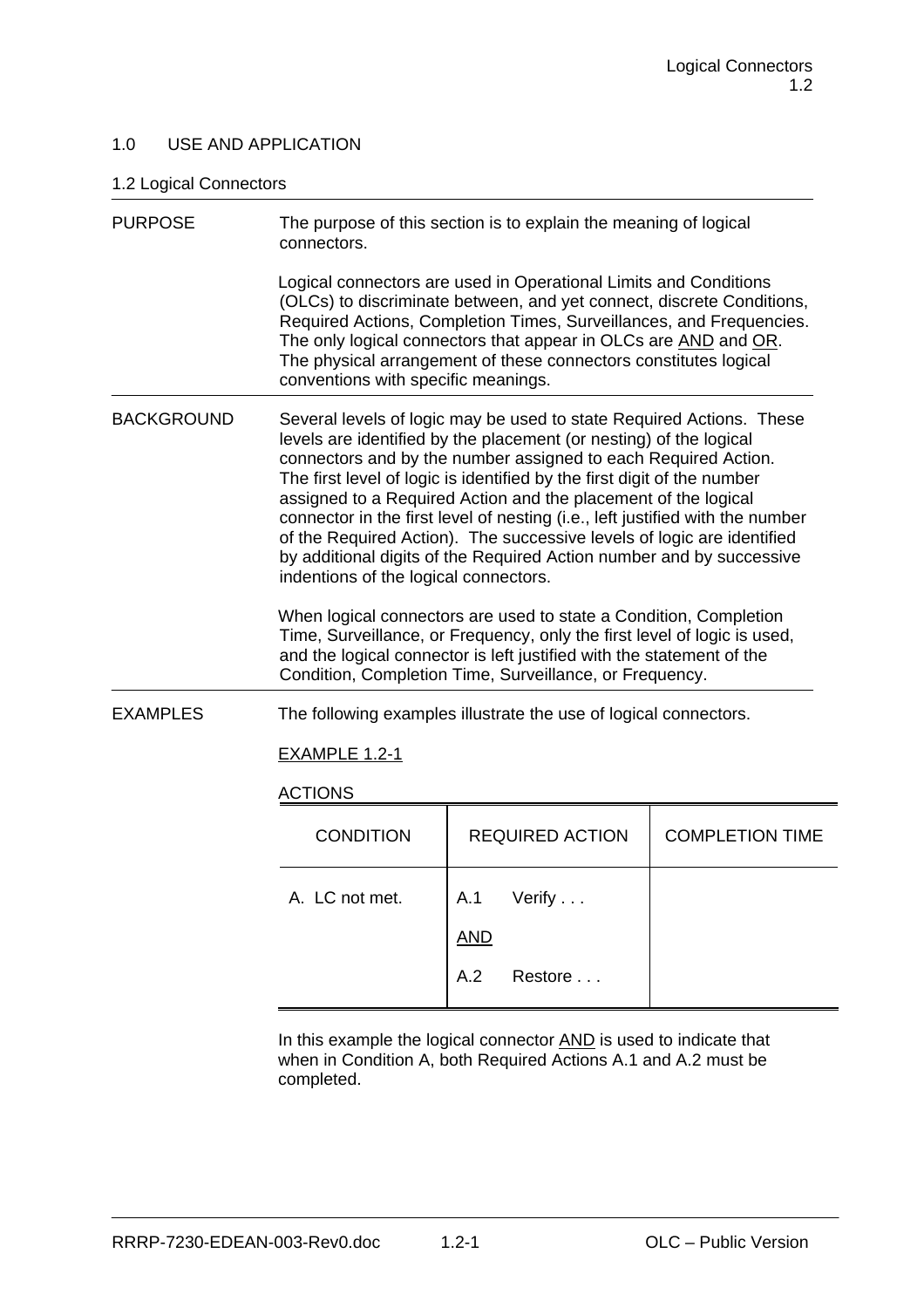## 1.0 USE AND APPLICATION

### 1.2 Logical Connectors

**PURPOSE**

The purpose of this section is to explain the meaning of logical connectors.

Logical connectors are used in Operational Limits and Conditions (OLCs) to discriminate between, and yet connect, discrete Conditions, Required Actions, Completion Times, Surveillances, and Frequencies. The only logical connectors that appear in OLCs are AND and OR. The physical arrangement of these connectors constitutes logical conventions with specific meanings.

**BACKGROUND**

Several levels of logic may be used to state Required Actions. These levels are identified by the placement (or nesting) of the logical connectors and by the number assigned to each Required Action. The first level of logic is identified by the first digit of the number assigned to a Required Action and the placement of the logical connector in the first level of nesting (i.e., left justified with the number of the Required Action). The successive levels of logic are identified by additional digits of the Required Action number and by successive indentions of the logical connectors.

When logical connectors are used to state a Condition, Completion Time, Surveillance, or Frequency, only the first level of logic is used, and the logical connector is left justified with the statement of the Condition, Completion Time, Surveillance, or Frequency.

**EXAMPLES**

The following examples illustrate the use of logical connectors.

EXAMPLE 1.2-1

ACTIONS

| CONDITION | REQUIRED ACTION | COMPLETION TIME |
|---|---|---|
| A. LC not met. | A.1 Verify . . .<br><br>AND<br><br>A.2 Restore . . . | |

In this example the logical connector AND is used to indicate that when in Condition A, both Required Actions A.1 and A.2 must be completed.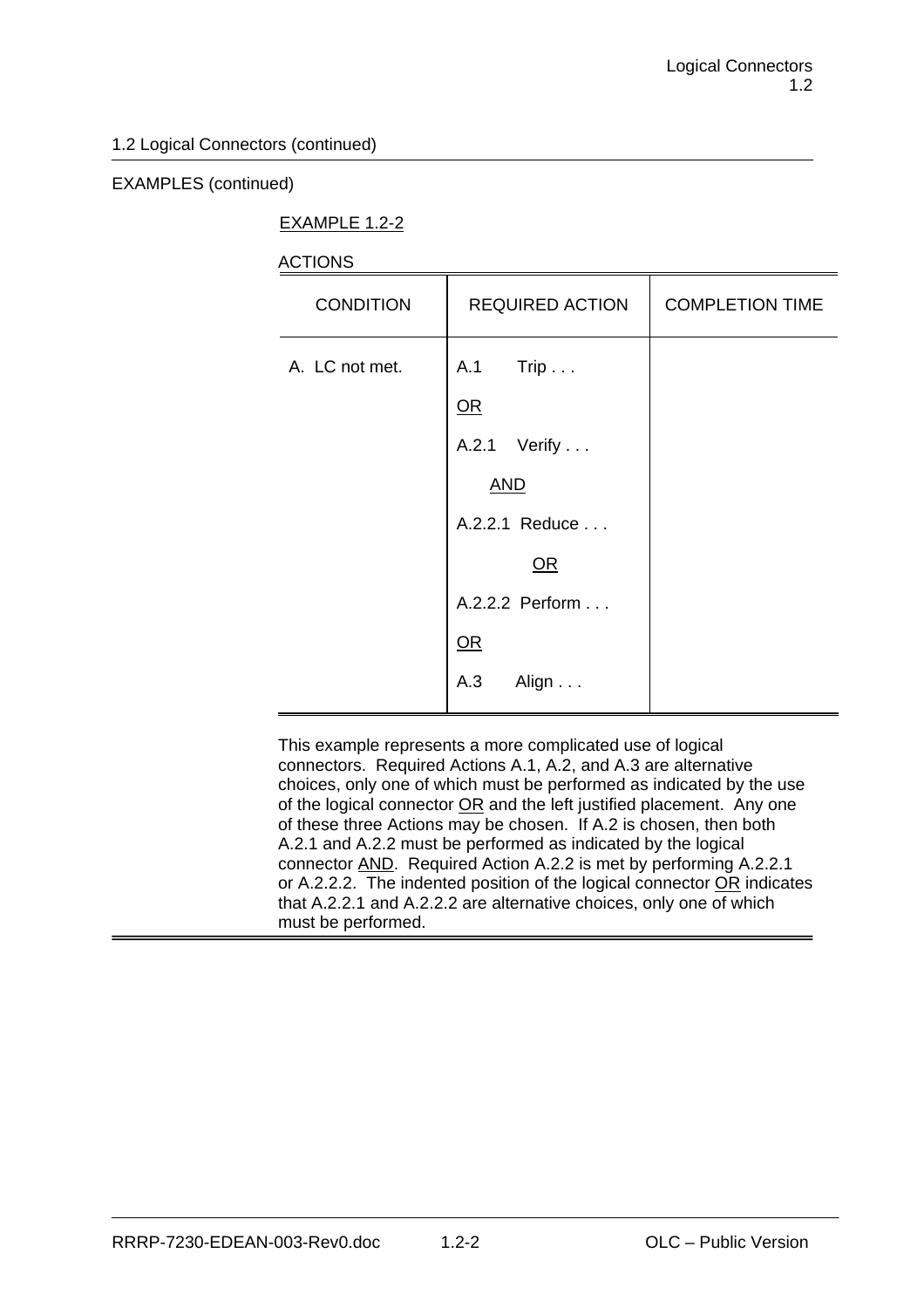1.2 Logical Connectors (continued)

EXAMPLES (continued)

EXAMPLE 1.2-2

ACTIONS

| CONDITION | REQUIRED ACTION | COMPLETION TIME |
|---|---|---|
| A. LC not met. | A.1 Trip . . .<br><br>OR<br><br>A.2.1 Verify . . .<br><br>AND<br><br>A.2.2.1 Reduce . . .<br><br>OR<br><br>A.2.2.2 Perform . . .<br><br>OR<br><br>A.3 Align . . . | |

This example represents a more complicated use of logical connectors. Required Actions A.1, A.2, and A.3 are alternative choices, only one of which must be performed as indicated by the use of the logical connector OR and the left justified placement. Any one of these three Actions may be chosen. If A.2 is chosen, then both A.2.1 and A.2.2 must be performed as indicated by the logical connector AND. Required Action A.2.2 is met by performing A.2.2.1 or A.2.2.2. The indented position of the logical connector OR indicates that A.2.2.1 and A.2.2.2 are alternative choices, only one of which must be performed.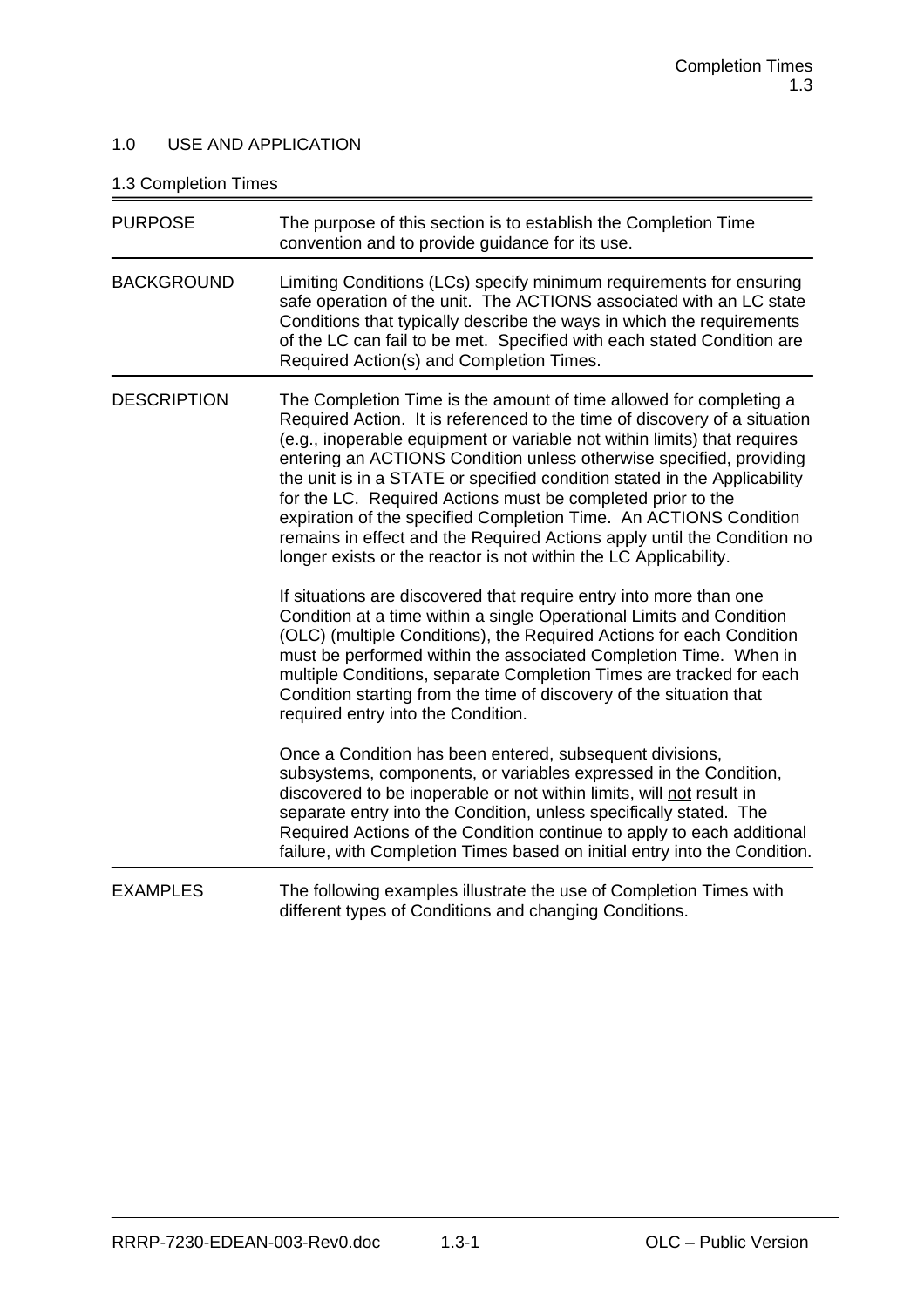## 1.0 USE AND APPLICATION

### 1.3 Completion Times

| | |
|---|---|
| PURPOSE | The purpose of this section is to establish the Completion Time convention and to provide guidance for its use. |
| BACKGROUND | Limiting Conditions (LCs) specify minimum requirements for ensuring safe operation of the unit. The ACTIONS associated with an LC state Conditions that typically describe the ways in which the requirements of the LC can fail to be met. Specified with each stated Condition are Required Action(s) and Completion Times. |
| DESCRIPTION | The Completion Time is the amount of time allowed for completing a Required Action. It is referenced to the time of discovery of a situation (e.g., inoperable equipment or variable not within limits) that requires entering an ACTIONS Condition unless otherwise specified, providing the unit is in a STATE or specified condition stated in the Applicability for the LC. Required Actions must be completed prior to the expiration of the specified Completion Time. An ACTIONS Condition remains in effect and the Required Actions apply until the Condition no longer exists or the reactor is not within the LC Applicability.<br><br>If situations are discovered that require entry into more than one Condition at a time within a single Operational Limits and Condition (OLC) (multiple Conditions), the Required Actions for each Condition must be performed within the associated Completion Time. When in multiple Conditions, separate Completion Times are tracked for each Condition starting from the time of discovery of the situation that required entry into the Condition.<br><br>Once a Condition has been entered, subsequent divisions, subsystems, components, or variables expressed in the Condition, discovered to be inoperable or not within limits, will <u>not</u> result in separate entry into the Condition, unless specifically stated. The Required Actions of the Condition continue to apply to each additional failure, with Completion Times based on initial entry into the Condition. |
| EXAMPLES | The following examples illustrate the use of Completion Times with different types of Conditions and changing Conditions. |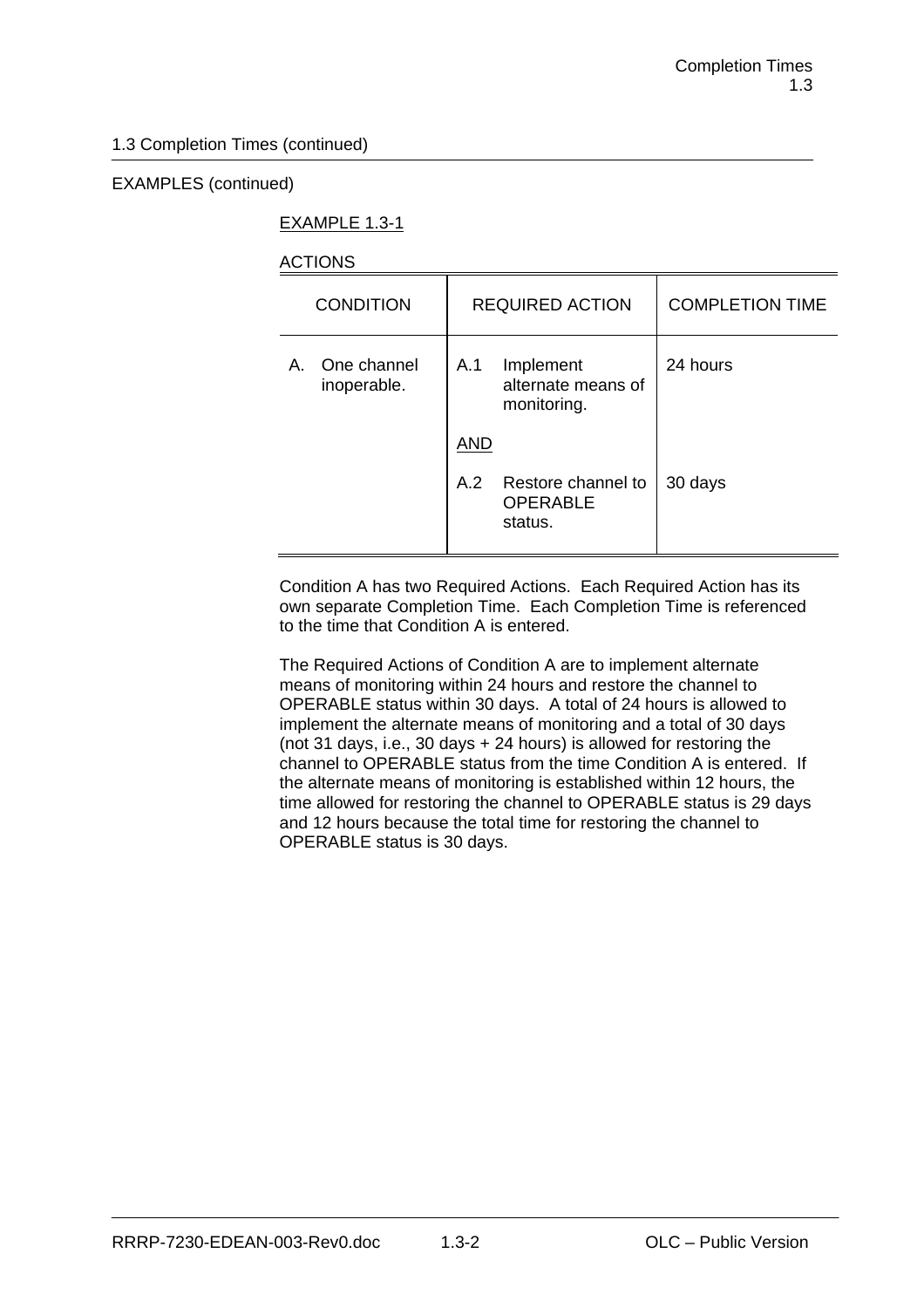1.3 Completion Times (continued)

EXAMPLES (continued)

EXAMPLE 1.3-1

ACTIONS

| CONDITION | REQUIRED ACTION | COMPLETION TIME |
|---|---|---|
| A. One channel inoperable. | A.1 Implement alternate means of monitoring. | 24 hours |
| | AND | |
| | A.2 Restore channel to OPERABLE status. | 30 days |

Condition A has two Required Actions. Each Required Action has its own separate Completion Time. Each Completion Time is referenced to the time that Condition A is entered.

The Required Actions of Condition A are to implement alternate means of monitoring within 24 hours and restore the channel to OPERABLE status within 30 days. A total of 24 hours is allowed to implement the alternate means of monitoring and a total of 30 days (not 31 days, i.e., 30 days + 24 hours) is allowed for restoring the channel to OPERABLE status from the time Condition A is entered. If the alternate means of monitoring is established within 12 hours, the time allowed for restoring the channel to OPERABLE status is 29 days and 12 hours because the total time for restoring the channel to OPERABLE status is 30 days.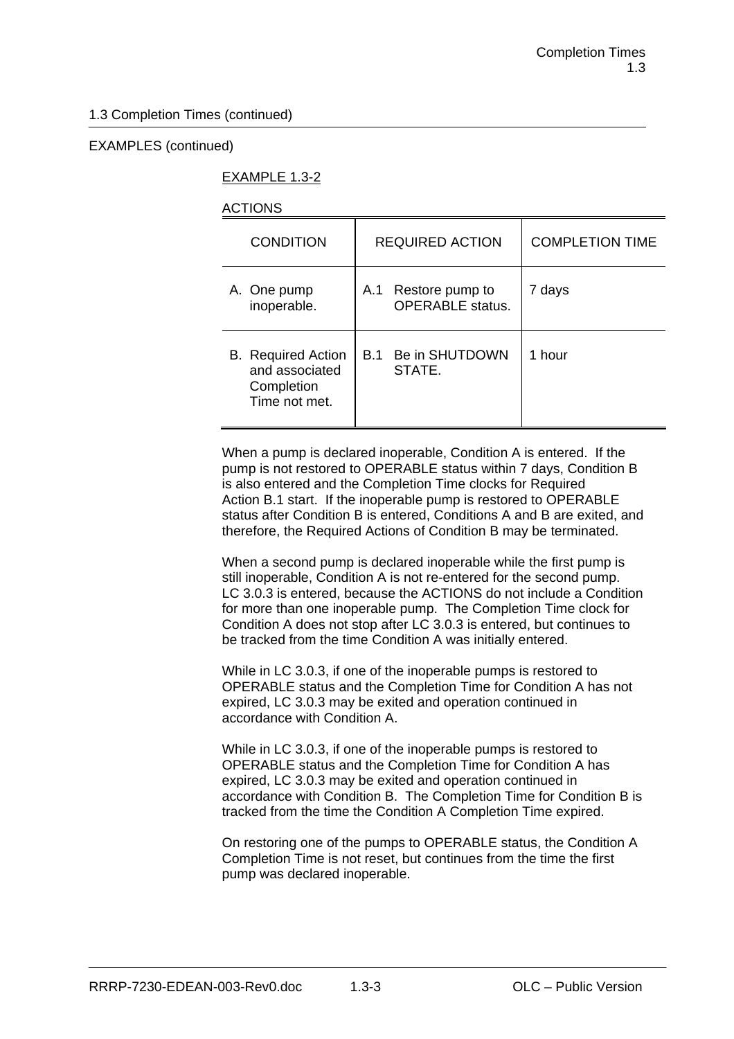1.3 Completion Times (continued)

EXAMPLES (continued)

EXAMPLE 1.3-2

ACTIONS

| CONDITION | REQUIRED ACTION | COMPLETION TIME |
|---|---|---|
| A. One pump inoperable. | A.1 Restore pump to OPERABLE status. | 7 days |
| B. Required Action and associated Completion Time not met. | B.1 Be in SHUTDOWN STATE. | 1 hour |

When a pump is declared inoperable, Condition A is entered. If the pump is not restored to OPERABLE status within 7 days, Condition B is also entered and the Completion Time clocks for Required Action B.1 start. If the inoperable pump is restored to OPERABLE status after Condition B is entered, Conditions A and B are exited, and therefore, the Required Actions of Condition B may be terminated.

When a second pump is declared inoperable while the first pump is still inoperable, Condition A is not re-entered for the second pump. LC 3.0.3 is entered, because the ACTIONS do not include a Condition for more than one inoperable pump. The Completion Time clock for Condition A does not stop after LC 3.0.3 is entered, but continues to be tracked from the time Condition A was initially entered.

While in LC 3.0.3, if one of the inoperable pumps is restored to OPERABLE status and the Completion Time for Condition A has not expired, LC 3.0.3 may be exited and operation continued in accordance with Condition A.

While in LC 3.0.3, if one of the inoperable pumps is restored to OPERABLE status and the Completion Time for Condition A has expired, LC 3.0.3 may be exited and operation continued in accordance with Condition B. The Completion Time for Condition B is tracked from the time the Condition A Completion Time expired.

On restoring one of the pumps to OPERABLE status, the Condition A Completion Time is not reset, but continues from the time the first pump was declared inoperable.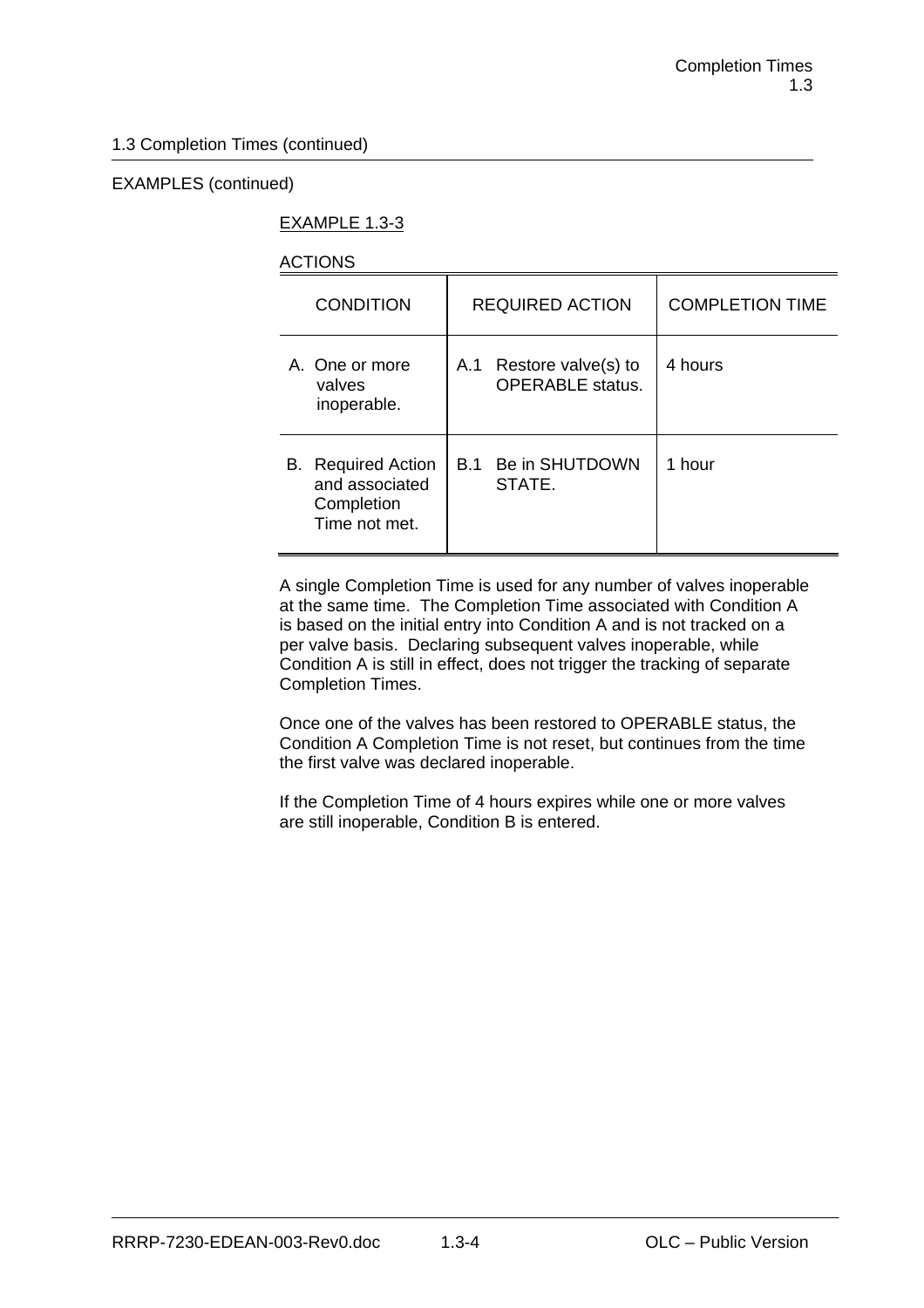1.3 Completion Times (continued)

EXAMPLES (continued)

EXAMPLE 1.3-3

ACTIONS

| CONDITION | REQUIRED ACTION | COMPLETION TIME |
|---|---|---|
| A. One or more valves inoperable. | A.1 Restore valve(s) to OPERABLE status. | 4 hours |
| B. Required Action and associated Completion Time not met. | B.1 Be in SHUTDOWN STATE. | 1 hour |

A single Completion Time is used for any number of valves inoperable at the same time. The Completion Time associated with Condition A is based on the initial entry into Condition A and is not tracked on a per valve basis. Declaring subsequent valves inoperable, while Condition A is still in effect, does not trigger the tracking of separate Completion Times.

Once one of the valves has been restored to OPERABLE status, the Condition A Completion Time is not reset, but continues from the time the first valve was declared inoperable.

If the Completion Time of 4 hours expires while one or more valves are still inoperable, Condition B is entered.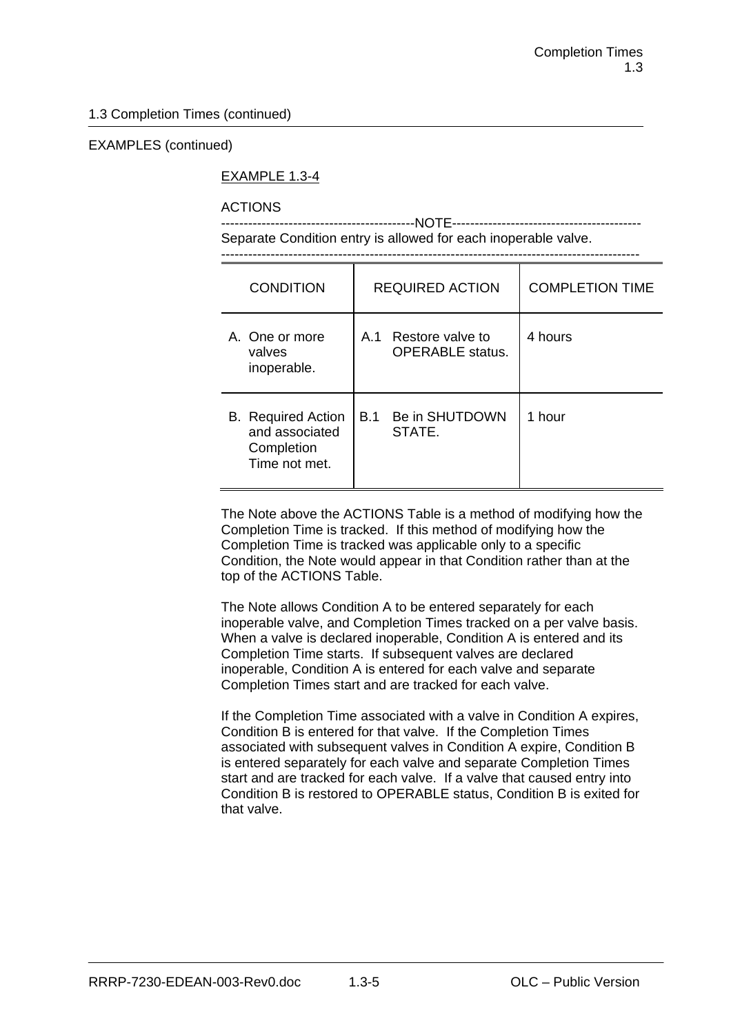1.3 Completion Times (continued)

EXAMPLES (continued)

EXAMPLE 1.3-4

ACTIONS

------------------------------------------NOTE-----------------------------------------
Separate Condition entry is allowed for each inoperable valve.
-------------------------------------------------------------------------------------------

| CONDITION | REQUIRED ACTION | COMPLETION TIME |
|---|---|---|
| A. One or more valves inoperable. | A.1 Restore valve to OPERABLE status. | 4 hours |
| B. Required Action and associated Completion Time not met. | B.1 Be in SHUTDOWN STATE. | 1 hour |

The Note above the ACTIONS Table is a method of modifying how the Completion Time is tracked. If this method of modifying how the Completion Time is tracked was applicable only to a specific Condition, the Note would appear in that Condition rather than at the top of the ACTIONS Table.

The Note allows Condition A to be entered separately for each inoperable valve, and Completion Times tracked on a per valve basis. When a valve is declared inoperable, Condition A is entered and its Completion Time starts. If subsequent valves are declared inoperable, Condition A is entered for each valve and separate Completion Times start and are tracked for each valve.

If the Completion Time associated with a valve in Condition A expires, Condition B is entered for that valve. If the Completion Times associated with subsequent valves in Condition A expire, Condition B is entered separately for each valve and separate Completion Times start and are tracked for each valve. If a valve that caused entry into Condition B is restored to OPERABLE status, Condition B is exited for that valve.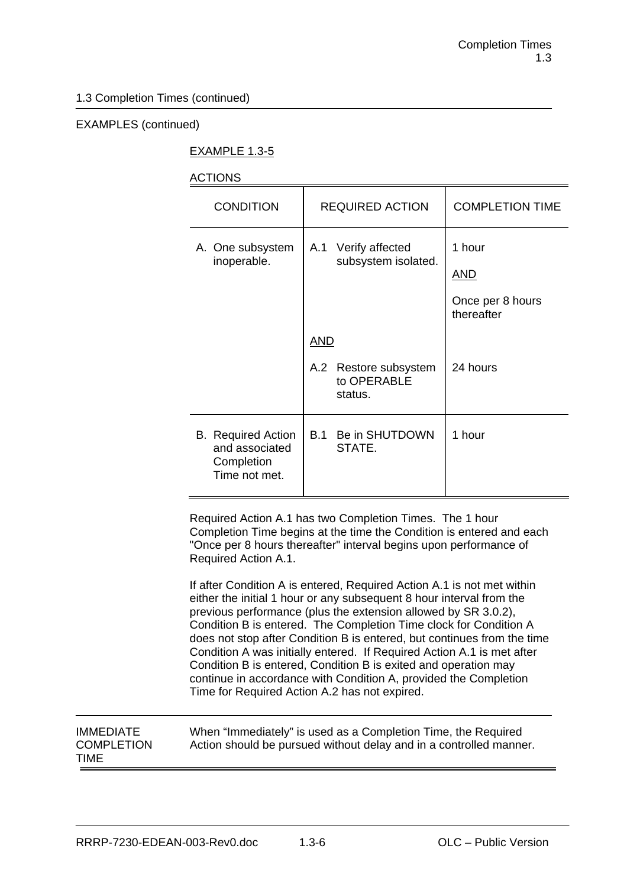1.3 Completion Times (continued)

EXAMPLES (continued)

EXAMPLE 1.3-5

ACTIONS

| CONDITION | REQUIRED ACTION | COMPLETION TIME |
|---|---|---|
| A. One subsystem inoperable. | A.1 Verify affected subsystem isolated.<br><br>AND<br><br>A.2 Restore subsystem to OPERABLE status. | 1 hour<br><br>AND<br><br>Once per 8 hours thereafter<br><br>24 hours |
| B. Required Action and associated Completion Time not met. | B.1 Be in SHUTDOWN STATE. | 1 hour |

Required Action A.1 has two Completion Times. The 1 hour Completion Time begins at the time the Condition is entered and each "Once per 8 hours thereafter" interval begins upon performance of Required Action A.1.

If after Condition A is entered, Required Action A.1 is not met within either the initial 1 hour or any subsequent 8 hour interval from the previous performance (plus the extension allowed by SR 3.0.2), Condition B is entered. The Completion Time clock for Condition A does not stop after Condition B is entered, but continues from the time Condition A was initially entered. If Required Action A.1 is met after Condition B is entered, Condition B is exited and operation may continue in accordance with Condition A, provided the Completion Time for Required Action A.2 has not expired.

IMMEDIATE COMPLETION TIME

When "Immediately" is used as a Completion Time, the Required Action should be pursued without delay and in a controlled manner.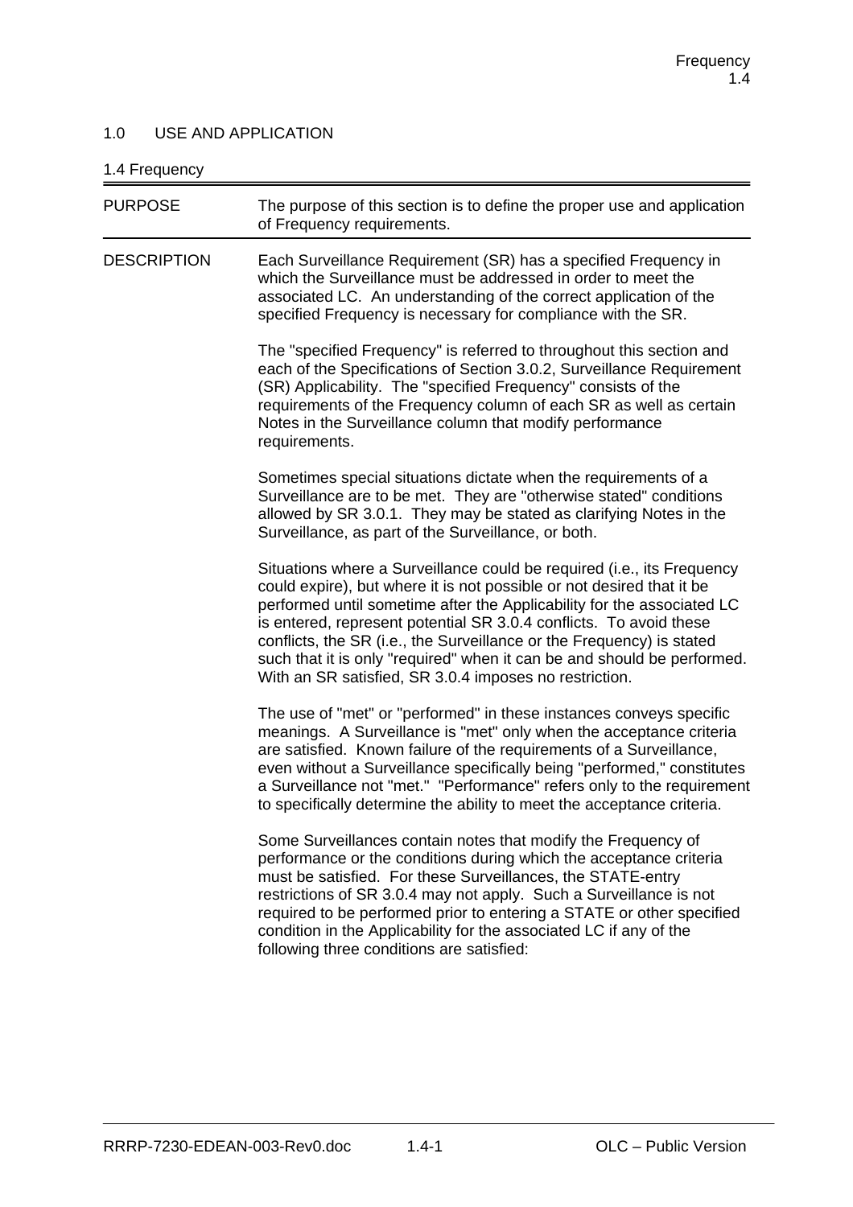## 1.0 USE AND APPLICATION

### 1.4 Frequency

| | |
|---|---|
| PURPOSE | The purpose of this section is to define the proper use and application of Frequency requirements. |

**DESCRIPTION**

Each Surveillance Requirement (SR) has a specified Frequency in which the Surveillance must be addressed in order to meet the associated LC. An understanding of the correct application of the specified Frequency is necessary for compliance with the SR.

The "specified Frequency" is referred to throughout this section and each of the Specifications of Section 3.0.2, Surveillance Requirement (SR) Applicability. The "specified Frequency" consists of the requirements of the Frequency column of each SR as well as certain Notes in the Surveillance column that modify performance requirements.

Sometimes special situations dictate when the requirements of a Surveillance are to be met. They are "otherwise stated" conditions allowed by SR 3.0.1. They may be stated as clarifying Notes in the Surveillance, as part of the Surveillance, or both.

Situations where a Surveillance could be required (i.e., its Frequency could expire), but where it is not possible or not desired that it be performed until sometime after the Applicability for the associated LC is entered, represent potential SR 3.0.4 conflicts. To avoid these conflicts, the SR (i.e., the Surveillance or the Frequency) is stated such that it is only "required" when it can be and should be performed. With an SR satisfied, SR 3.0.4 imposes no restriction.

The use of "met" or "performed" in these instances conveys specific meanings. A Surveillance is "met" only when the acceptance criteria are satisfied. Known failure of the requirements of a Surveillance, even without a Surveillance specifically being "performed," constitutes a Surveillance not "met." "Performance" refers only to the requirement to specifically determine the ability to meet the acceptance criteria.

Some Surveillances contain notes that modify the Frequency of performance or the conditions during which the acceptance criteria must be satisfied. For these Surveillances, the STATE-entry restrictions of SR 3.0.4 may not apply. Such a Surveillance is not required to be performed prior to entering a STATE or other specified condition in the Applicability for the associated LC if any of the following three conditions are satisfied: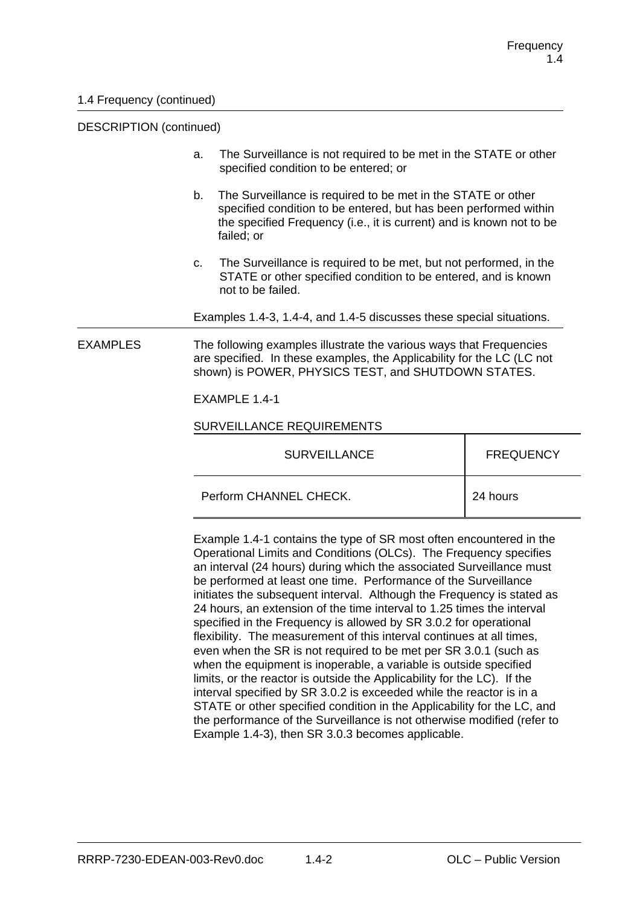1.4 Frequency (continued)

DESCRIPTION (continued)

a. The Surveillance is not required to be met in the STATE or other specified condition to be entered; or

b. The Surveillance is required to be met in the STATE or other specified condition to be entered, but has been performed within the specified Frequency (i.e., it is current) and is known not to be failed; or

c. The Surveillance is required to be met, but not performed, in the STATE or other specified condition to be entered, and is known not to be failed.

Examples 1.4-3, 1.4-4, and 1.4-5 discusses these special situations.

EXAMPLES

The following examples illustrate the various ways that Frequencies are specified. In these examples, the Applicability for the LC (LC not shown) is POWER, PHYSICS TEST, and SHUTDOWN STATES.

EXAMPLE 1.4-1

SURVEILLANCE REQUIREMENTS

| SURVEILLANCE | FREQUENCY |
|---|---|
| Perform CHANNEL CHECK. | 24 hours |

Example 1.4-1 contains the type of SR most often encountered in the Operational Limits and Conditions (OLCs). The Frequency specifies an interval (24 hours) during which the associated Surveillance must be performed at least one time. Performance of the Surveillance initiates the subsequent interval. Although the Frequency is stated as 24 hours, an extension of the time interval to 1.25 times the interval specified in the Frequency is allowed by SR 3.0.2 for operational flexibility. The measurement of this interval continues at all times, even when the SR is not required to be met per SR 3.0.1 (such as when the equipment is inoperable, a variable is outside specified limits, or the reactor is outside the Applicability for the LC). If the interval specified by SR 3.0.2 is exceeded while the reactor is in a STATE or other specified condition in the Applicability for the LC, and the performance of the Surveillance is not otherwise modified (refer to Example 1.4-3), then SR 3.0.3 becomes applicable.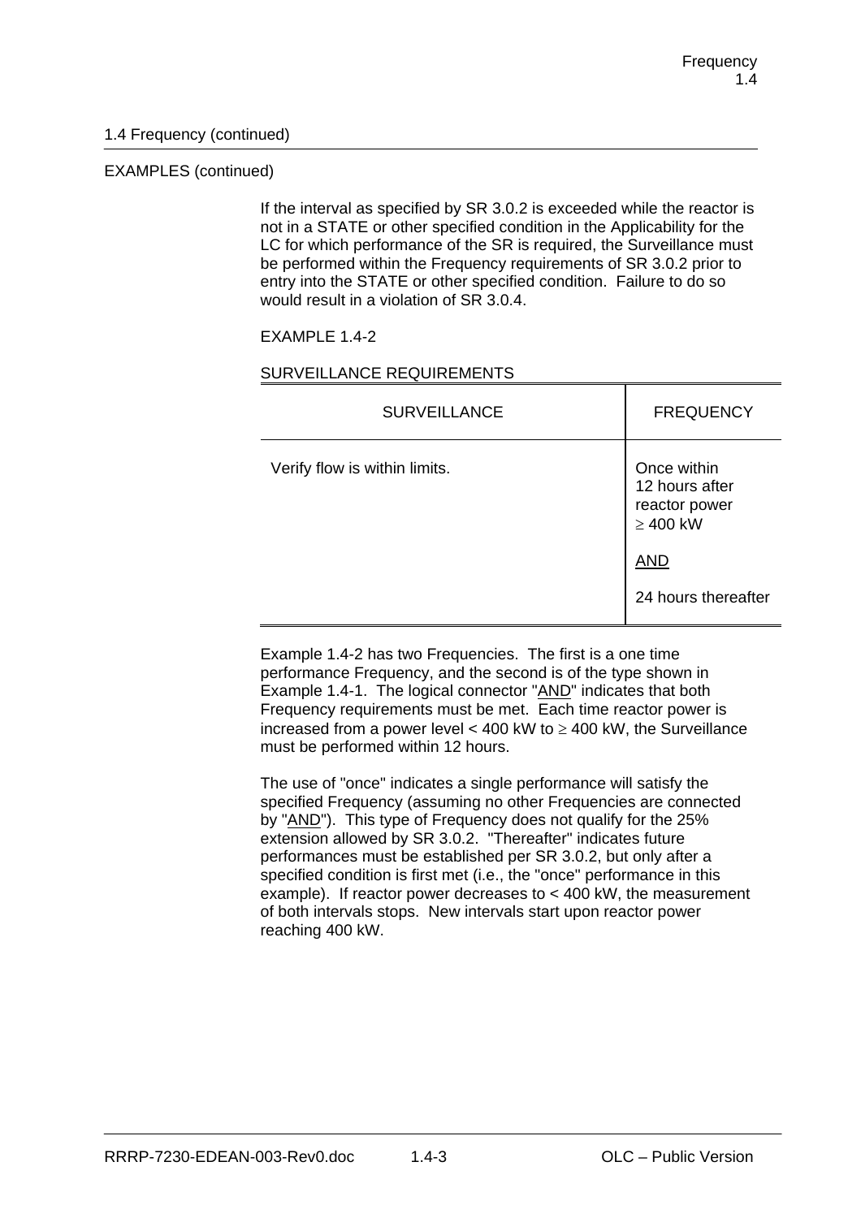1.4 Frequency (continued)

EXAMPLES (continued)

If the interval as specified by SR 3.0.2 is exceeded while the reactor is not in a STATE or other specified condition in the Applicability for the LC for which performance of the SR is required, the Surveillance must be performed within the Frequency requirements of SR 3.0.2 prior to entry into the STATE or other specified condition. Failure to do so would result in a violation of SR 3.0.4.

EXAMPLE 1.4-2

SURVEILLANCE REQUIREMENTS

| SURVEILLANCE | FREQUENCY |
|---|---|
| Verify flow is within limits. | Once within 12 hours after reactor power ≥ 400 kW<br><br>AND<br><br>24 hours thereafter |

Example 1.4-2 has two Frequencies. The first is a one time performance Frequency, and the second is of the type shown in Example 1.4-1. The logical connector "AND" indicates that both Frequency requirements must be met. Each time reactor power is increased from a power level < 400 kW to ≥ 400 kW, the Surveillance must be performed within 12 hours.

The use of "once" indicates a single performance will satisfy the specified Frequency (assuming no other Frequencies are connected by "AND"). This type of Frequency does not qualify for the 25% extension allowed by SR 3.0.2. "Thereafter" indicates future performances must be established per SR 3.0.2, but only after a specified condition is first met (i.e., the "once" performance in this example). If reactor power decreases to < 400 kW, the measurement of both intervals stops. New intervals start upon reactor power reaching 400 kW.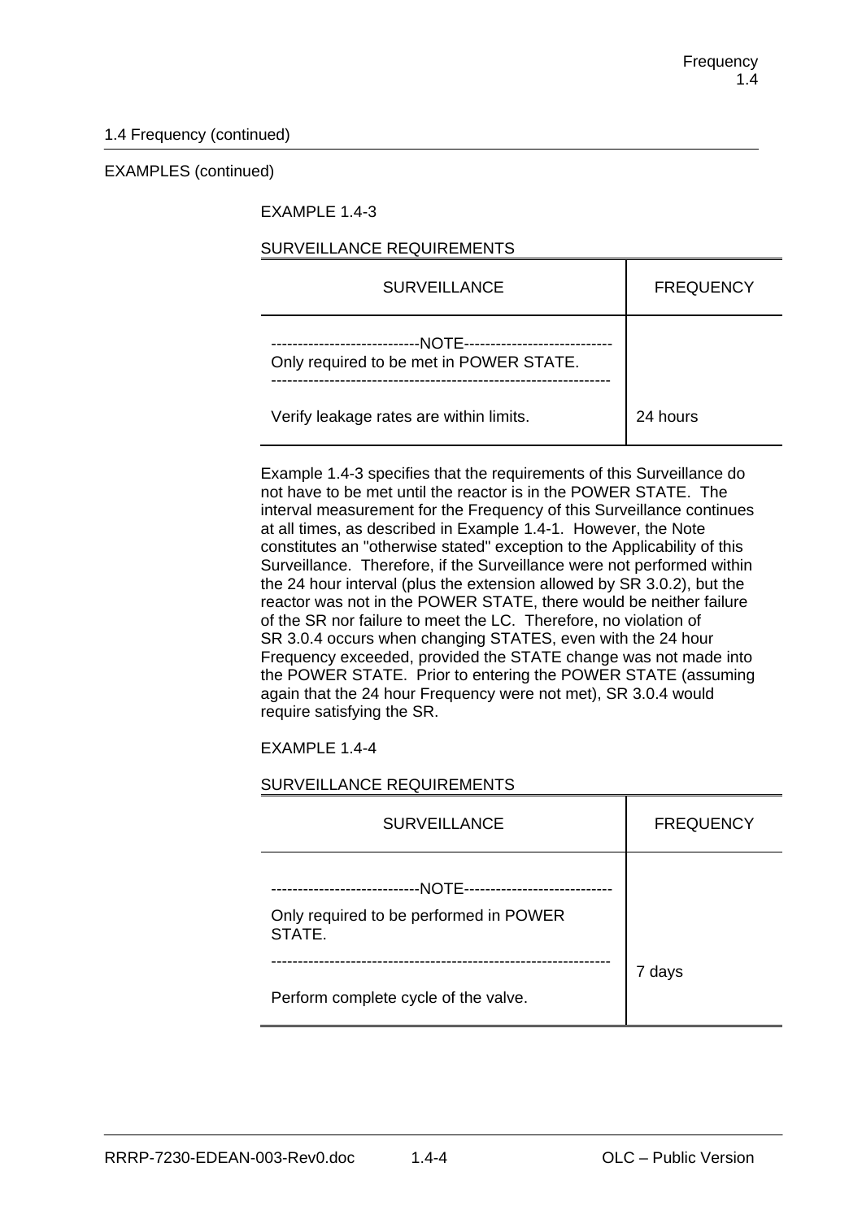1.4 Frequency (continued)

EXAMPLES (continued)

EXAMPLE 1.4-3

SURVEILLANCE REQUIREMENTS

| SURVEILLANCE | FREQUENCY |
|---|---|
| ----------------------------NOTE---------------------------- Only required to be met in POWER STATE. --------------------------------------------------------------- Verify leakage rates are within limits. | 24 hours |

Example 1.4-3 specifies that the requirements of this Surveillance do not have to be met until the reactor is in the POWER STATE. The interval measurement for the Frequency of this Surveillance continues at all times, as described in Example 1.4-1. However, the Note constitutes an "otherwise stated" exception to the Applicability of this Surveillance. Therefore, if the Surveillance were not performed within the 24 hour interval (plus the extension allowed by SR 3.0.2), but the reactor was not in the POWER STATE, there would be neither failure of the SR nor failure to meet the LC. Therefore, no violation of SR 3.0.4 occurs when changing STATES, even with the 24 hour Frequency exceeded, provided the STATE change was not made into the POWER STATE. Prior to entering the POWER STATE (assuming again that the 24 hour Frequency were not met), SR 3.0.4 would require satisfying the SR.

EXAMPLE 1.4-4

SURVEILLANCE REQUIREMENTS

| SURVEILLANCE | FREQUENCY |
|---|---|
| ----------------------------NOTE---------------------------- Only required to be performed in POWER STATE. --------------------------------------------------------------- Perform complete cycle of the valve. | 7 days |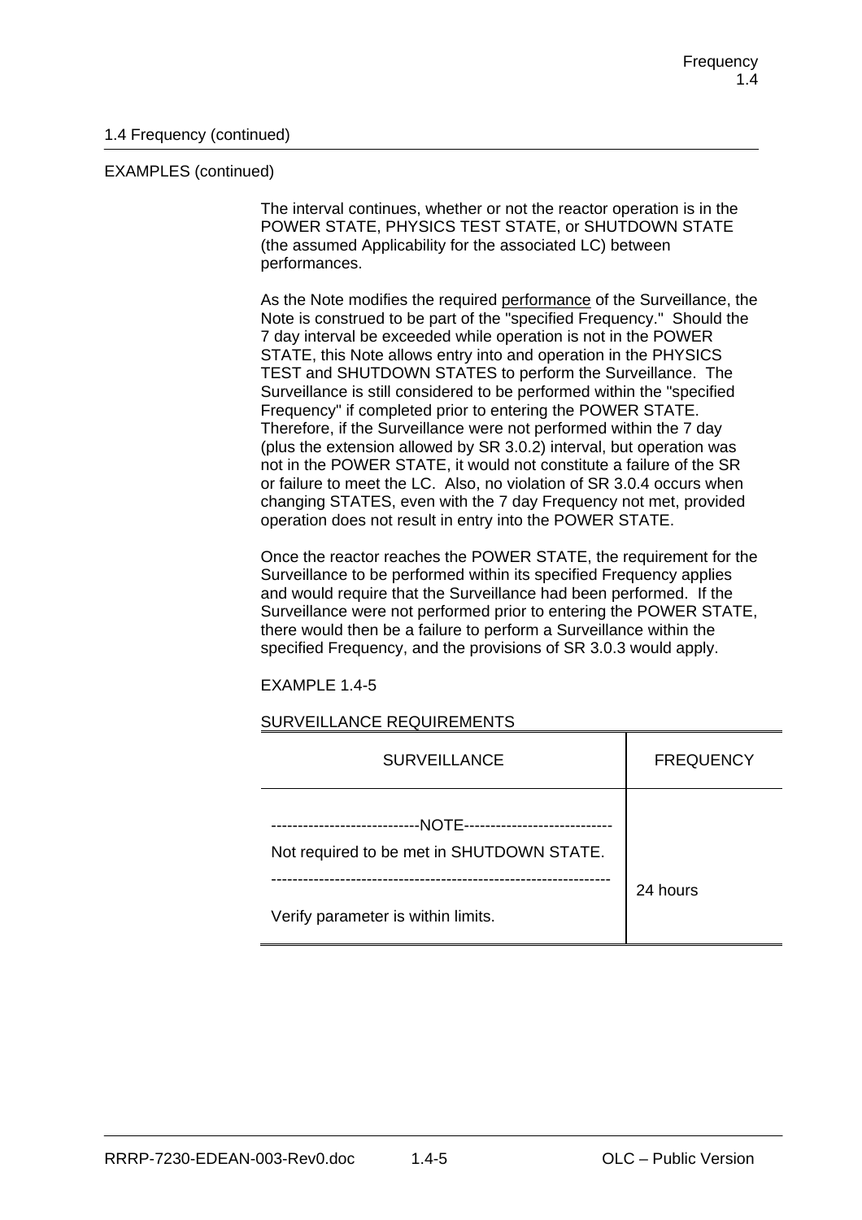1.4 Frequency (continued)

EXAMPLES (continued)

The interval continues, whether or not the reactor operation is in the POWER STATE, PHYSICS TEST STATE, or SHUTDOWN STATE (the assumed Applicability for the associated LC) between performances.

As the Note modifies the required performance of the Surveillance, the Note is construed to be part of the "specified Frequency." Should the 7 day interval be exceeded while operation is not in the POWER STATE, this Note allows entry into and operation in the PHYSICS TEST and SHUTDOWN STATES to perform the Surveillance. The Surveillance is still considered to be performed within the "specified Frequency" if completed prior to entering the POWER STATE. Therefore, if the Surveillance were not performed within the 7 day (plus the extension allowed by SR 3.0.2) interval, but operation was not in the POWER STATE, it would not constitute a failure of the SR or failure to meet the LC. Also, no violation of SR 3.0.4 occurs when changing STATES, even with the 7 day Frequency not met, provided operation does not result in entry into the POWER STATE.

Once the reactor reaches the POWER STATE, the requirement for the Surveillance to be performed within its specified Frequency applies and would require that the Surveillance had been performed. If the Surveillance were not performed prior to entering the POWER STATE, there would then be a failure to perform a Surveillance within the specified Frequency, and the provisions of SR 3.0.3 would apply.

EXAMPLE 1.4-5

SURVEILLANCE REQUIREMENTS

| SURVEILLANCE | FREQUENCY |
|---|---|
| ----------------------------NOTE---------------------------- <br> Not required to be met in SHUTDOWN STATE. <br> --------------------------------------------------------------- <br> Verify parameter is within limits. | 24 hours |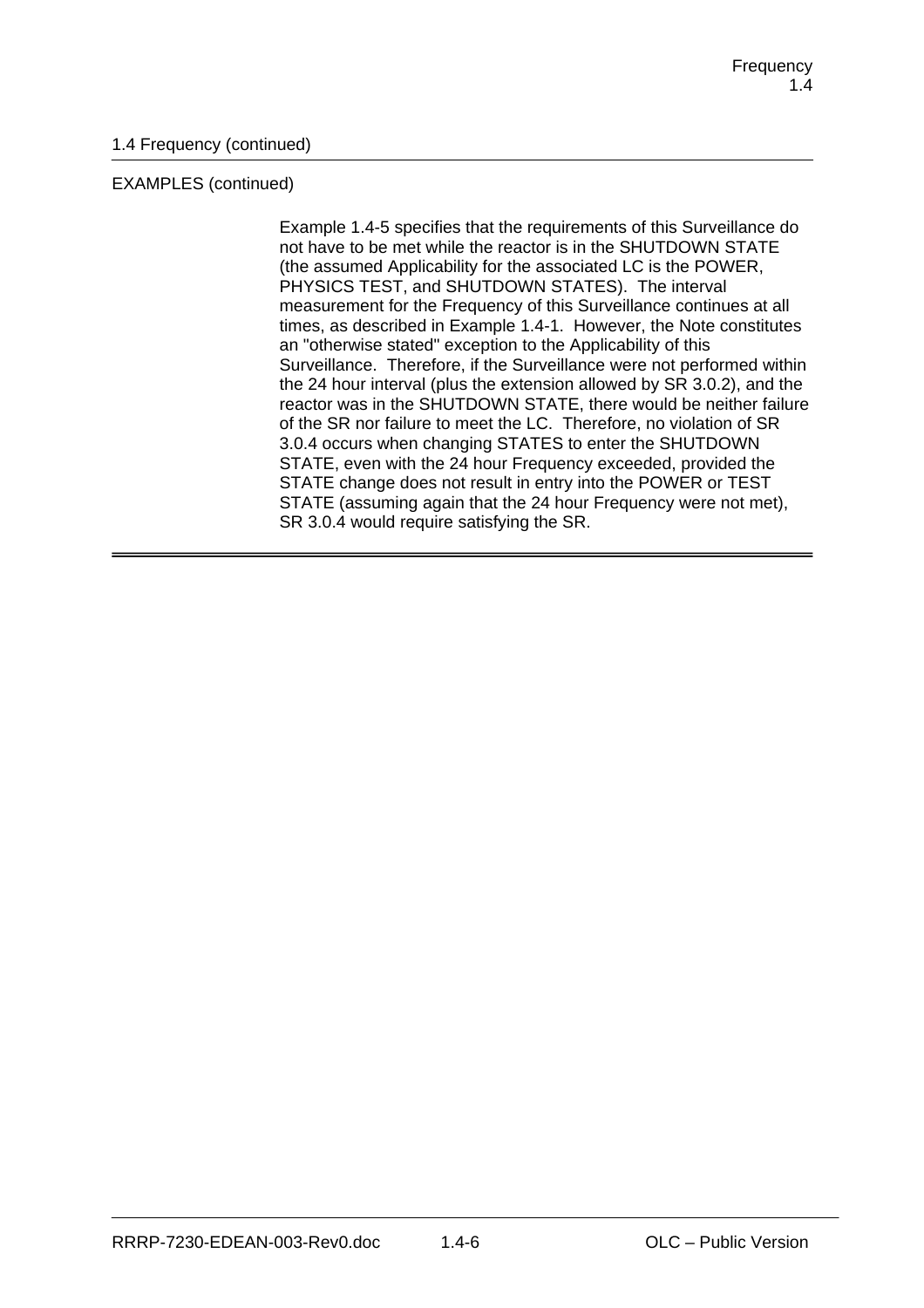1.4 Frequency (continued)

EXAMPLES (continued)

Example 1.4-5 specifies that the requirements of this Surveillance do not have to be met while the reactor is in the SHUTDOWN STATE (the assumed Applicability for the associated LC is the POWER, PHYSICS TEST, and SHUTDOWN STATES). The interval measurement for the Frequency of this Surveillance continues at all times, as described in Example 1.4-1. However, the Note constitutes an "otherwise stated" exception to the Applicability of this Surveillance. Therefore, if the Surveillance were not performed within the 24 hour interval (plus the extension allowed by SR 3.0.2), and the reactor was in the SHUTDOWN STATE, there would be neither failure of the SR nor failure to meet the LC. Therefore, no violation of SR 3.0.4 occurs when changing STATES to enter the SHUTDOWN STATE, even with the 24 hour Frequency exceeded, provided the STATE change does not result in entry into the POWER or TEST STATE (assuming again that the 24 hour Frequency were not met), SR 3.0.4 would require satisfying the SR.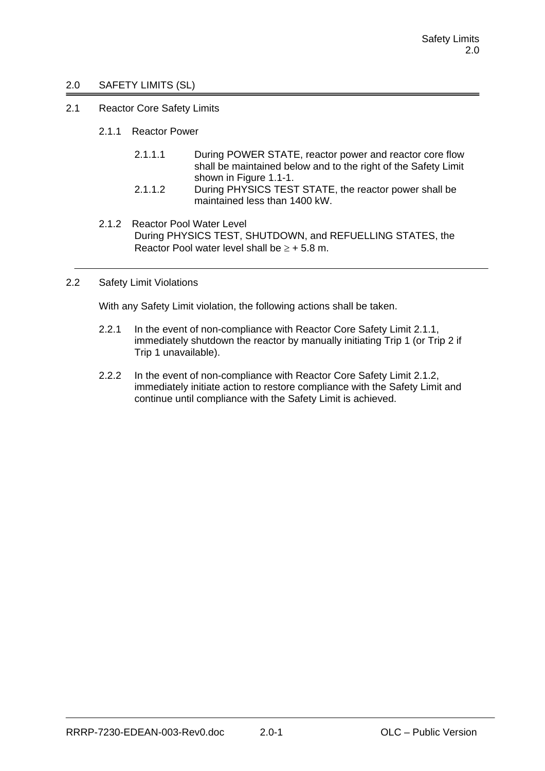## 2.0 SAFETY LIMITS (SL)

### 2.1 Reactor Core Safety Limits

#### 2.1.1 Reactor Power

2.1.1.1 During POWER STATE, reactor power and reactor core flow shall be maintained below and to the right of the Safety Limit shown in Figure 1.1-1.

2.1.1.2 During PHYSICS TEST STATE, the reactor power shall be maintained less than 1400 kW.

#### 2.1.2 Reactor Pool Water Level

During PHYSICS TEST, SHUTDOWN, and REFUELLING STATES, the Reactor Pool water level shall be $\geq$ + 5.8 m.

---

### 2.2 Safety Limit Violations

With any Safety Limit violation, the following actions shall be taken.

2.2.1 In the event of non-compliance with Reactor Core Safety Limit 2.1.1, immediately shutdown the reactor by manually initiating Trip 1 (or Trip 2 if Trip 1 unavailable).

2.2.2 In the event of non-compliance with Reactor Core Safety Limit 2.1.2, immediately initiate action to restore compliance with the Safety Limit and continue until compliance with the Safety Limit is achieved.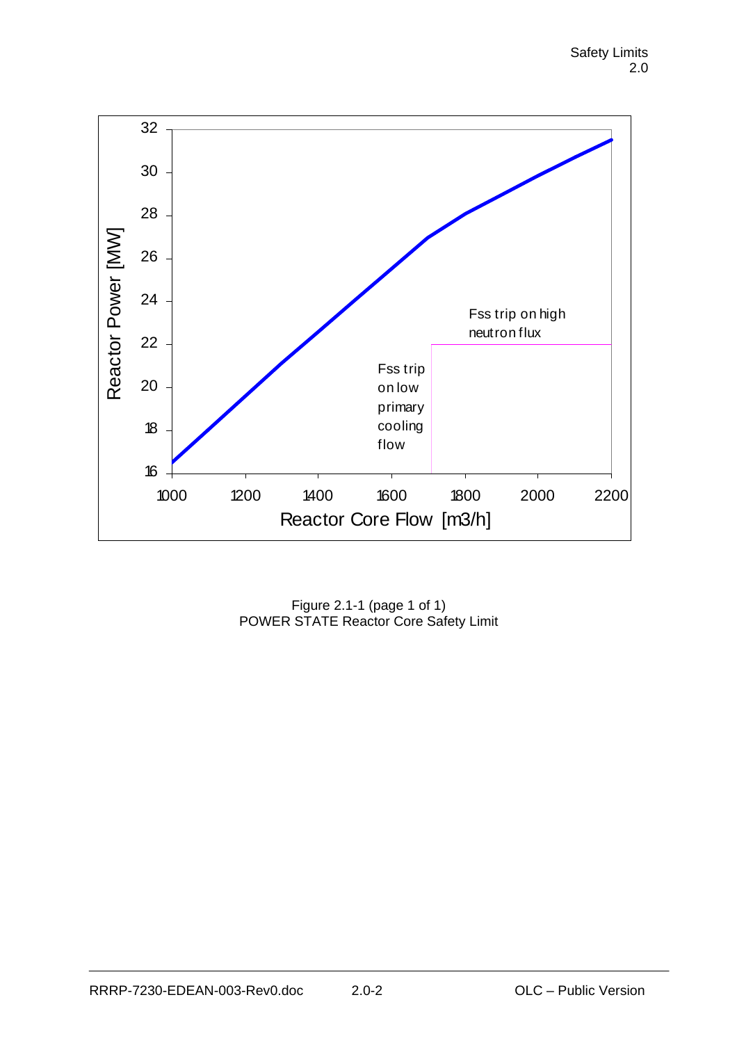Figure 2.1-1 (page 1 of 1)
POWER STATE Reactor Core Safety Limit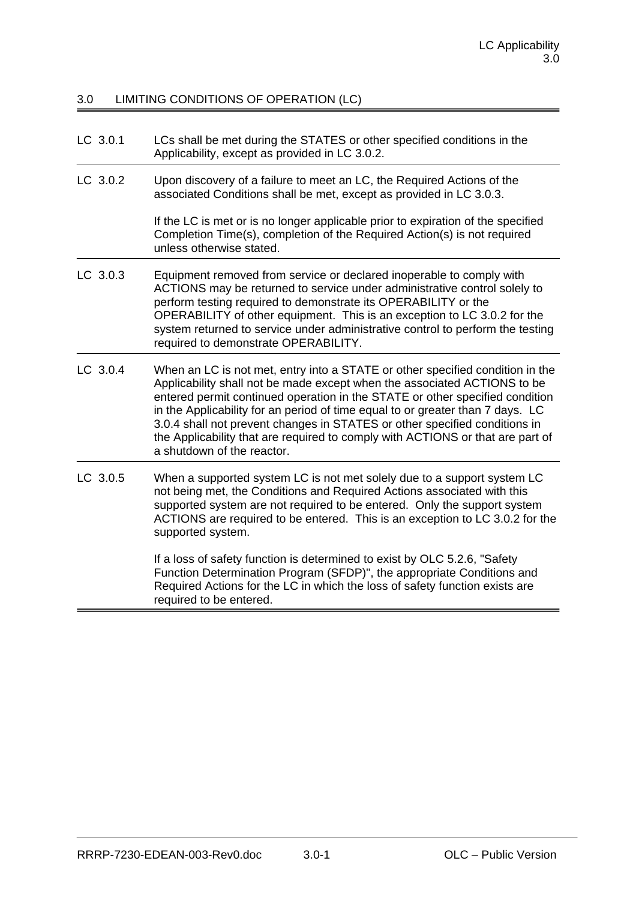## 3.0 LIMITING CONDITIONS OF OPERATION (LC)

| | |
|---|---|
| LC 3.0.1 | LCs shall be met during the STATES or other specified conditions in the Applicability, except as provided in LC 3.0.2. |
| LC 3.0.2 | Upon discovery of a failure to meet an LC, the Required Actions of the associated Conditions shall be met, except as provided in LC 3.0.3.<br><br>If the LC is met or is no longer applicable prior to expiration of the specified Completion Time(s), completion of the Required Action(s) is not required unless otherwise stated. |
| LC 3.0.3 | Equipment removed from service or declared inoperable to comply with ACTIONS may be returned to service under administrative control solely to perform testing required to demonstrate its OPERABILITY or the OPERABILITY of other equipment. This is an exception to LC 3.0.2 for the system returned to service under administrative control to perform the testing required to demonstrate OPERABILITY. |
| LC 3.0.4 | When an LC is not met, entry into a STATE or other specified condition in the Applicability shall not be made except when the associated ACTIONS to be entered permit continued operation in the STATE or other specified condition in the Applicability for an period of time equal to or greater than 7 days. LC 3.0.4 shall not prevent changes in STATES or other specified conditions in the Applicability that are required to comply with ACTIONS or that are part of a shutdown of the reactor. |
| LC 3.0.5 | When a supported system LC is not met solely due to a support system LC not being met, the Conditions and Required Actions associated with this supported system are not required to be entered. Only the support system ACTIONS are required to be entered. This is an exception to LC 3.0.2 for the supported system.<br><br>If a loss of safety function is determined to exist by OLC 5.2.6, "Safety Function Determination Program (SFDP)", the appropriate Conditions and Required Actions for the LC in which the loss of safety function exists are required to be entered. |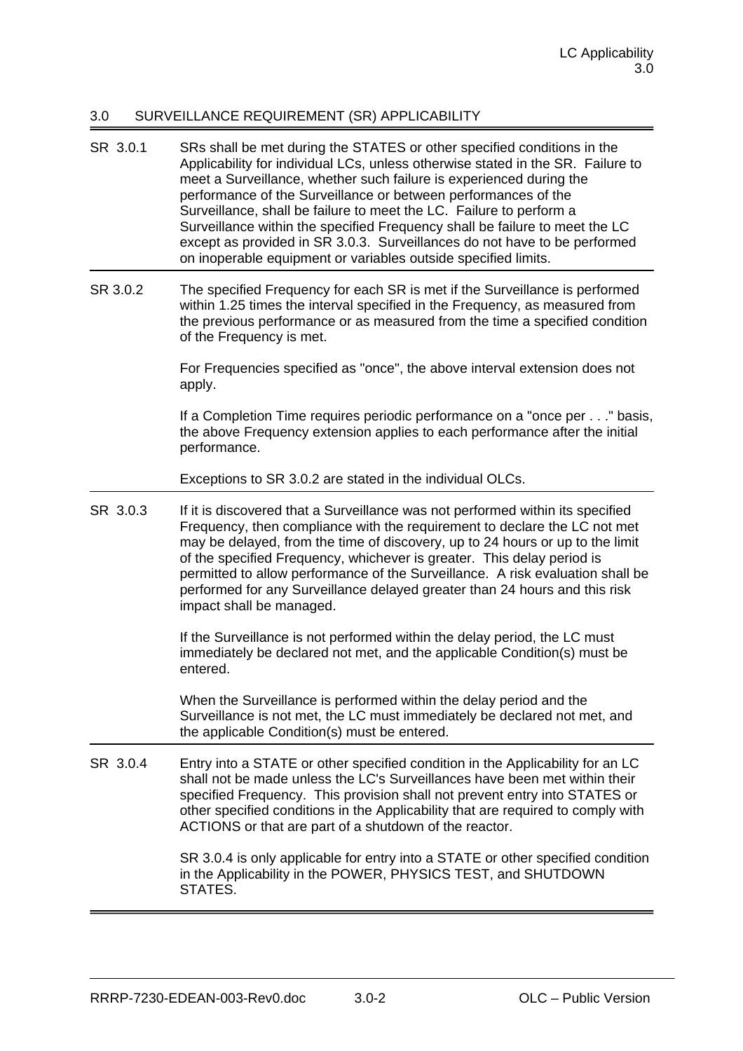## 3.0 SURVEILLANCE REQUIREMENT (SR) APPLICABILITY

**SR 3.0.1** SRs shall be met during the STATES or other specified conditions in the Applicability for individual LCs, unless otherwise stated in the SR. Failure to meet a Surveillance, whether such failure is experienced during the performance of the Surveillance or between performances of the Surveillance, shall be failure to meet the LC. Failure to perform a Surveillance within the specified Frequency shall be failure to meet the LC except as provided in SR 3.0.3. Surveillances do not have to be performed on inoperable equipment or variables outside specified limits.

---

**SR 3.0.2** The specified Frequency for each SR is met if the Surveillance is performed within 1.25 times the interval specified in the Frequency, as measured from the previous performance or as measured from the time a specified condition of the Frequency is met.

For Frequencies specified as "once", the above interval extension does not apply.

If a Completion Time requires periodic performance on a "once per . . ." basis, the above Frequency extension applies to each performance after the initial performance.

Exceptions to SR 3.0.2 are stated in the individual OLCs.

---

**SR 3.0.3** If it is discovered that a Surveillance was not performed within its specified Frequency, then compliance with the requirement to declare the LC not met may be delayed, from the time of discovery, up to 24 hours or up to the limit of the specified Frequency, whichever is greater. This delay period is permitted to allow performance of the Surveillance. A risk evaluation shall be performed for any Surveillance delayed greater than 24 hours and this risk impact shall be managed.

If the Surveillance is not performed within the delay period, the LC must immediately be declared not met, and the applicable Condition(s) must be entered.

When the Surveillance is performed within the delay period and the Surveillance is not met, the LC must immediately be declared not met, and the applicable Condition(s) must be entered.

---

**SR 3.0.4** Entry into a STATE or other specified condition in the Applicability for an LC shall not be made unless the LC's Surveillances have been met within their specified Frequency. This provision shall not prevent entry into STATES or other specified conditions in the Applicability that are required to comply with ACTIONS or that are part of a shutdown of the reactor.

SR 3.0.4 is only applicable for entry into a STATE or other specified condition in the Applicability in the POWER, PHYSICS TEST, and SHUTDOWN STATES.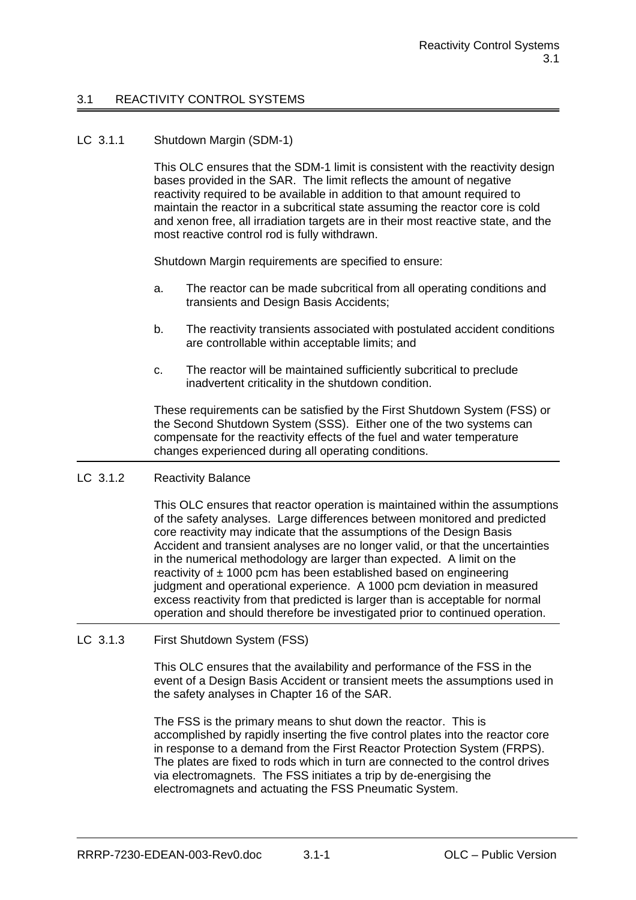## 3.1 REACTIVITY CONTROL SYSTEMS

### LC 3.1.1 Shutdown Margin (SDM-1)

This OLC ensures that the SDM-1 limit is consistent with the reactivity design bases provided in the SAR. The limit reflects the amount of negative reactivity required to be available in addition to that amount required to maintain the reactor in a subcritical state assuming the reactor core is cold and xenon free, all irradiation targets are in their most reactive state, and the most reactive control rod is fully withdrawn.

Shutdown Margin requirements are specified to ensure:

a. The reactor can be made subcritical from all operating conditions and transients and Design Basis Accidents;

b. The reactivity transients associated with postulated accident conditions are controllable within acceptable limits; and

c. The reactor will be maintained sufficiently subcritical to preclude inadvertent criticality in the shutdown condition.

These requirements can be satisfied by the First Shutdown System (FSS) or the Second Shutdown System (SSS). Either one of the two systems can compensate for the reactivity effects of the fuel and water temperature changes experienced during all operating conditions.

---

### LC 3.1.2 Reactivity Balance

This OLC ensures that reactor operation is maintained within the assumptions of the safety analyses. Large differences between monitored and predicted core reactivity may indicate that the assumptions of the Design Basis Accident and transient analyses are no longer valid, or that the uncertainties in the numerical methodology are larger than expected. A limit on the reactivity of ± 1000 pcm has been established based on engineering judgment and operational experience. A 1000 pcm deviation in measured excess reactivity from that predicted is larger than is acceptable for normal operation and should therefore be investigated prior to continued operation.

---

### LC 3.1.3 First Shutdown System (FSS)

This OLC ensures that the availability and performance of the FSS in the event of a Design Basis Accident or transient meets the assumptions used in the safety analyses in Chapter 16 of the SAR.

The FSS is the primary means to shut down the reactor. This is accomplished by rapidly inserting the five control plates into the reactor core in response to a demand from the First Reactor Protection System (FRPS). The plates are fixed to rods which in turn are connected to the control drives via electromagnets. The FSS initiates a trip by de-energising the electromagnets and actuating the FSS Pneumatic System.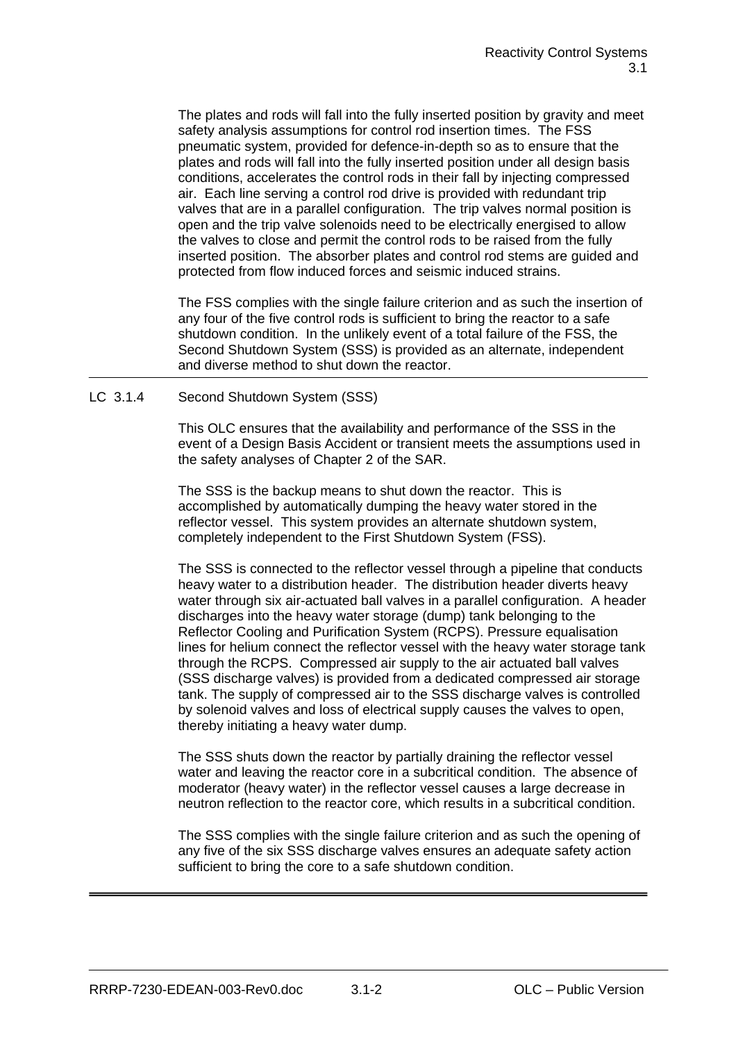The plates and rods will fall into the fully inserted position by gravity and meet safety analysis assumptions for control rod insertion times. The FSS pneumatic system, provided for defence-in-depth so as to ensure that the plates and rods will fall into the fully inserted position under all design basis conditions, accelerates the control rods in their fall by injecting compressed air. Each line serving a control rod drive is provided with redundant trip valves that are in a parallel configuration. The trip valves normal position is open and the trip valve solenoids need to be electrically energised to allow the valves to close and permit the control rods to be raised from the fully inserted position. The absorber plates and control rod stems are guided and protected from flow induced forces and seismic induced strains.

The FSS complies with the single failure criterion and as such the insertion of any four of the five control rods is sufficient to bring the reactor to a safe shutdown condition. In the unlikely event of a total failure of the FSS, the Second Shutdown System (SSS) is provided as an alternate, independent and diverse method to shut down the reactor.

---

LC 3.1.4 Second Shutdown System (SSS)

This OLC ensures that the availability and performance of the SSS in the event of a Design Basis Accident or transient meets the assumptions used in the safety analyses of Chapter 2 of the SAR.

The SSS is the backup means to shut down the reactor. This is accomplished by automatically dumping the heavy water stored in the reflector vessel. This system provides an alternate shutdown system, completely independent to the First Shutdown System (FSS).

The SSS is connected to the reflector vessel through a pipeline that conducts heavy water to a distribution header. The distribution header diverts heavy water through six air-actuated ball valves in a parallel configuration. A header discharges into the heavy water storage (dump) tank belonging to the Reflector Cooling and Purification System (RCPS). Pressure equalisation lines for helium connect the reflector vessel with the heavy water storage tank through the RCPS. Compressed air supply to the air actuated ball valves (SSS discharge valves) is provided from a dedicated compressed air storage tank. The supply of compressed air to the SSS discharge valves is controlled by solenoid valves and loss of electrical supply causes the valves to open, thereby initiating a heavy water dump.

The SSS shuts down the reactor by partially draining the reflector vessel water and leaving the reactor core in a subcritical condition. The absence of moderator (heavy water) in the reflector vessel causes a large decrease in neutron reflection to the reactor core, which results in a subcritical condition.

The SSS complies with the single failure criterion and as such the opening of any five of the six SSS discharge valves ensures an adequate safety action sufficient to bring the core to a safe shutdown condition.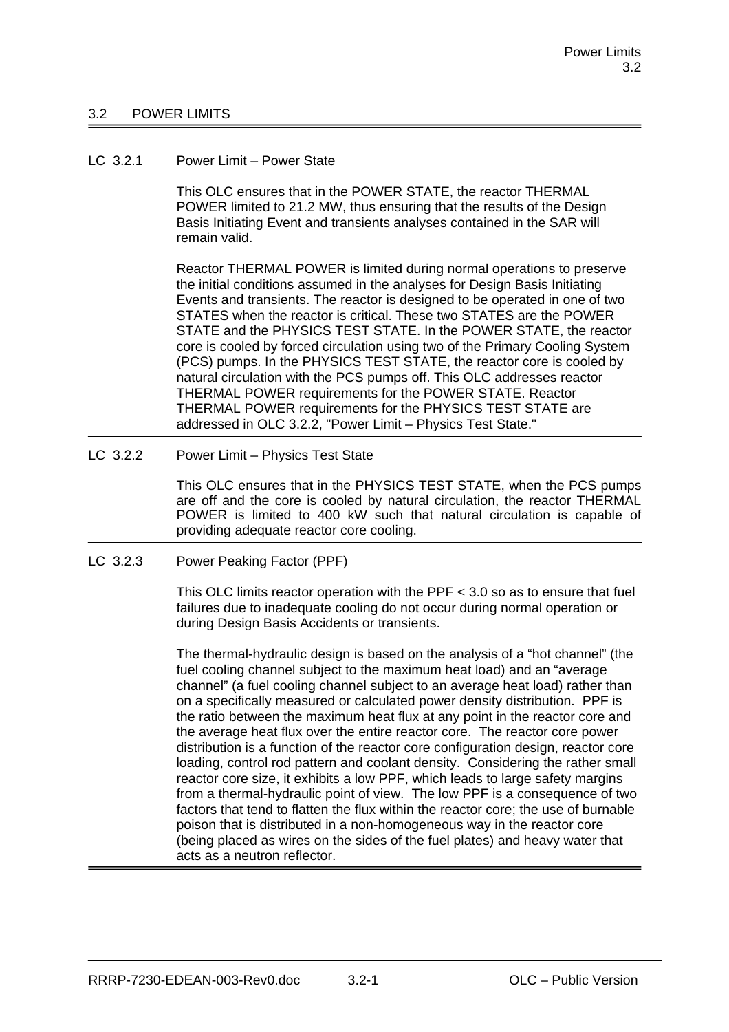## 3.2 POWER LIMITS

### LC 3.2.1 Power Limit – Power State

This OLC ensures that in the POWER STATE, the reactor THERMAL POWER limited to 21.2 MW, thus ensuring that the results of the Design Basis Initiating Event and transients analyses contained in the SAR will remain valid.

Reactor THERMAL POWER is limited during normal operations to preserve the initial conditions assumed in the analyses for Design Basis Initiating Events and transients. The reactor is designed to be operated in one of two STATES when the reactor is critical. These two STATES are the POWER STATE and the PHYSICS TEST STATE. In the POWER STATE, the reactor core is cooled by forced circulation using two of the Primary Cooling System (PCS) pumps. In the PHYSICS TEST STATE, the reactor core is cooled by natural circulation with the PCS pumps off. This OLC addresses reactor THERMAL POWER requirements for the POWER STATE. Reactor THERMAL POWER requirements for the PHYSICS TEST STATE are addressed in OLC 3.2.2, "Power Limit – Physics Test State."

---

### LC 3.2.2 Power Limit – Physics Test State

This OLC ensures that in the PHYSICS TEST STATE, when the PCS pumps are off and the core is cooled by natural circulation, the reactor THERMAL POWER is limited to 400 kW such that natural circulation is capable of providing adequate reactor core cooling.

---

### LC 3.2.3 Power Peaking Factor (PPF)

This OLC limits reactor operation with the PPF $\leq$ 3.0 so as to ensure that fuel failures due to inadequate cooling do not occur during normal operation or during Design Basis Accidents or transients.

The thermal-hydraulic design is based on the analysis of a "hot channel" (the fuel cooling channel subject to the maximum heat load) and an "average channel" (a fuel cooling channel subject to an average heat load) rather than on a specifically measured or calculated power density distribution. PPF is the ratio between the maximum heat flux at any point in the reactor core and the average heat flux over the entire reactor core. The reactor core power distribution is a function of the reactor core configuration design, reactor core loading, control rod pattern and coolant density. Considering the rather small reactor core size, it exhibits a low PPF, which leads to large safety margins from a thermal-hydraulic point of view. The low PPF is a consequence of two factors that tend to flatten the flux within the reactor core; the use of burnable poison that is distributed in a non-homogeneous way in the reactor core (being placed as wires on the sides of the fuel plates) and heavy water that acts as a neutron reflector.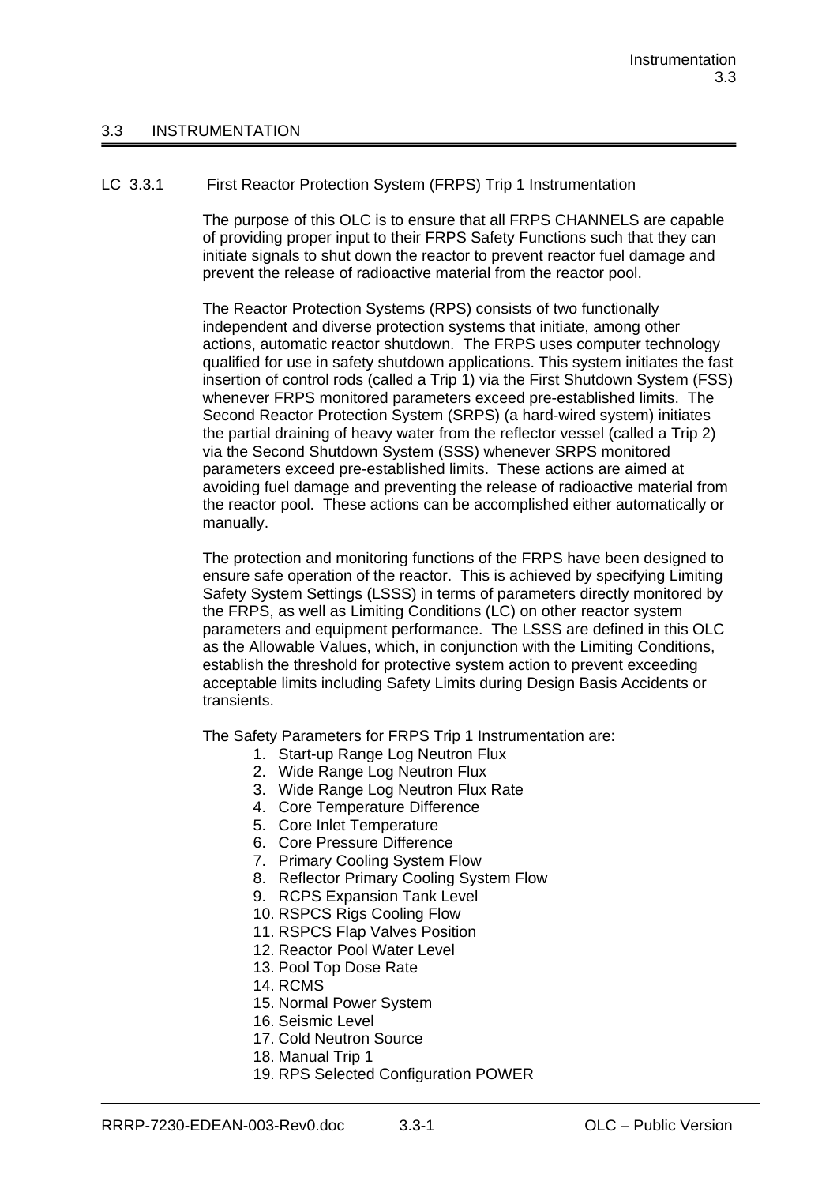## 3.3 INSTRUMENTATION

### LC 3.3.1 First Reactor Protection System (FRPS) Trip 1 Instrumentation

The purpose of this OLC is to ensure that all FRPS CHANNELS are capable of providing proper input to their FRPS Safety Functions such that they can initiate signals to shut down the reactor to prevent reactor fuel damage and prevent the release of radioactive material from the reactor pool.

The Reactor Protection Systems (RPS) consists of two functionally independent and diverse protection systems that initiate, among other actions, automatic reactor shutdown. The FRPS uses computer technology qualified for use in safety shutdown applications. This system initiates the fast insertion of control rods (called a Trip 1) via the First Shutdown System (FSS) whenever FRPS monitored parameters exceed pre-established limits. The Second Reactor Protection System (SRPS) (a hard-wired system) initiates the partial draining of heavy water from the reflector vessel (called a Trip 2) via the Second Shutdown System (SSS) whenever SRPS monitored parameters exceed pre-established limits. These actions are aimed at avoiding fuel damage and preventing the release of radioactive material from the reactor pool. These actions can be accomplished either automatically or manually.

The protection and monitoring functions of the FRPS have been designed to ensure safe operation of the reactor. This is achieved by specifying Limiting Safety System Settings (LSSS) in terms of parameters directly monitored by the FRPS, as well as Limiting Conditions (LC) on other reactor system parameters and equipment performance. The LSSS are defined in this OLC as the Allowable Values, which, in conjunction with the Limiting Conditions, establish the threshold for protective system action to prevent exceeding acceptable limits including Safety Limits during Design Basis Accidents or transients.

The Safety Parameters for FRPS Trip 1 Instrumentation are:

1. Start-up Range Log Neutron Flux
2. Wide Range Log Neutron Flux
3. Wide Range Log Neutron Flux Rate
4. Core Temperature Difference
5. Core Inlet Temperature
6. Core Pressure Difference
7. Primary Cooling System Flow
8. Reflector Primary Cooling System Flow
9. RCPS Expansion Tank Level
10. RSPCS Rigs Cooling Flow
11. RSPCS Flap Valves Position
12. Reactor Pool Water Level
13. Pool Top Dose Rate
14. RCMS
15. Normal Power System
16. Seismic Level
17. Cold Neutron Source
18. Manual Trip 1
19. RPS Selected Configuration POWER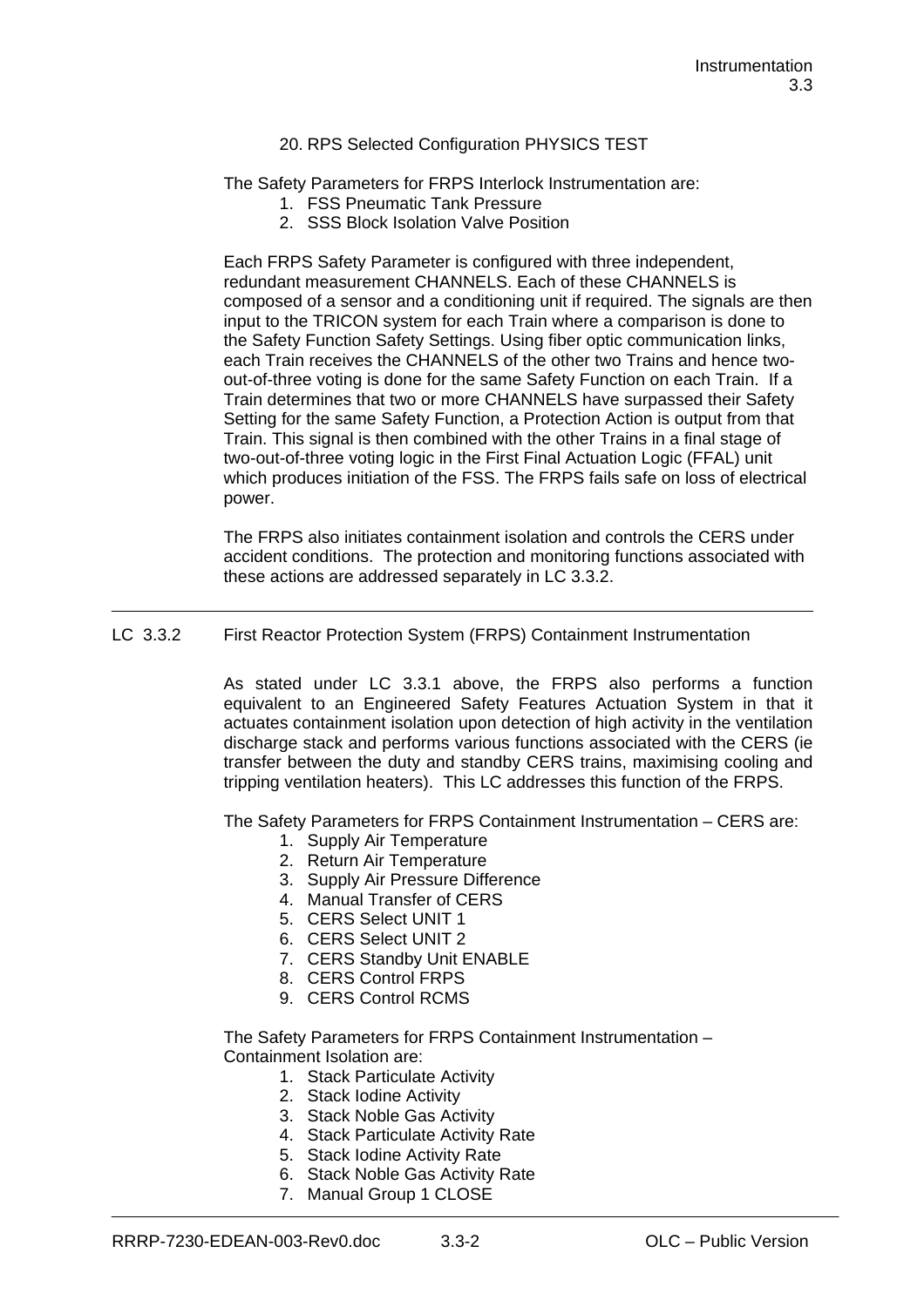20. RPS Selected Configuration PHYSICS TEST

The Safety Parameters for FRPS Interlock Instrumentation are:

1. FSS Pneumatic Tank Pressure
2. SSS Block Isolation Valve Position

Each FRPS Safety Parameter is configured with three independent, redundant measurement CHANNELS. Each of these CHANNELS is composed of a sensor and a conditioning unit if required. The signals are then input to the TRICON system for each Train where a comparison is done to the Safety Function Safety Settings. Using fiber optic communication links, each Train receives the CHANNELS of the other two Trains and hence two-out-of-three voting is done for the same Safety Function on each Train. If a Train determines that two or more CHANNELS have surpassed their Safety Setting for the same Safety Function, a Protection Action is output from that Train. This signal is then combined with the other Trains in a final stage of two-out-of-three voting logic in the First Final Actuation Logic (FFAL) unit which produces initiation of the FSS. The FRPS fails safe on loss of electrical power.

The FRPS also initiates containment isolation and controls the CERS under accident conditions. The protection and monitoring functions associated with these actions are addressed separately in LC 3.3.2.

---

## LC 3.3.2 First Reactor Protection System (FRPS) Containment Instrumentation

As stated under LC 3.3.1 above, the FRPS also performs a function equivalent to an Engineered Safety Features Actuation System in that it actuates containment isolation upon detection of high activity in the ventilation discharge stack and performs various functions associated with the CERS (ie transfer between the duty and standby CERS trains, maximising cooling and tripping ventilation heaters). This LC addresses this function of the FRPS.

The Safety Parameters for FRPS Containment Instrumentation – CERS are:

1. Supply Air Temperature
2. Return Air Temperature
3. Supply Air Pressure Difference
4. Manual Transfer of CERS
5. CERS Select UNIT 1
6. CERS Select UNIT 2
7. CERS Standby Unit ENABLE
8. CERS Control FRPS
9. CERS Control RCMS

The Safety Parameters for FRPS Containment Instrumentation – Containment Isolation are:

1. Stack Particulate Activity
2. Stack Iodine Activity
3. Stack Noble Gas Activity
4. Stack Particulate Activity Rate
5. Stack Iodine Activity Rate
6. Stack Noble Gas Activity Rate
7. Manual Group 1 CLOSE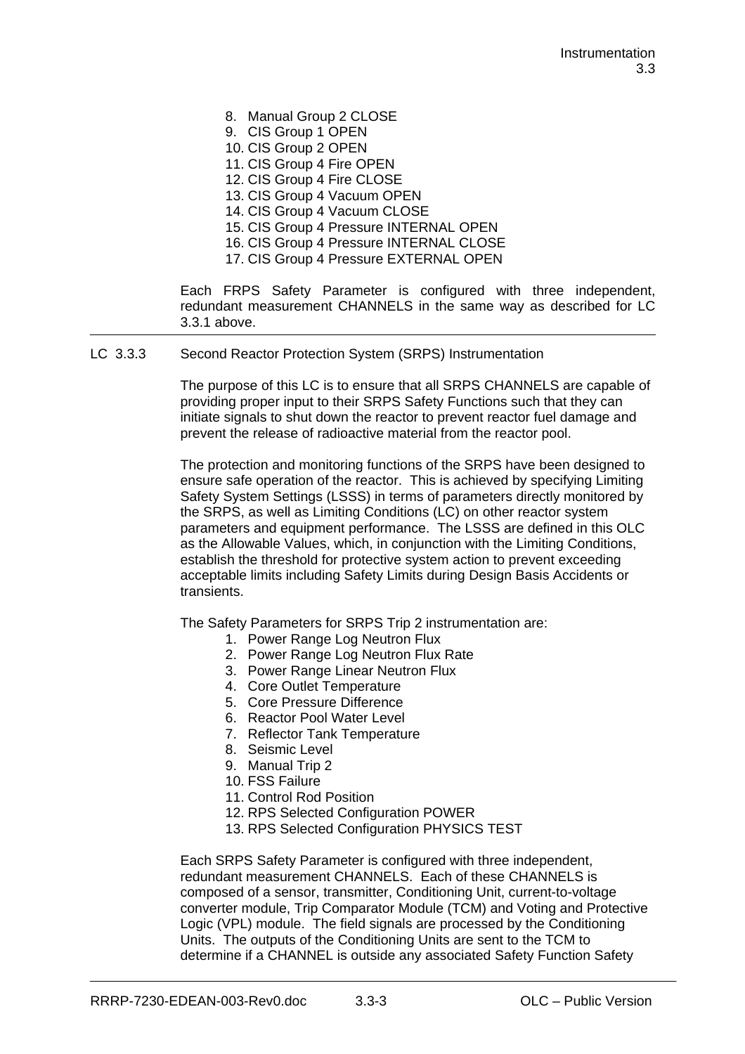8. Manual Group 2 CLOSE
9. CIS Group 1 OPEN
10. CIS Group 2 OPEN
11. CIS Group 4 Fire OPEN
12. CIS Group 4 Fire CLOSE
13. CIS Group 4 Vacuum OPEN
14. CIS Group 4 Vacuum CLOSE
15. CIS Group 4 Pressure INTERNAL OPEN
16. CIS Group 4 Pressure INTERNAL CLOSE
17. CIS Group 4 Pressure EXTERNAL OPEN

Each FRPS Safety Parameter is configured with three independent, redundant measurement CHANNELS in the same way as described for LC 3.3.1 above.

---

## LC 3.3.3 Second Reactor Protection System (SRPS) Instrumentation

The purpose of this LC is to ensure that all SRPS CHANNELS are capable of providing proper input to their SRPS Safety Functions such that they can initiate signals to shut down the reactor to prevent reactor fuel damage and prevent the release of radioactive material from the reactor pool.

The protection and monitoring functions of the SRPS have been designed to ensure safe operation of the reactor. This is achieved by specifying Limiting Safety System Settings (LSSS) in terms of parameters directly monitored by the SRPS, as well as Limiting Conditions (LC) on other reactor system parameters and equipment performance. The LSSS are defined in this OLC as the Allowable Values, which, in conjunction with the Limiting Conditions, establish the threshold for protective system action to prevent exceeding acceptable limits including Safety Limits during Design Basis Accidents or transients.

The Safety Parameters for SRPS Trip 2 instrumentation are:

1. Power Range Log Neutron Flux
2. Power Range Log Neutron Flux Rate
3. Power Range Linear Neutron Flux
4. Core Outlet Temperature
5. Core Pressure Difference
6. Reactor Pool Water Level
7. Reflector Tank Temperature
8. Seismic Level
9. Manual Trip 2
10. FSS Failure
11. Control Rod Position
12. RPS Selected Configuration POWER
13. RPS Selected Configuration PHYSICS TEST

Each SRPS Safety Parameter is configured with three independent, redundant measurement CHANNELS. Each of these CHANNELS is composed of a sensor, transmitter, Conditioning Unit, current-to-voltage converter module, Trip Comparator Module (TCM) and Voting and Protective Logic (VPL) module. The field signals are processed by the Conditioning Units. The outputs of the Conditioning Units are sent to the TCM to determine if a CHANNEL is outside any associated Safety Function Safety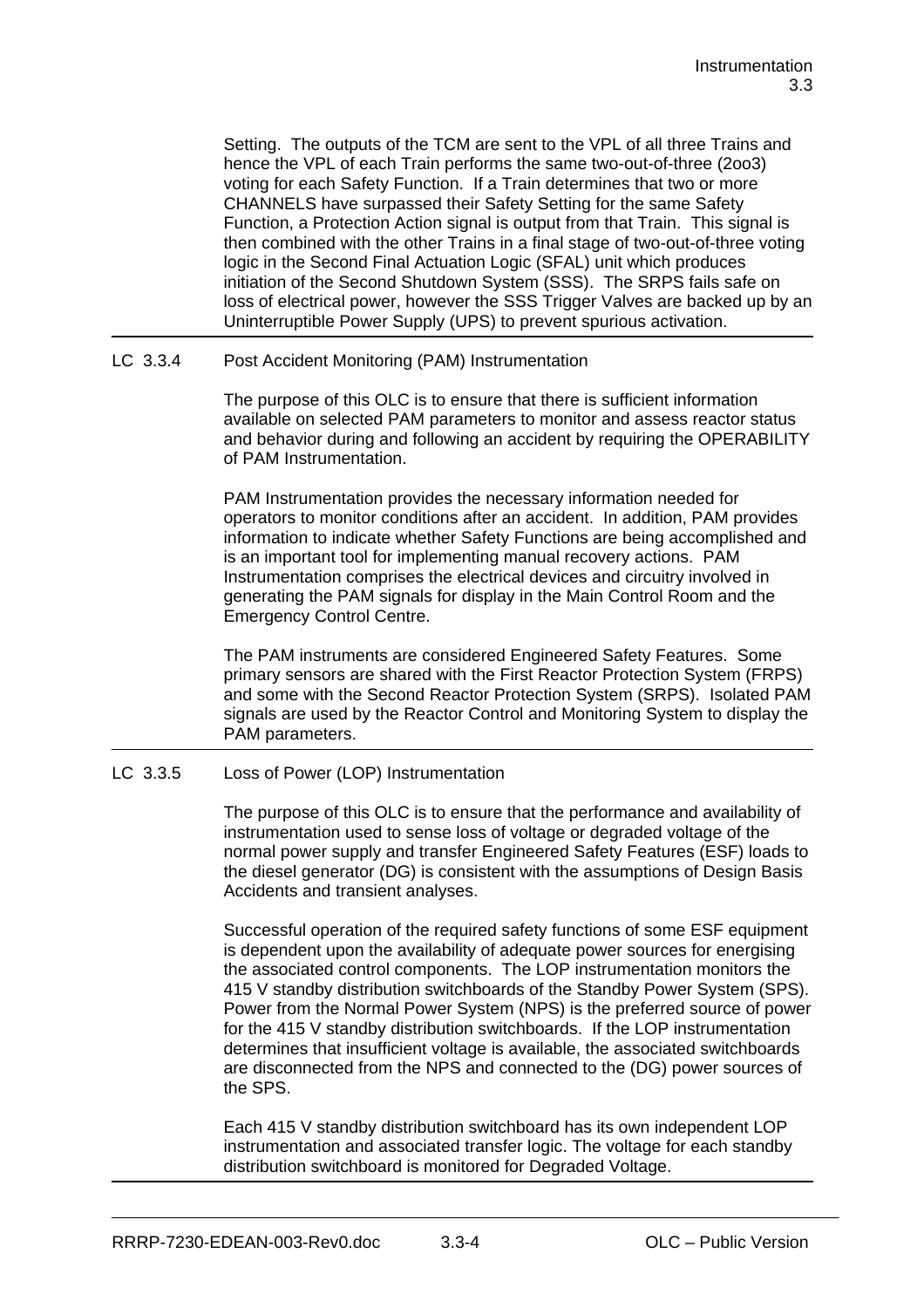Setting. The outputs of the TCM are sent to the VPL of all three Trains and hence the VPL of each Train performs the same two-out-of-three (2oo3) voting for each Safety Function. If a Train determines that two or more CHANNELS have surpassed their Safety Setting for the same Safety Function, a Protection Action signal is output from that Train. This signal is then combined with the other Trains in a final stage of two-out-of-three voting logic in the Second Final Actuation Logic (SFAL) unit which produces initiation of the Second Shutdown System (SSS). The SRPS fails safe on loss of electrical power, however the SSS Trigger Valves are backed up by an Uninterruptible Power Supply (UPS) to prevent spurious activation.

---

## LC 3.3.4 Post Accident Monitoring (PAM) Instrumentation

The purpose of this OLC is to ensure that there is sufficient information available on selected PAM parameters to monitor and assess reactor status and behavior during and following an accident by requiring the OPERABILITY of PAM Instrumentation.

PAM Instrumentation provides the necessary information needed for operators to monitor conditions after an accident. In addition, PAM provides information to indicate whether Safety Functions are being accomplished and is an important tool for implementing manual recovery actions. PAM Instrumentation comprises the electrical devices and circuitry involved in generating the PAM signals for display in the Main Control Room and the Emergency Control Centre.

The PAM instruments are considered Engineered Safety Features. Some primary sensors are shared with the First Reactor Protection System (FRPS) and some with the Second Reactor Protection System (SRPS). Isolated PAM signals are used by the Reactor Control and Monitoring System to display the PAM parameters.

---

## LC 3.3.5 Loss of Power (LOP) Instrumentation

The purpose of this OLC is to ensure that the performance and availability of instrumentation used to sense loss of voltage or degraded voltage of the normal power supply and transfer Engineered Safety Features (ESF) loads to the diesel generator (DG) is consistent with the assumptions of Design Basis Accidents and transient analyses.

Successful operation of the required safety functions of some ESF equipment is dependent upon the availability of adequate power sources for energising the associated control components. The LOP instrumentation monitors the 415 V standby distribution switchboards of the Standby Power System (SPS). Power from the Normal Power System (NPS) is the preferred source of power for the 415 V standby distribution switchboards. If the LOP instrumentation determines that insufficient voltage is available, the associated switchboards are disconnected from the NPS and connected to the (DG) power sources of the SPS.

Each 415 V standby distribution switchboard has its own independent LOP instrumentation and associated transfer logic. The voltage for each standby distribution switchboard is monitored for Degraded Voltage.

---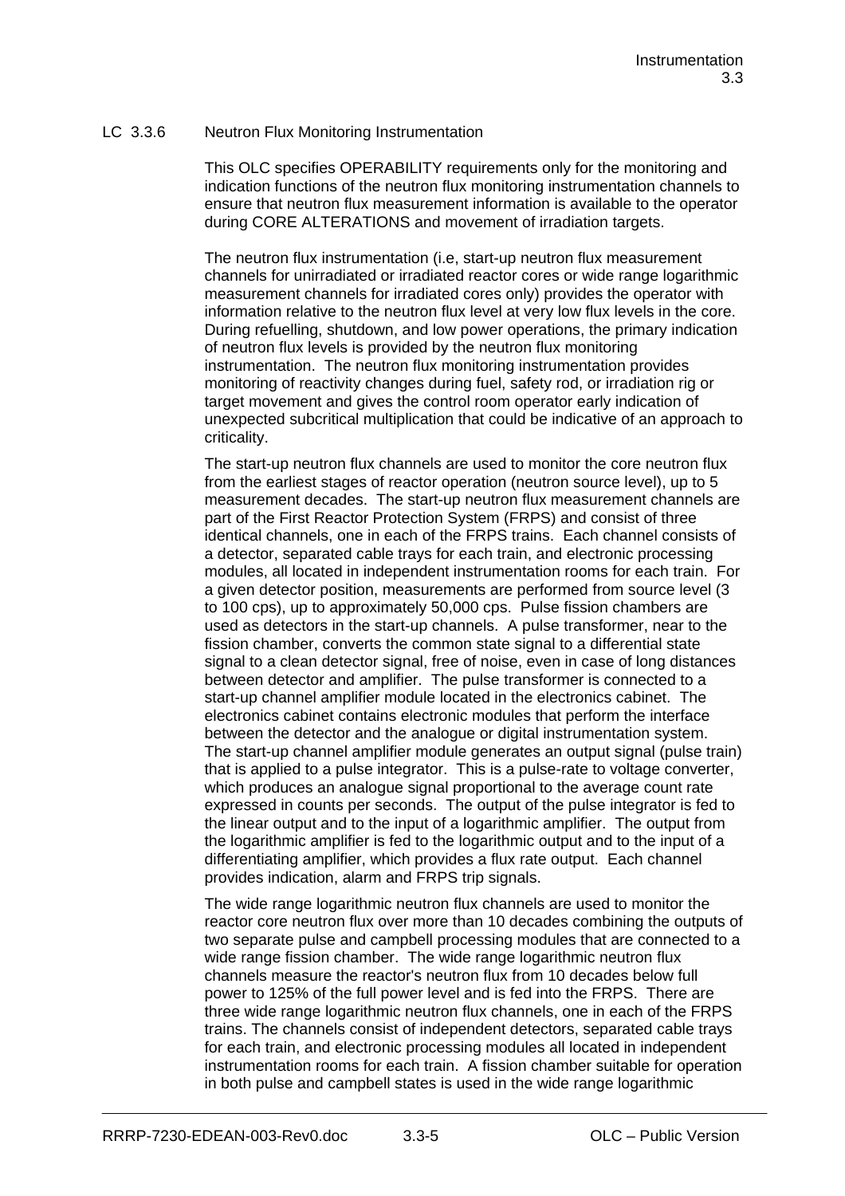## LC 3.3.6 Neutron Flux Monitoring Instrumentation

This OLC specifies OPERABILITY requirements only for the monitoring and indication functions of the neutron flux monitoring instrumentation channels to ensure that neutron flux measurement information is available to the operator during CORE ALTERATIONS and movement of irradiation targets.

The neutron flux instrumentation (i.e, start-up neutron flux measurement channels for unirradiated or irradiated reactor cores or wide range logarithmic measurement channels for irradiated cores only) provides the operator with information relative to the neutron flux level at very low flux levels in the core. During refuelling, shutdown, and low power operations, the primary indication of neutron flux levels is provided by the neutron flux monitoring instrumentation. The neutron flux monitoring instrumentation provides monitoring of reactivity changes during fuel, safety rod, or irradiation rig or target movement and gives the control room operator early indication of unexpected subcritical multiplication that could be indicative of an approach to criticality.

The start-up neutron flux channels are used to monitor the core neutron flux from the earliest stages of reactor operation (neutron source level), up to 5 measurement decades. The start-up neutron flux measurement channels are part of the First Reactor Protection System (FRPS) and consist of three identical channels, one in each of the FRPS trains. Each channel consists of a detector, separated cable trays for each train, and electronic processing modules, all located in independent instrumentation rooms for each train. For a given detector position, measurements are performed from source level (3 to 100 cps), up to approximately 50,000 cps. Pulse fission chambers are used as detectors in the start-up channels. A pulse transformer, near to the fission chamber, converts the common state signal to a differential state signal to a clean detector signal, free of noise, even in case of long distances between detector and amplifier. The pulse transformer is connected to a start-up channel amplifier module located in the electronics cabinet. The electronics cabinet contains electronic modules that perform the interface between the detector and the analogue or digital instrumentation system. The start-up channel amplifier module generates an output signal (pulse train) that is applied to a pulse integrator. This is a pulse-rate to voltage converter, which produces an analogue signal proportional to the average count rate expressed in counts per seconds. The output of the pulse integrator is fed to the linear output and to the input of a logarithmic amplifier. The output from the logarithmic amplifier is fed to the logarithmic output and to the input of a differentiating amplifier, which provides a flux rate output. Each channel provides indication, alarm and FRPS trip signals.

The wide range logarithmic neutron flux channels are used to monitor the reactor core neutron flux over more than 10 decades combining the outputs of two separate pulse and campbell processing modules that are connected to a wide range fission chamber. The wide range logarithmic neutron flux channels measure the reactor's neutron flux from 10 decades below full power to 125% of the full power level and is fed into the FRPS. There are three wide range logarithmic neutron flux channels, one in each of the FRPS trains. The channels consist of independent detectors, separated cable trays for each train, and electronic processing modules all located in independent instrumentation rooms for each train. A fission chamber suitable for operation in both pulse and campbell states is used in the wide range logarithmic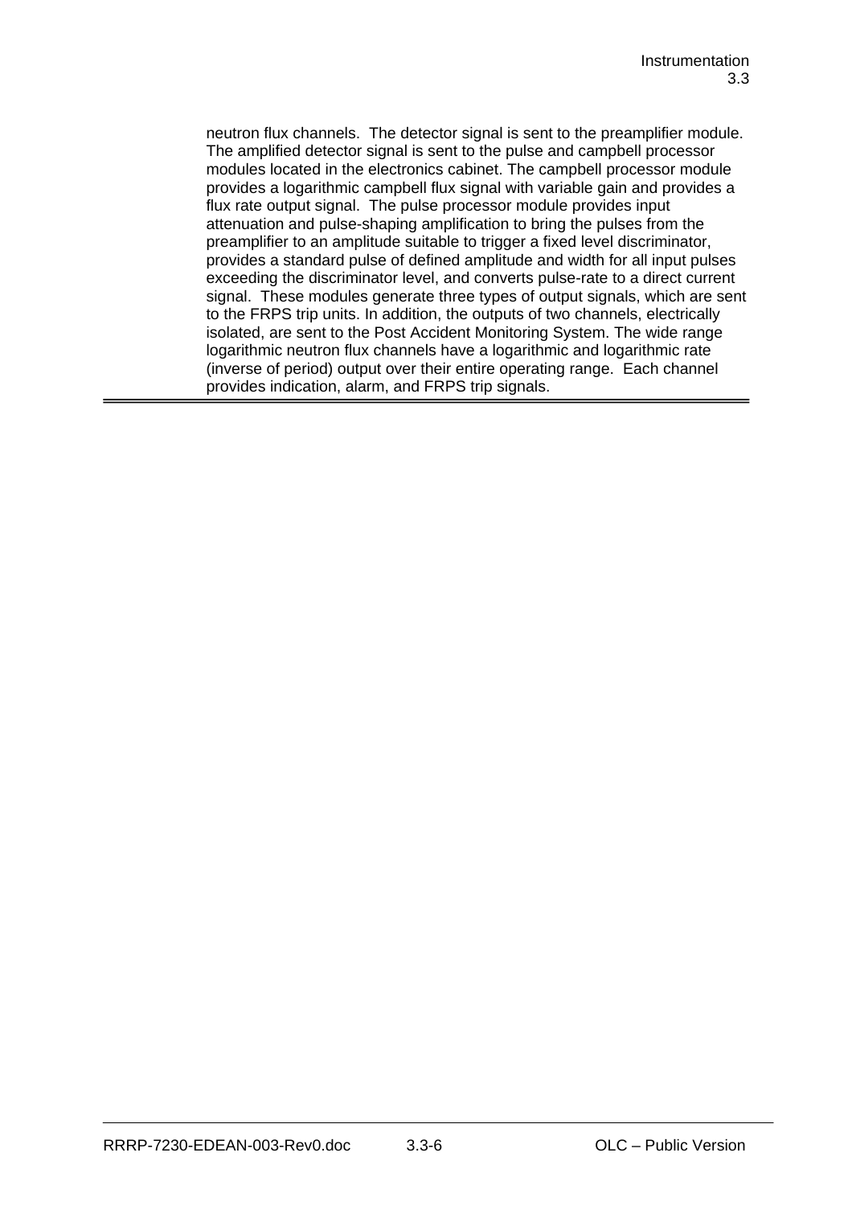neutron flux channels. The detector signal is sent to the preamplifier module. The amplified detector signal is sent to the pulse and campbell processor modules located in the electronics cabinet. The campbell processor module provides a logarithmic campbell flux signal with variable gain and provides a flux rate output signal. The pulse processor module provides input attenuation and pulse-shaping amplification to bring the pulses from the preamplifier to an amplitude suitable to trigger a fixed level discriminator, provides a standard pulse of defined amplitude and width for all input pulses exceeding the discriminator level, and converts pulse-rate to a direct current signal. These modules generate three types of output signals, which are sent to the FRPS trip units. In addition, the outputs of two channels, electrically isolated, are sent to the Post Accident Monitoring System. The wide range logarithmic neutron flux channels have a logarithmic and logarithmic rate (inverse of period) output over their entire operating range. Each channel provides indication, alarm, and FRPS trip signals.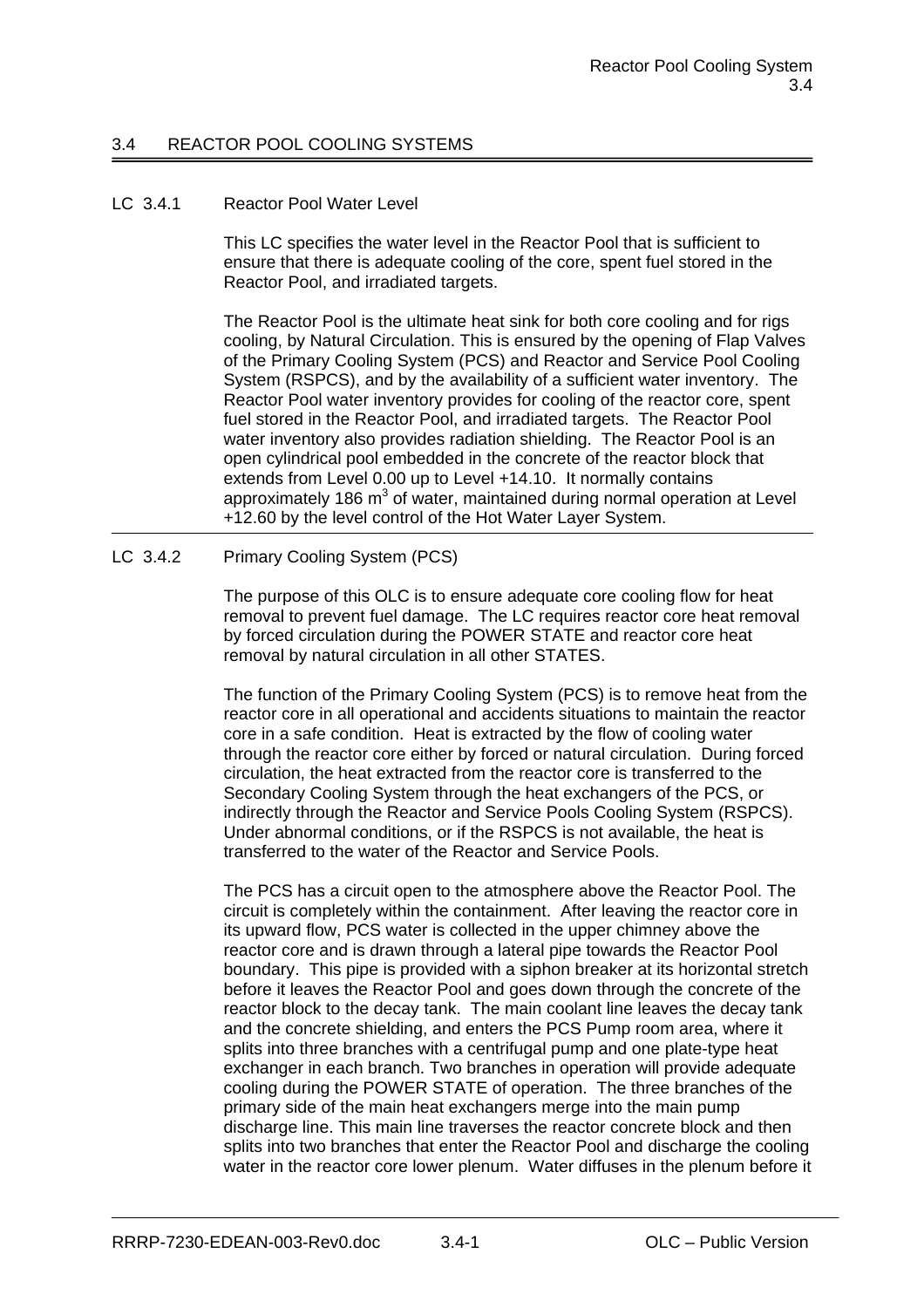## 3.4 REACTOR POOL COOLING SYSTEMS

### LC 3.4.1 Reactor Pool Water Level

This LC specifies the water level in the Reactor Pool that is sufficient to ensure that there is adequate cooling of the core, spent fuel stored in the Reactor Pool, and irradiated targets.

The Reactor Pool is the ultimate heat sink for both core cooling and for rigs cooling, by Natural Circulation. This is ensured by the opening of Flap Valves of the Primary Cooling System (PCS) and Reactor and Service Pool Cooling System (RSPCS), and by the availability of a sufficient water inventory. The Reactor Pool water inventory provides for cooling of the reactor core, spent fuel stored in the Reactor Pool, and irradiated targets. The Reactor Pool water inventory also provides radiation shielding. The Reactor Pool is an open cylindrical pool embedded in the concrete of the reactor block that extends from Level 0.00 up to Level +14.10. It normally contains approximately 186 $m^3$ of water, maintained during normal operation at Level +12.60 by the level control of the Hot Water Layer System.

---

### LC 3.4.2 Primary Cooling System (PCS)

The purpose of this OLC is to ensure adequate core cooling flow for heat removal to prevent fuel damage. The LC requires reactor core heat removal by forced circulation during the POWER STATE and reactor core heat removal by natural circulation in all other STATES.

The function of the Primary Cooling System (PCS) is to remove heat from the reactor core in all operational and accidents situations to maintain the reactor core in a safe condition. Heat is extracted by the flow of cooling water through the reactor core either by forced or natural circulation. During forced circulation, the heat extracted from the reactor core is transferred to the Secondary Cooling System through the heat exchangers of the PCS, or indirectly through the Reactor and Service Pools Cooling System (RSPCS). Under abnormal conditions, or if the RSPCS is not available, the heat is transferred to the water of the Reactor and Service Pools.

The PCS has a circuit open to the atmosphere above the Reactor Pool. The circuit is completely within the containment. After leaving the reactor core in its upward flow, PCS water is collected in the upper chimney above the reactor core and is drawn through a lateral pipe towards the Reactor Pool boundary. This pipe is provided with a siphon breaker at its horizontal stretch before it leaves the Reactor Pool and goes down through the concrete of the reactor block to the decay tank. The main coolant line leaves the decay tank and the concrete shielding, and enters the PCS Pump room area, where it splits into three branches with a centrifugal pump and one plate-type heat exchanger in each branch. Two branches in operation will provide adequate cooling during the POWER STATE of operation. The three branches of the primary side of the main heat exchangers merge into the main pump discharge line. This main line traverses the reactor concrete block and then splits into two branches that enter the Reactor Pool and discharge the cooling water in the reactor core lower plenum. Water diffuses in the plenum before it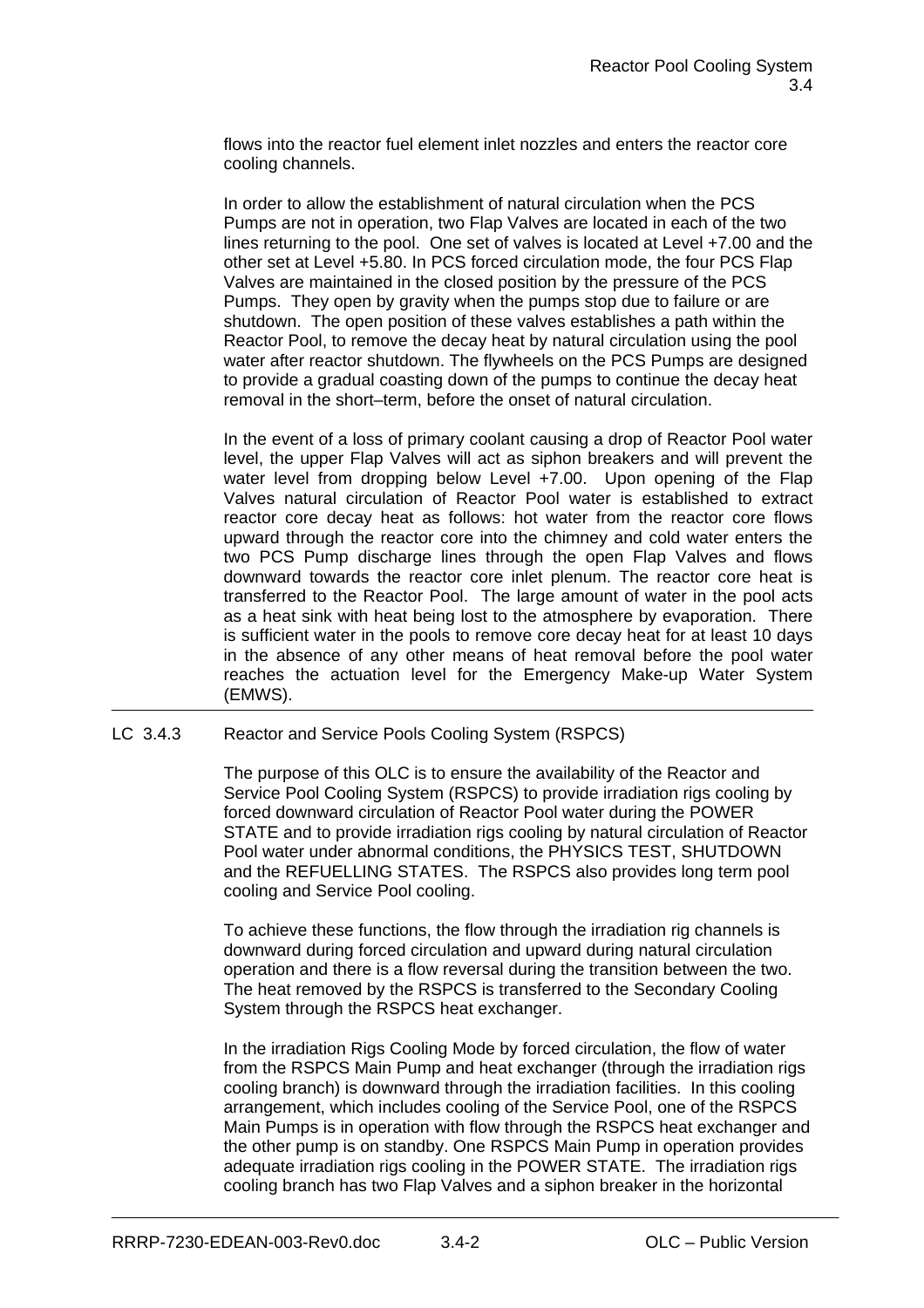flows into the reactor fuel element inlet nozzles and enters the reactor core cooling channels.

In order to allow the establishment of natural circulation when the PCS Pumps are not in operation, two Flap Valves are located in each of the two lines returning to the pool. One set of valves is located at Level +7.00 and the other set at Level +5.80. In PCS forced circulation mode, the four PCS Flap Valves are maintained in the closed position by the pressure of the PCS Pumps. They open by gravity when the pumps stop due to failure or are shutdown. The open position of these valves establishes a path within the Reactor Pool, to remove the decay heat by natural circulation using the pool water after reactor shutdown. The flywheels on the PCS Pumps are designed to provide a gradual coasting down of the pumps to continue the decay heat removal in the short–term, before the onset of natural circulation.

In the event of a loss of primary coolant causing a drop of Reactor Pool water level, the upper Flap Valves will act as siphon breakers and will prevent the water level from dropping below Level +7.00. Upon opening of the Flap Valves natural circulation of Reactor Pool water is established to extract reactor core decay heat as follows: hot water from the reactor core flows upward through the reactor core into the chimney and cold water enters the two PCS Pump discharge lines through the open Flap Valves and flows downward towards the reactor core inlet plenum. The reactor core heat is transferred to the Reactor Pool. The large amount of water in the pool acts as a heat sink with heat being lost to the atmosphere by evaporation. There is sufficient water in the pools to remove core decay heat for at least 10 days in the absence of any other means of heat removal before the pool water reaches the actuation level for the Emergency Make-up Water System (EMWS).

---

LC 3.4.3 Reactor and Service Pools Cooling System (RSPCS)

The purpose of this OLC is to ensure the availability of the Reactor and Service Pool Cooling System (RSPCS) to provide irradiation rigs cooling by forced downward circulation of Reactor Pool water during the POWER STATE and to provide irradiation rigs cooling by natural circulation of Reactor Pool water under abnormal conditions, the PHYSICS TEST, SHUTDOWN and the REFUELLING STATES. The RSPCS also provides long term pool cooling and Service Pool cooling.

To achieve these functions, the flow through the irradiation rig channels is downward during forced circulation and upward during natural circulation operation and there is a flow reversal during the transition between the two. The heat removed by the RSPCS is transferred to the Secondary Cooling System through the RSPCS heat exchanger.

In the irradiation Rigs Cooling Mode by forced circulation, the flow of water from the RSPCS Main Pump and heat exchanger (through the irradiation rigs cooling branch) is downward through the irradiation facilities. In this cooling arrangement, which includes cooling of the Service Pool, one of the RSPCS Main Pumps is in operation with flow through the RSPCS heat exchanger and the other pump is on standby. One RSPCS Main Pump in operation provides adequate irradiation rigs cooling in the POWER STATE. The irradiation rigs cooling branch has two Flap Valves and a siphon breaker in the horizontal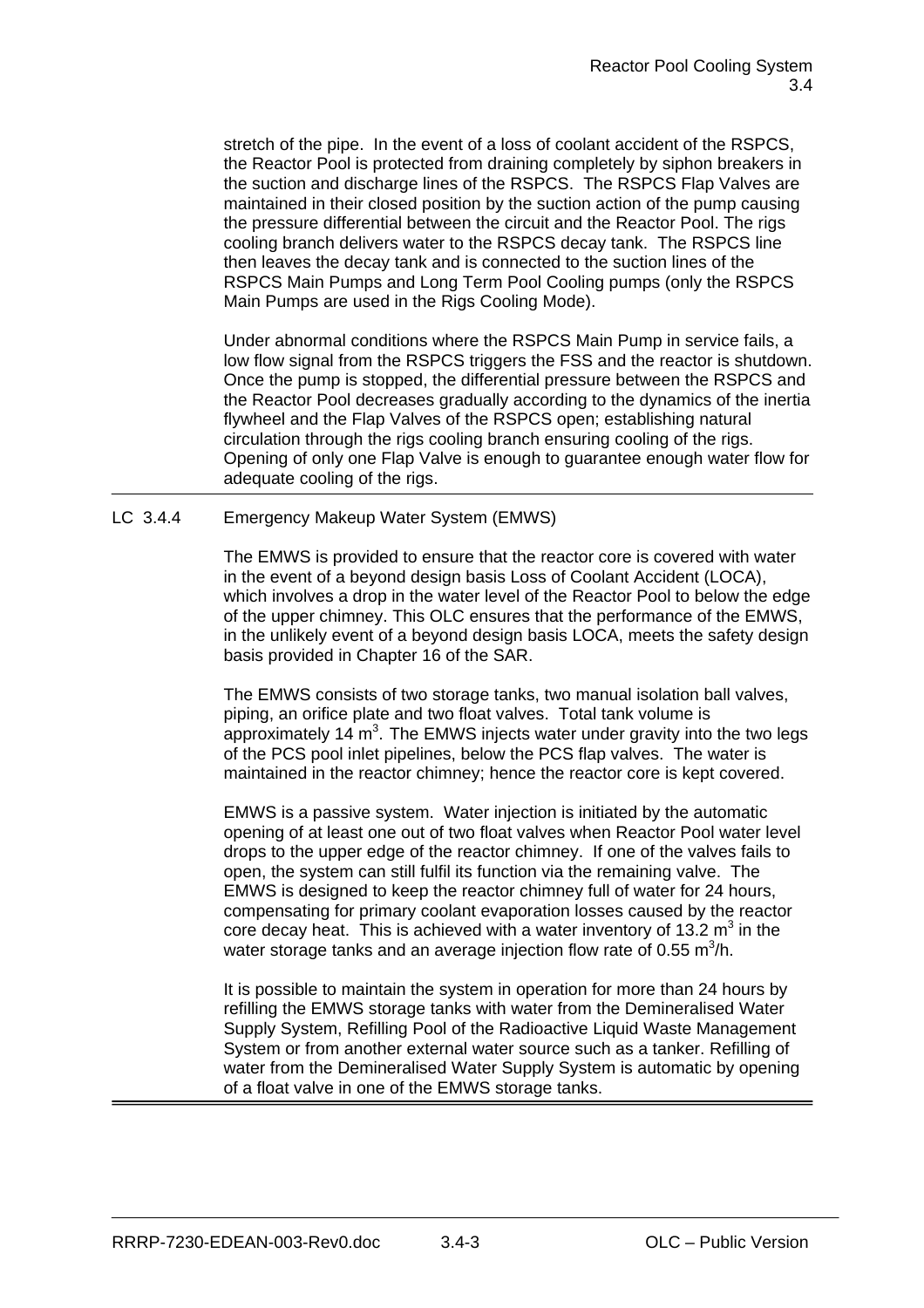stretch of the pipe. In the event of a loss of coolant accident of the RSPCS, the Reactor Pool is protected from draining completely by siphon breakers in the suction and discharge lines of the RSPCS. The RSPCS Flap Valves are maintained in their closed position by the suction action of the pump causing the pressure differential between the circuit and the Reactor Pool. The rigs cooling branch delivers water to the RSPCS decay tank. The RSPCS line then leaves the decay tank and is connected to the suction lines of the RSPCS Main Pumps and Long Term Pool Cooling pumps (only the RSPCS Main Pumps are used in the Rigs Cooling Mode).

Under abnormal conditions where the RSPCS Main Pump in service fails, a low flow signal from the RSPCS triggers the FSS and the reactor is shutdown. Once the pump is stopped, the differential pressure between the RSPCS and the Reactor Pool decreases gradually according to the dynamics of the inertia flywheel and the Flap Valves of the RSPCS open; establishing natural circulation through the rigs cooling branch ensuring cooling of the rigs. Opening of only one Flap Valve is enough to guarantee enough water flow for adequate cooling of the rigs.

---

## LC 3.4.4 Emergency Makeup Water System (EMWS)

The EMWS is provided to ensure that the reactor core is covered with water in the event of a beyond design basis Loss of Coolant Accident (LOCA), which involves a drop in the water level of the Reactor Pool to below the edge of the upper chimney. This OLC ensures that the performance of the EMWS, in the unlikely event of a beyond design basis LOCA, meets the safety design basis provided in Chapter 16 of the SAR.

The EMWS consists of two storage tanks, two manual isolation ball valves, piping, an orifice plate and two float valves. Total tank volume is approximately 14 $m^3$. The EMWS injects water under gravity into the two legs of the PCS pool inlet pipelines, below the PCS flap valves. The water is maintained in the reactor chimney; hence the reactor core is kept covered.

EMWS is a passive system. Water injection is initiated by the automatic opening of at least one out of two float valves when Reactor Pool water level drops to the upper edge of the reactor chimney. If one of the valves fails to open, the system can still fulfil its function via the remaining valve. The EMWS is designed to keep the reactor chimney full of water for 24 hours, compensating for primary coolant evaporation losses caused by the reactor core decay heat. This is achieved with a water inventory of 13.2 $m^3$ in the water storage tanks and an average injection flow rate of 0.55 $m^3$/h.

It is possible to maintain the system in operation for more than 24 hours by refilling the EMWS storage tanks with water from the Demineralised Water Supply System, Refilling Pool of the Radioactive Liquid Waste Management System or from another external water source such as a tanker. Refilling of water from the Demineralised Water Supply System is automatic by opening of a float valve in one of the EMWS storage tanks.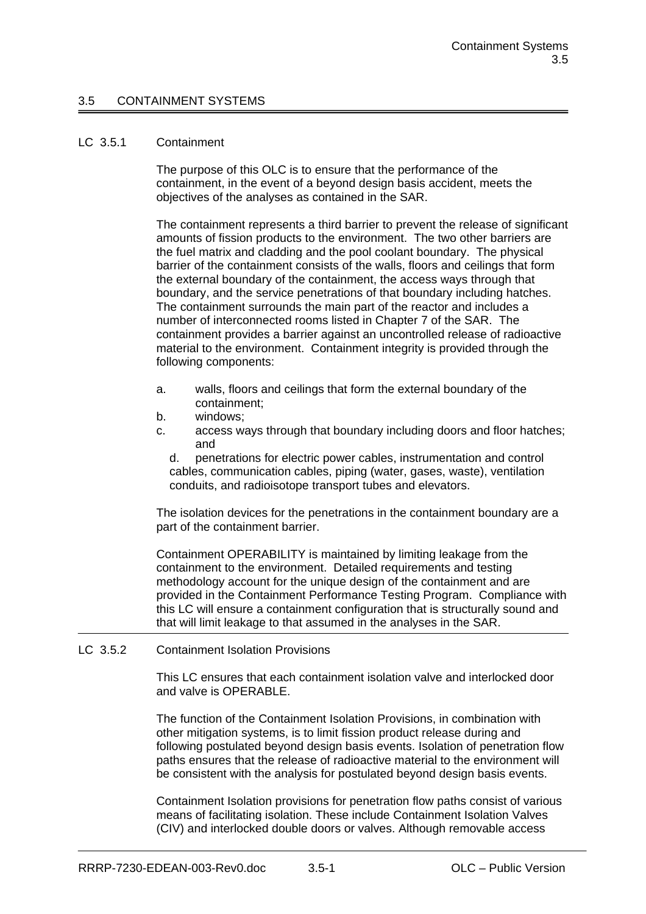## 3.5 CONTAINMENT SYSTEMS

### LC 3.5.1 Containment

The purpose of this OLC is to ensure that the performance of the containment, in the event of a beyond design basis accident, meets the objectives of the analyses as contained in the SAR.

The containment represents a third barrier to prevent the release of significant amounts of fission products to the environment. The two other barriers are the fuel matrix and cladding and the pool coolant boundary. The physical barrier of the containment consists of the walls, floors and ceilings that form the external boundary of the containment, the access ways through that boundary, and the service penetrations of that boundary including hatches. The containment surrounds the main part of the reactor and includes a number of interconnected rooms listed in Chapter 7 of the SAR. The containment provides a barrier against an uncontrolled release of radioactive material to the environment. Containment integrity is provided through the following components:

a. walls, floors and ceilings that form the external boundary of the containment;
b. windows;
c. access ways through that boundary including doors and floor hatches; and
d. penetrations for electric power cables, instrumentation and control cables, communication cables, piping (water, gases, waste), ventilation conduits, and radioisotope transport tubes and elevators.

The isolation devices for the penetrations in the containment boundary are a part of the containment barrier.

Containment OPERABILITY is maintained by limiting leakage from the containment to the environment. Detailed requirements and testing methodology account for the unique design of the containment and are provided in the Containment Performance Testing Program. Compliance with this LC will ensure a containment configuration that is structurally sound and that will limit leakage to that assumed in the analyses in the SAR.

### LC 3.5.2 Containment Isolation Provisions

This LC ensures that each containment isolation valve and interlocked door and valve is OPERABLE.

The function of the Containment Isolation Provisions, in combination with other mitigation systems, is to limit fission product release during and following postulated beyond design basis events. Isolation of penetration flow paths ensures that the release of radioactive material to the environment will be consistent with the analysis for postulated beyond design basis events.

Containment Isolation provisions for penetration flow paths consist of various means of facilitating isolation. These include Containment Isolation Valves (CIV) and interlocked double doors or valves. Although removable access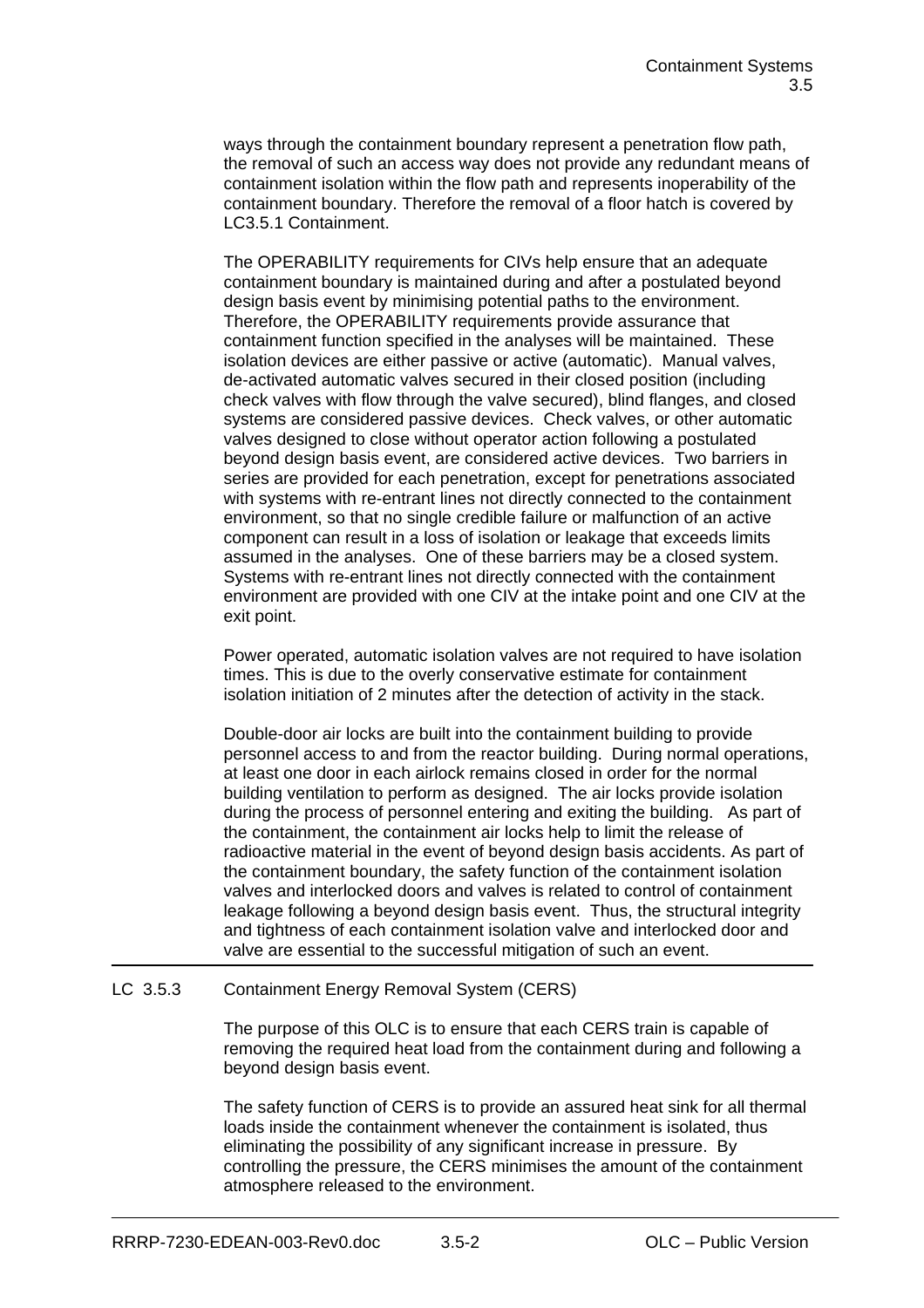ways through the containment boundary represent a penetration flow path, the removal of such an access way does not provide any redundant means of containment isolation within the flow path and represents inoperability of the containment boundary. Therefore the removal of a floor hatch is covered by LC3.5.1 Containment.

The OPERABILITY requirements for CIVs help ensure that an adequate containment boundary is maintained during and after a postulated beyond design basis event by minimising potential paths to the environment. Therefore, the OPERABILITY requirements provide assurance that containment function specified in the analyses will be maintained. These isolation devices are either passive or active (automatic). Manual valves, de-activated automatic valves secured in their closed position (including check valves with flow through the valve secured), blind flanges, and closed systems are considered passive devices. Check valves, or other automatic valves designed to close without operator action following a postulated beyond design basis event, are considered active devices. Two barriers in series are provided for each penetration, except for penetrations associated with systems with re-entrant lines not directly connected to the containment environment, so that no single credible failure or malfunction of an active component can result in a loss of isolation or leakage that exceeds limits assumed in the analyses. One of these barriers may be a closed system. Systems with re-entrant lines not directly connected with the containment environment are provided with one CIV at the intake point and one CIV at the exit point.

Power operated, automatic isolation valves are not required to have isolation times. This is due to the overly conservative estimate for containment isolation initiation of 2 minutes after the detection of activity in the stack.

Double-door air locks are built into the containment building to provide personnel access to and from the reactor building. During normal operations, at least one door in each airlock remains closed in order for the normal building ventilation to perform as designed. The air locks provide isolation during the process of personnel entering and exiting the building. As part of the containment, the containment air locks help to limit the release of radioactive material in the event of beyond design basis accidents. As part of the containment boundary, the safety function of the containment isolation valves and interlocked doors and valves is related to control of containment leakage following a beyond design basis event. Thus, the structural integrity and tightness of each containment isolation valve and interlocked door and valve are essential to the successful mitigation of such an event.

---

LC 3.5.3 Containment Energy Removal System (CERS)

The purpose of this OLC is to ensure that each CERS train is capable of removing the required heat load from the containment during and following a beyond design basis event.

The safety function of CERS is to provide an assured heat sink for all thermal loads inside the containment whenever the containment is isolated, thus eliminating the possibility of any significant increase in pressure. By controlling the pressure, the CERS minimises the amount of the containment atmosphere released to the environment.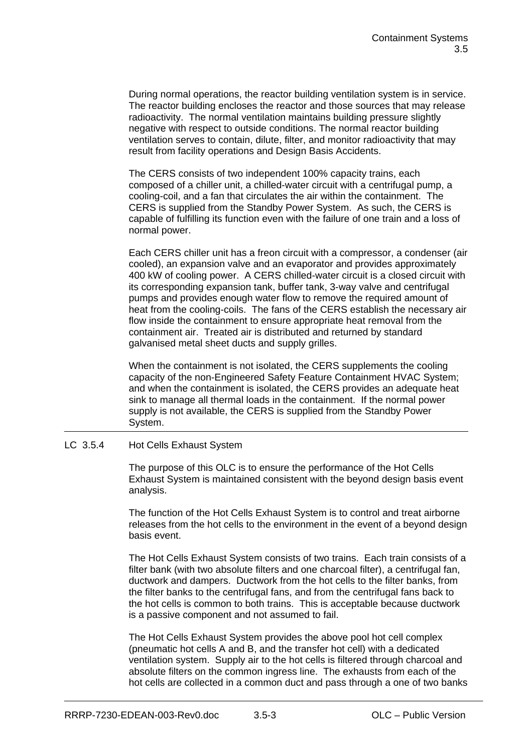During normal operations, the reactor building ventilation system is in service. The reactor building encloses the reactor and those sources that may release radioactivity. The normal ventilation maintains building pressure slightly negative with respect to outside conditions. The normal reactor building ventilation serves to contain, dilute, filter, and monitor radioactivity that may result from facility operations and Design Basis Accidents.

The CERS consists of two independent 100% capacity trains, each composed of a chiller unit, a chilled-water circuit with a centrifugal pump, a cooling-coil, and a fan that circulates the air within the containment. The CERS is supplied from the Standby Power System. As such, the CERS is capable of fulfilling its function even with the failure of one train and a loss of normal power.

Each CERS chiller unit has a freon circuit with a compressor, a condenser (air cooled), an expansion valve and an evaporator and provides approximately 400 kW of cooling power. A CERS chilled-water circuit is a closed circuit with its corresponding expansion tank, buffer tank, 3-way valve and centrifugal pumps and provides enough water flow to remove the required amount of heat from the cooling-coils. The fans of the CERS establish the necessary air flow inside the containment to ensure appropriate heat removal from the containment air. Treated air is distributed and returned by standard galvanised metal sheet ducts and supply grilles.

When the containment is not isolated, the CERS supplements the cooling capacity of the non-Engineered Safety Feature Containment HVAC System; and when the containment is isolated, the CERS provides an adequate heat sink to manage all thermal loads in the containment. If the normal power supply is not available, the CERS is supplied from the Standby Power System.

---

## LC 3.5.4 Hot Cells Exhaust System

The purpose of this OLC is to ensure the performance of the Hot Cells Exhaust System is maintained consistent with the beyond design basis event analysis.

The function of the Hot Cells Exhaust System is to control and treat airborne releases from the hot cells to the environment in the event of a beyond design basis event.

The Hot Cells Exhaust System consists of two trains. Each train consists of a filter bank (with two absolute filters and one charcoal filter), a centrifugal fan, ductwork and dampers. Ductwork from the hot cells to the filter banks, from the filter banks to the centrifugal fans, and from the centrifugal fans back to the hot cells is common to both trains. This is acceptable because ductwork is a passive component and not assumed to fail.

The Hot Cells Exhaust System provides the above pool hot cell complex (pneumatic hot cells A and B, and the transfer hot cell) with a dedicated ventilation system. Supply air to the hot cells is filtered through charcoal and absolute filters on the common ingress line. The exhausts from each of the hot cells are collected in a common duct and pass through a one of two banks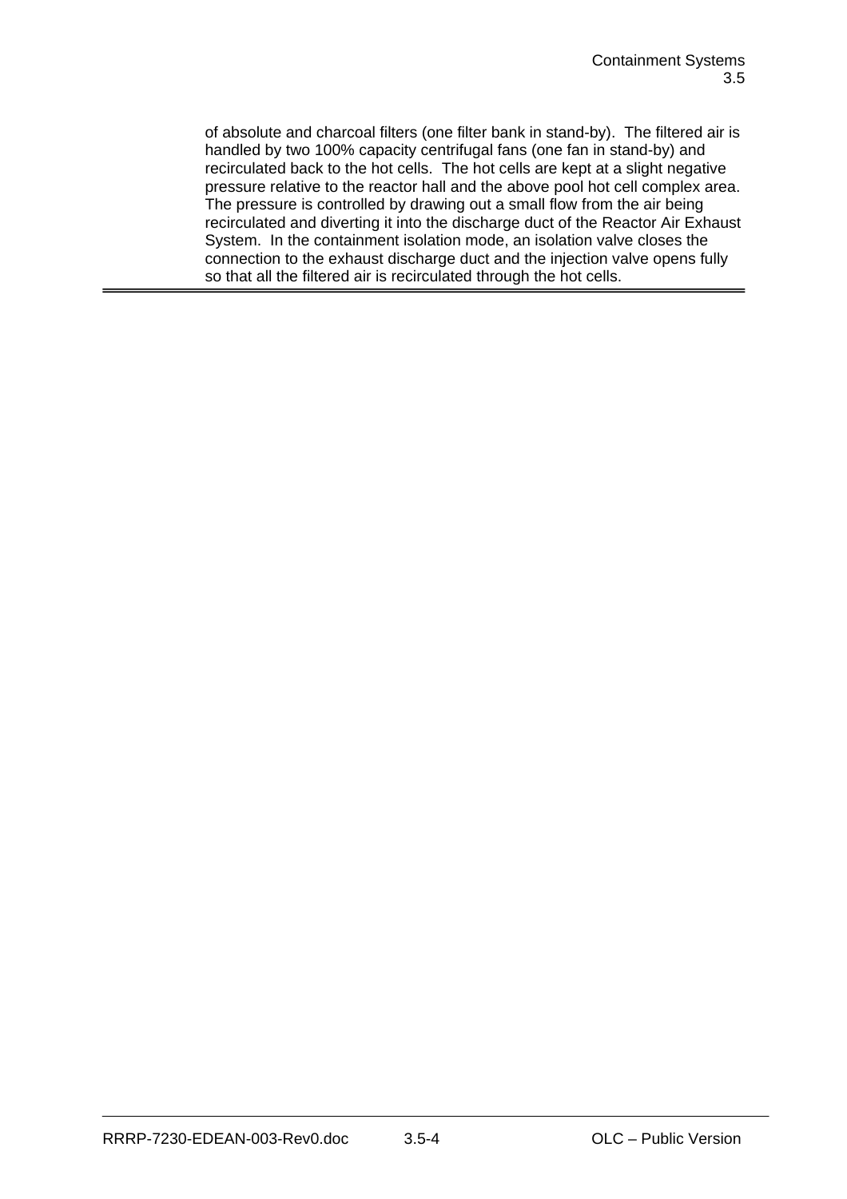of absolute and charcoal filters (one filter bank in stand-by). The filtered air is handled by two 100% capacity centrifugal fans (one fan in stand-by) and recirculated back to the hot cells. The hot cells are kept at a slight negative pressure relative to the reactor hall and the above pool hot cell complex area. The pressure is controlled by drawing out a small flow from the air being recirculated and diverting it into the discharge duct of the Reactor Air Exhaust System. In the containment isolation mode, an isolation valve closes the connection to the exhaust discharge duct and the injection valve opens fully so that all the filtered air is recirculated through the hot cells.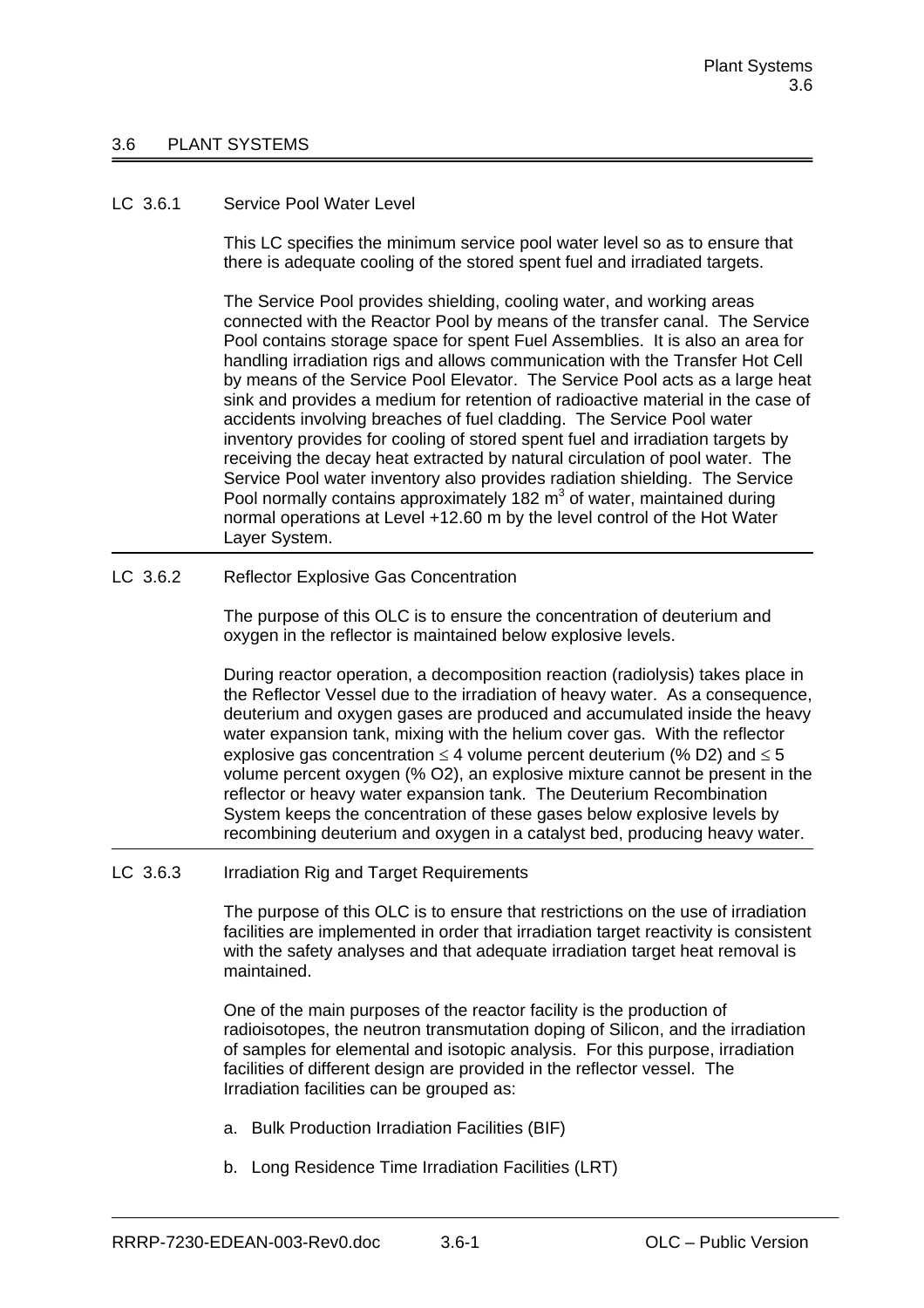## 3.6 PLANT SYSTEMS

### LC 3.6.1 Service Pool Water Level

This LC specifies the minimum service pool water level so as to ensure that there is adequate cooling of the stored spent fuel and irradiated targets.

The Service Pool provides shielding, cooling water, and working areas connected with the Reactor Pool by means of the transfer canal. The Service Pool contains storage space for spent Fuel Assemblies. It is also an area for handling irradiation rigs and allows communication with the Transfer Hot Cell by means of the Service Pool Elevator. The Service Pool acts as a large heat sink and provides a medium for retention of radioactive material in the case of accidents involving breaches of fuel cladding. The Service Pool water inventory provides for cooling of stored spent fuel and irradiation targets by receiving the decay heat extracted by natural circulation of pool water. The Service Pool water inventory also provides radiation shielding. The Service Pool normally contains approximately 182 $m^3$ of water, maintained during normal operations at Level +12.60 m by the level control of the Hot Water Layer System.

---

### LC 3.6.2 Reflector Explosive Gas Concentration

The purpose of this OLC is to ensure the concentration of deuterium and oxygen in the reflector is maintained below explosive levels.

During reactor operation, a decomposition reaction (radiolysis) takes place in the Reflector Vessel due to the irradiation of heavy water. As a consequence, deuterium and oxygen gases are produced and accumulated inside the heavy water expansion tank, mixing with the helium cover gas. With the reflector explosive gas concentration $\leq$ 4 volume percent deuterium (% $D_2$) and $\leq$ 5 volume percent oxygen (% $O_2$), an explosive mixture cannot be present in the reflector or heavy water expansion tank. The Deuterium Recombination System keeps the concentration of these gases below explosive levels by recombining deuterium and oxygen in a catalyst bed, producing heavy water.

---

### LC 3.6.3 Irradiation Rig and Target Requirements

The purpose of this OLC is to ensure that restrictions on the use of irradiation facilities are implemented in order that irradiation target reactivity is consistent with the safety analyses and that adequate irradiation target heat removal is maintained.

One of the main purposes of the reactor facility is the production of radioisotopes, the neutron transmutation doping of Silicon, and the irradiation of samples for elemental and isotopic analysis. For this purpose, irradiation facilities of different design are provided in the reflector vessel. The Irradiation facilities can be grouped as:

a. Bulk Production Irradiation Facilities (BIF)

b. Long Residence Time Irradiation Facilities (LRT)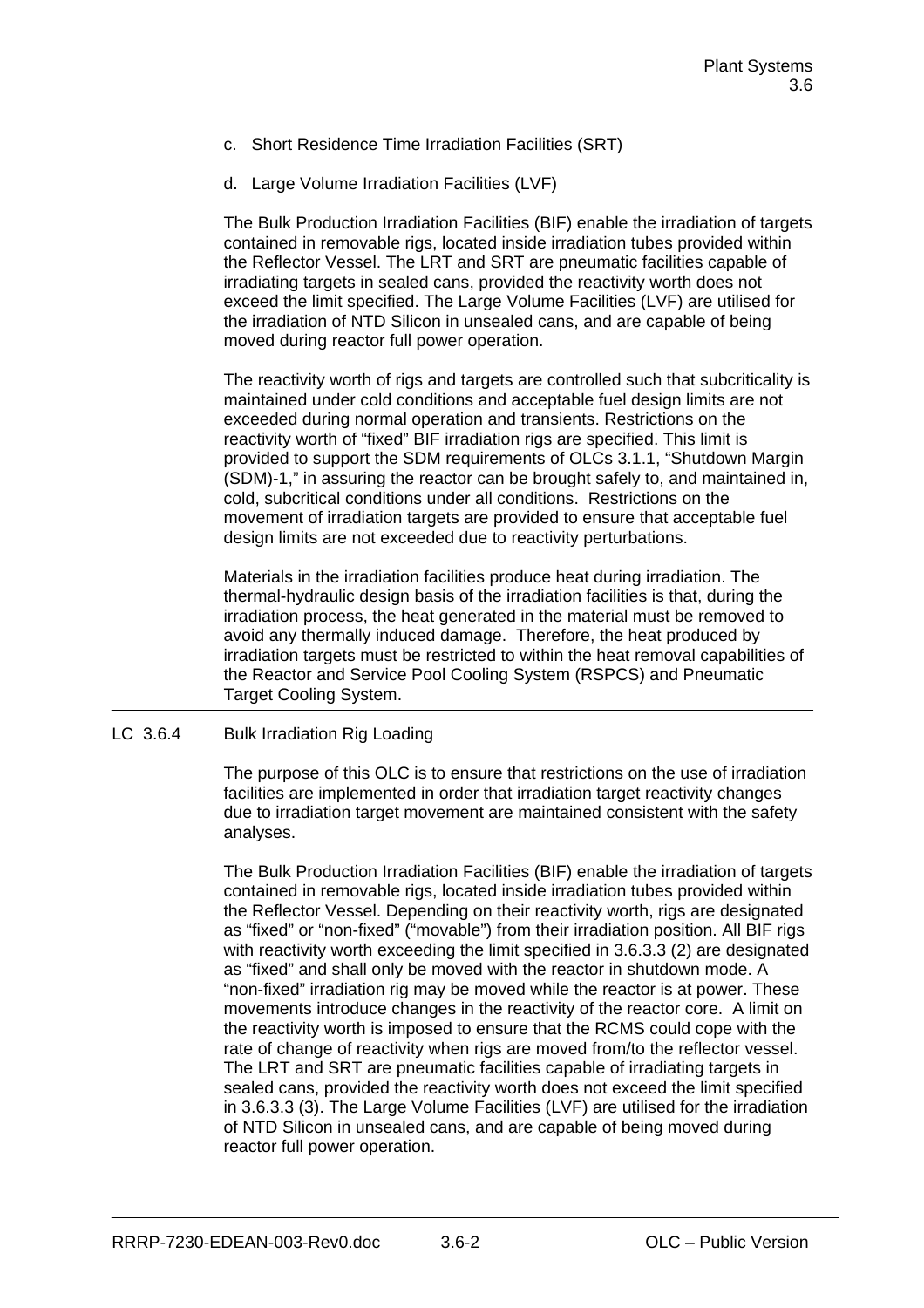c. Short Residence Time Irradiation Facilities (SRT)

d. Large Volume Irradiation Facilities (LVF)

The Bulk Production Irradiation Facilities (BIF) enable the irradiation of targets contained in removable rigs, located inside irradiation tubes provided within the Reflector Vessel. The LRT and SRT are pneumatic facilities capable of irradiating targets in sealed cans, provided the reactivity worth does not exceed the limit specified. The Large Volume Facilities (LVF) are utilised for the irradiation of NTD Silicon in unsealed cans, and are capable of being moved during reactor full power operation.

The reactivity worth of rigs and targets are controlled such that subcriticality is maintained under cold conditions and acceptable fuel design limits are not exceeded during normal operation and transients. Restrictions on the reactivity worth of "fixed" BIF irradiation rigs are specified. This limit is provided to support the SDM requirements of OLCs 3.1.1, "Shutdown Margin (SDM)-1," in assuring the reactor can be brought safely to, and maintained in, cold, subcritical conditions under all conditions. Restrictions on the movement of irradiation targets are provided to ensure that acceptable fuel design limits are not exceeded due to reactivity perturbations.

Materials in the irradiation facilities produce heat during irradiation. The thermal-hydraulic design basis of the irradiation facilities is that, during the irradiation process, the heat generated in the material must be removed to avoid any thermally induced damage. Therefore, the heat produced by irradiation targets must be restricted to within the heat removal capabilities of the Reactor and Service Pool Cooling System (RSPCS) and Pneumatic Target Cooling System.

---

## LC 3.6.4 Bulk Irradiation Rig Loading

The purpose of this OLC is to ensure that restrictions on the use of irradiation facilities are implemented in order that irradiation target reactivity changes due to irradiation target movement are maintained consistent with the safety analyses.

The Bulk Production Irradiation Facilities (BIF) enable the irradiation of targets contained in removable rigs, located inside irradiation tubes provided within the Reflector Vessel. Depending on their reactivity worth, rigs are designated as "fixed" or "non-fixed" ("movable") from their irradiation position. All BIF rigs with reactivity worth exceeding the limit specified in 3.6.3.3 (2) are designated as "fixed" and shall only be moved with the reactor in shutdown mode. A "non-fixed" irradiation rig may be moved while the reactor is at power. These movements introduce changes in the reactivity of the reactor core. A limit on the reactivity worth is imposed to ensure that the RCMS could cope with the rate of change of reactivity when rigs are moved from/to the reflector vessel. The LRT and SRT are pneumatic facilities capable of irradiating targets in sealed cans, provided the reactivity worth does not exceed the limit specified in 3.6.3.3 (3). The Large Volume Facilities (LVF) are utilised for the irradiation of NTD Silicon in unsealed cans, and are capable of being moved during reactor full power operation.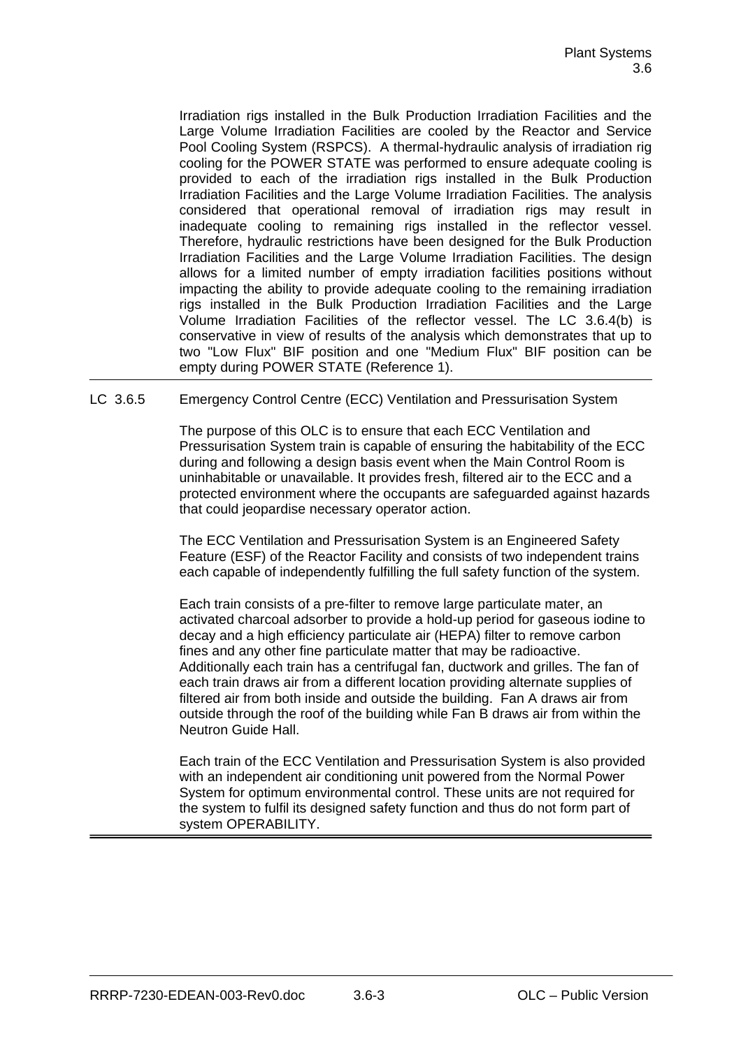Irradiation rigs installed in the Bulk Production Irradiation Facilities and the Large Volume Irradiation Facilities are cooled by the Reactor and Service Pool Cooling System (RSPCS). A thermal-hydraulic analysis of irradiation rig cooling for the POWER STATE was performed to ensure adequate cooling is provided to each of the irradiation rigs installed in the Bulk Production Irradiation Facilities and the Large Volume Irradiation Facilities. The analysis considered that operational removal of irradiation rigs may result in inadequate cooling to remaining rigs installed in the reflector vessel. Therefore, hydraulic restrictions have been designed for the Bulk Production Irradiation Facilities and the Large Volume Irradiation Facilities. The design allows for a limited number of empty irradiation facilities positions without impacting the ability to provide adequate cooling to the remaining irradiation rigs installed in the Bulk Production Irradiation Facilities and the Large Volume Irradiation Facilities of the reflector vessel. The LC 3.6.4(b) is conservative in view of results of the analysis which demonstrates that up to two "Low Flux" BIF position and one "Medium Flux" BIF position can be empty during POWER STATE (Reference 1).

---

LC 3.6.5 Emergency Control Centre (ECC) Ventilation and Pressurisation System

The purpose of this OLC is to ensure that each ECC Ventilation and Pressurisation System train is capable of ensuring the habitability of the ECC during and following a design basis event when the Main Control Room is uninhabitable or unavailable. It provides fresh, filtered air to the ECC and a protected environment where the occupants are safeguarded against hazards that could jeopardise necessary operator action.

The ECC Ventilation and Pressurisation System is an Engineered Safety Feature (ESF) of the Reactor Facility and consists of two independent trains each capable of independently fulfilling the full safety function of the system.

Each train consists of a pre-filter to remove large particulate mater, an activated charcoal adsorber to provide a hold-up period for gaseous iodine to decay and a high efficiency particulate air (HEPA) filter to remove carbon fines and any other fine particulate matter that may be radioactive. Additionally each train has a centrifugal fan, ductwork and grilles. The fan of each train draws air from a different location providing alternate supplies of filtered air from both inside and outside the building. Fan A draws air from outside through the roof of the building while Fan B draws air from within the Neutron Guide Hall.

Each train of the ECC Ventilation and Pressurisation System is also provided with an independent air conditioning unit powered from the Normal Power System for optimum environmental control. These units are not required for the system to fulfil its designed safety function and thus do not form part of system OPERABILITY.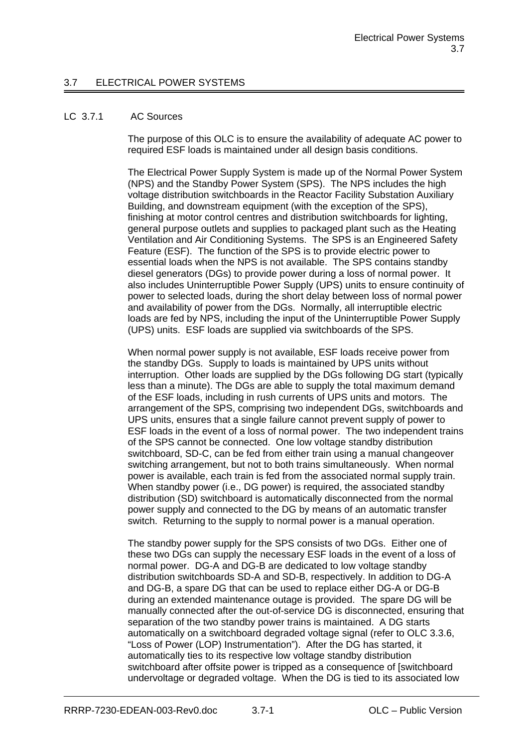## 3.7 ELECTRICAL POWER SYSTEMS

### LC 3.7.1 AC Sources

The purpose of this OLC is to ensure the availability of adequate AC power to required ESF loads is maintained under all design basis conditions.

The Electrical Power Supply System is made up of the Normal Power System (NPS) and the Standby Power System (SPS). The NPS includes the high voltage distribution switchboards in the Reactor Facility Substation Auxiliary Building, and downstream equipment (with the exception of the SPS), finishing at motor control centres and distribution switchboards for lighting, general purpose outlets and supplies to packaged plant such as the Heating Ventilation and Air Conditioning Systems. The SPS is an Engineered Safety Feature (ESF). The function of the SPS is to provide electric power to essential loads when the NPS is not available. The SPS contains standby diesel generators (DGs) to provide power during a loss of normal power. It also includes Uninterruptible Power Supply (UPS) units to ensure continuity of power to selected loads, during the short delay between loss of normal power and availability of power from the DGs. Normally, all interruptible electric loads are fed by NPS, including the input of the Uninterruptible Power Supply (UPS) units. ESF loads are supplied via switchboards of the SPS.

When normal power supply is not available, ESF loads receive power from the standby DGs. Supply to loads is maintained by UPS units without interruption. Other loads are supplied by the DGs following DG start (typically less than a minute). The DGs are able to supply the total maximum demand of the ESF loads, including in rush currents of UPS units and motors. The arrangement of the SPS, comprising two independent DGs, switchboards and UPS units, ensures that a single failure cannot prevent supply of power to ESF loads in the event of a loss of normal power. The two independent trains of the SPS cannot be connected. One low voltage standby distribution switchboard, SD-C, can be fed from either train using a manual changeover switching arrangement, but not to both trains simultaneously. When normal power is available, each train is fed from the associated normal supply train. When standby power (i.e., DG power) is required, the associated standby distribution (SD) switchboard is automatically disconnected from the normal power supply and connected to the DG by means of an automatic transfer switch. Returning to the supply to normal power is a manual operation.

The standby power supply for the SPS consists of two DGs. Either one of these two DGs can supply the necessary ESF loads in the event of a loss of normal power. DG-A and DG-B are dedicated to low voltage standby distribution switchboards SD-A and SD-B, respectively. In addition to DG-A and DG-B, a spare DG that can be used to replace either DG-A or DG-B during an extended maintenance outage is provided. The spare DG will be manually connected after the out-of-service DG is disconnected, ensuring that separation of the two standby power trains is maintained. A DG starts automatically on a switchboard degraded voltage signal (refer to OLC 3.3.6, "Loss of Power (LOP) Instrumentation"). After the DG has started, it automatically ties to its respective low voltage standby distribution switchboard after offsite power is tripped as a consequence of [switchboard undervoltage or degraded voltage. When the DG is tied to its associated low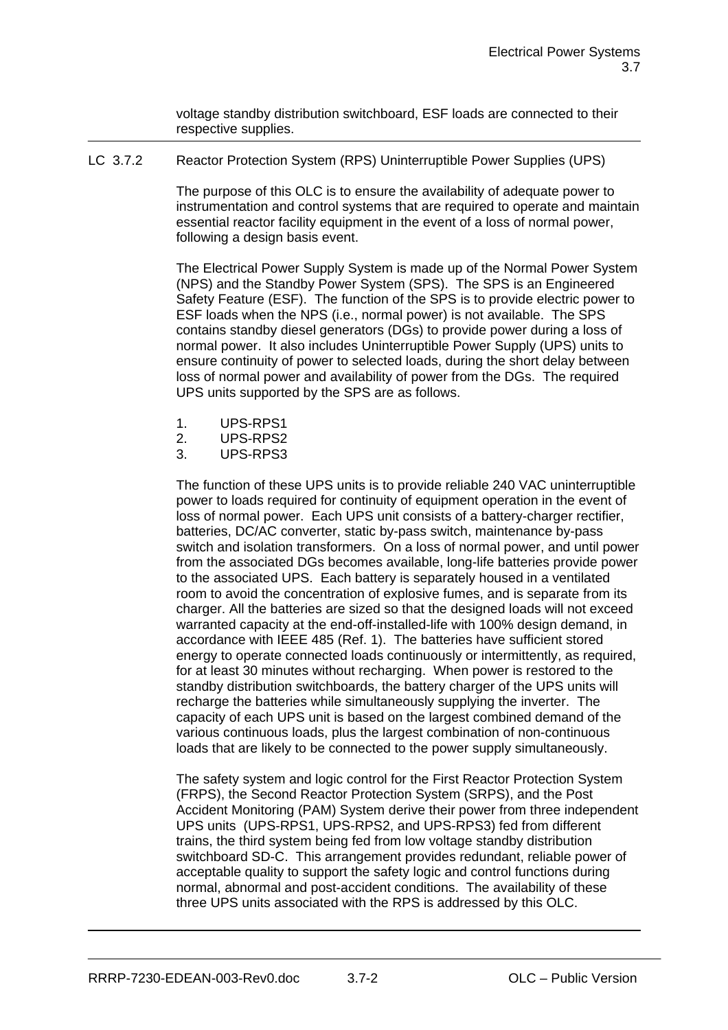voltage standby distribution switchboard, ESF loads are connected to their respective supplies.

---

## LC 3.7.2 Reactor Protection System (RPS) Uninterruptible Power Supplies (UPS)

The purpose of this OLC is to ensure the availability of adequate power to instrumentation and control systems that are required to operate and maintain essential reactor facility equipment in the event of a loss of normal power, following a design basis event.

The Electrical Power Supply System is made up of the Normal Power System (NPS) and the Standby Power System (SPS). The SPS is an Engineered Safety Feature (ESF). The function of the SPS is to provide electric power to ESF loads when the NPS (i.e., normal power) is not available. The SPS contains standby diesel generators (DGs) to provide power during a loss of normal power. It also includes Uninterruptible Power Supply (UPS) units to ensure continuity of power to selected loads, during the short delay between loss of normal power and availability of power from the DGs. The required UPS units supported by the SPS are as follows.

1. UPS-RPS1
2. UPS-RPS2
3. UPS-RPS3

The function of these UPS units is to provide reliable 240 VAC uninterruptible power to loads required for continuity of equipment operation in the event of loss of normal power. Each UPS unit consists of a battery-charger rectifier, batteries, DC/AC converter, static by-pass switch, maintenance by-pass switch and isolation transformers. On a loss of normal power, and until power from the associated DGs becomes available, long-life batteries provide power to the associated UPS. Each battery is separately housed in a ventilated room to avoid the concentration of explosive fumes, and is separate from its charger. All the batteries are sized so that the designed loads will not exceed warranted capacity at the end-off-installed-life with 100% design demand, in accordance with IEEE 485 (Ref. 1). The batteries have sufficient stored energy to operate connected loads continuously or intermittently, as required, for at least 30 minutes without recharging. When power is restored to the standby distribution switchboards, the battery charger of the UPS units will recharge the batteries while simultaneously supplying the inverter. The capacity of each UPS unit is based on the largest combined demand of the various continuous loads, plus the largest combination of non-continuous loads that are likely to be connected to the power supply simultaneously.

The safety system and logic control for the First Reactor Protection System (FRPS), the Second Reactor Protection System (SRPS), and the Post Accident Monitoring (PAM) System derive their power from three independent UPS units (UPS-RPS1, UPS-RPS2, and UPS-RPS3) fed from different trains, the third system being fed from low voltage standby distribution switchboard SD-C. This arrangement provides redundant, reliable power of acceptable quality to support the safety logic and control functions during normal, abnormal and post-accident conditions. The availability of these three UPS units associated with the RPS is addressed by this OLC.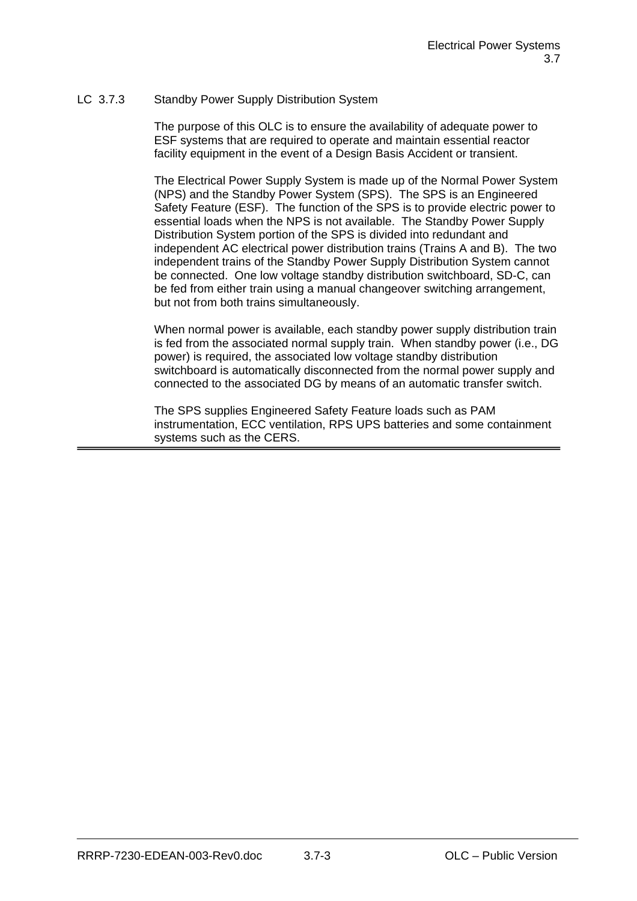LC 3.7.3 Standby Power Supply Distribution System

The purpose of this OLC is to ensure the availability of adequate power to ESF systems that are required to operate and maintain essential reactor facility equipment in the event of a Design Basis Accident or transient.

The Electrical Power Supply System is made up of the Normal Power System (NPS) and the Standby Power System (SPS). The SPS is an Engineered Safety Feature (ESF). The function of the SPS is to provide electric power to essential loads when the NPS is not available. The Standby Power Supply Distribution System portion of the SPS is divided into redundant and independent AC electrical power distribution trains (Trains A and B). The two independent trains of the Standby Power Supply Distribution System cannot be connected. One low voltage standby distribution switchboard, SD-C, can be fed from either train using a manual changeover switching arrangement, but not from both trains simultaneously.

When normal power is available, each standby power supply distribution train is fed from the associated normal supply train. When standby power (i.e., DG power) is required, the associated low voltage standby distribution switchboard is automatically disconnected from the normal power supply and connected to the associated DG by means of an automatic transfer switch.

The SPS supplies Engineered Safety Feature loads such as PAM instrumentation, ECC ventilation, RPS UPS batteries and some containment systems such as the CERS.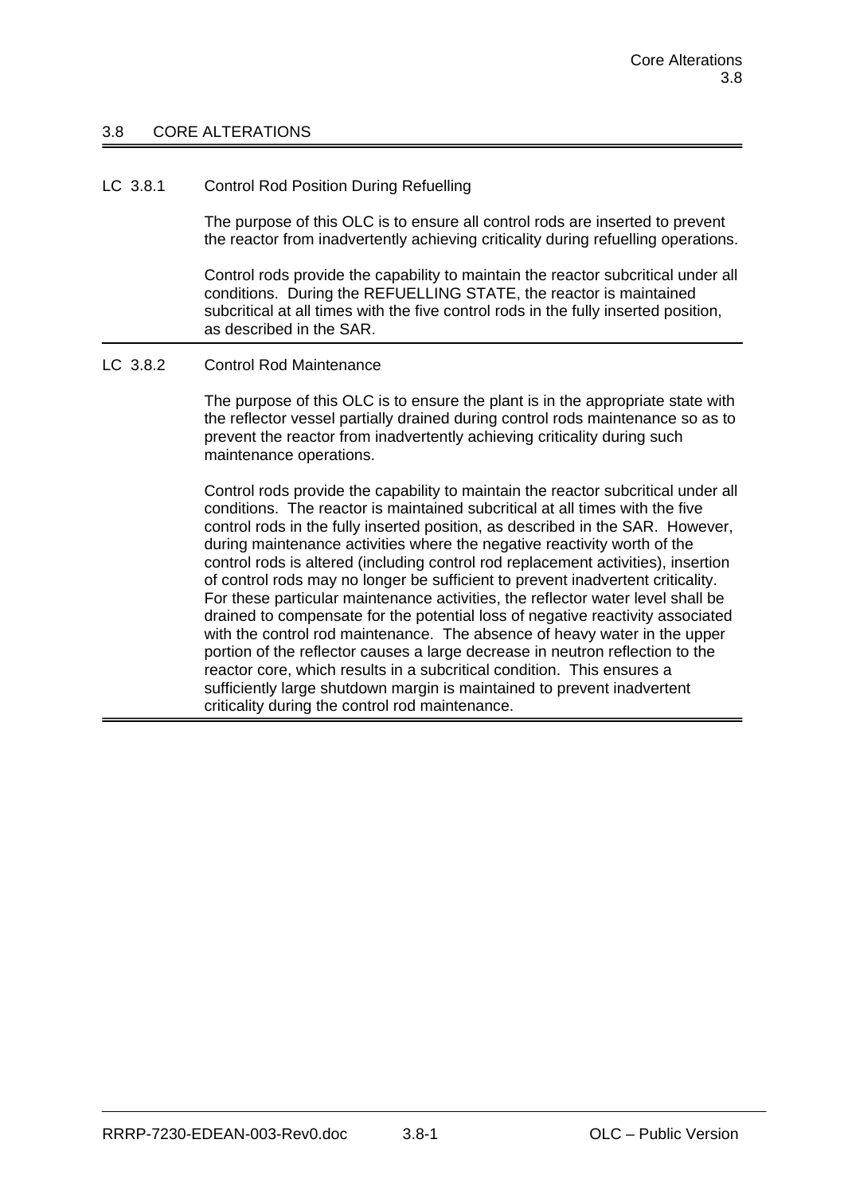## 3.8 CORE ALTERATIONS

### LC 3.8.1 Control Rod Position During Refuelling

The purpose of this OLC is to ensure all control rods are inserted to prevent the reactor from inadvertently achieving criticality during refuelling operations.

Control rods provide the capability to maintain the reactor subcritical under all conditions. During the REFUELLING STATE, the reactor is maintained subcritical at all times with the five control rods in the fully inserted position, as described in the SAR.

### LC 3.8.2 Control Rod Maintenance

The purpose of this OLC is to ensure the plant is in the appropriate state with the reflector vessel partially drained during control rods maintenance so as to prevent the reactor from inadvertently achieving criticality during such maintenance operations.

Control rods provide the capability to maintain the reactor subcritical under all conditions. The reactor is maintained subcritical at all times with the five control rods in the fully inserted position, as described in the SAR. However, during maintenance activities where the negative reactivity worth of the control rods is altered (including control rod replacement activities), insertion of control rods may no longer be sufficient to prevent inadvertent criticality. For these particular maintenance activities, the reflector water level shall be drained to compensate for the potential loss of negative reactivity associated with the control rod maintenance. The absence of heavy water in the upper portion of the reflector causes a large decrease in neutron reflection to the reactor core, which results in a subcritical condition. This ensures a sufficiently large shutdown margin is maintained to prevent inadvertent criticality during the control rod maintenance.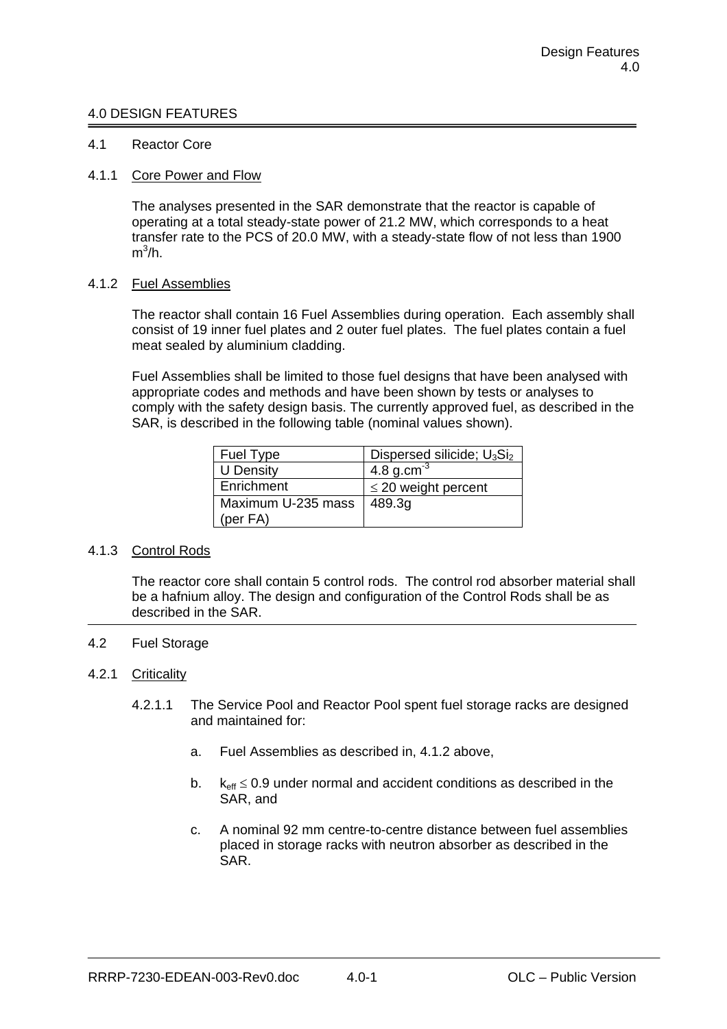# 4.0 DESIGN FEATURES

## 4.1 Reactor Core

### 4.1.1 Core Power and Flow

The analyses presented in the SAR demonstrate that the reactor is capable of operating at a total steady-state power of 21.2 MW, which corresponds to a heat transfer rate to the PCS of 20.0 MW, with a steady-state flow of not less than 1900 $m^3/h$.

### 4.1.2 Fuel Assemblies

The reactor shall contain 16 Fuel Assemblies during operation. Each assembly shall consist of 19 inner fuel plates and 2 outer fuel plates. The fuel plates contain a fuel meat sealed by aluminium cladding.

Fuel Assemblies shall be limited to those fuel designs that have been analysed with appropriate codes and methods and have been shown by tests or analyses to comply with the safety design basis. The currently approved fuel, as described in the SAR, is described in the following table (nominal values shown).

| Fuel Type | Dispersed silicide; $U_3Si_2$ |
|---|---|
| U Density | 4.8 $g.cm^{-3}$ |
| Enrichment | $\leq$ 20 weight percent |
| Maximum U-235 mass (per FA) | 489.3g |

### 4.1.3 Control Rods

The reactor core shall contain 5 control rods. The control rod absorber material shall be a hafnium alloy. The design and configuration of the Control Rods shall be as described in the SAR.

## 4.2 Fuel Storage

### 4.2.1 Criticality

4.2.1.1 The Service Pool and Reactor Pool spent fuel storage racks are designed and maintained for:

a. Fuel Assemblies as described in, 4.1.2 above,

b. $k_{eff} \leq 0.9$ under normal and accident conditions as described in the SAR, and

c. A nominal 92 mm centre-to-centre distance between fuel assemblies placed in storage racks with neutron absorber as described in the SAR.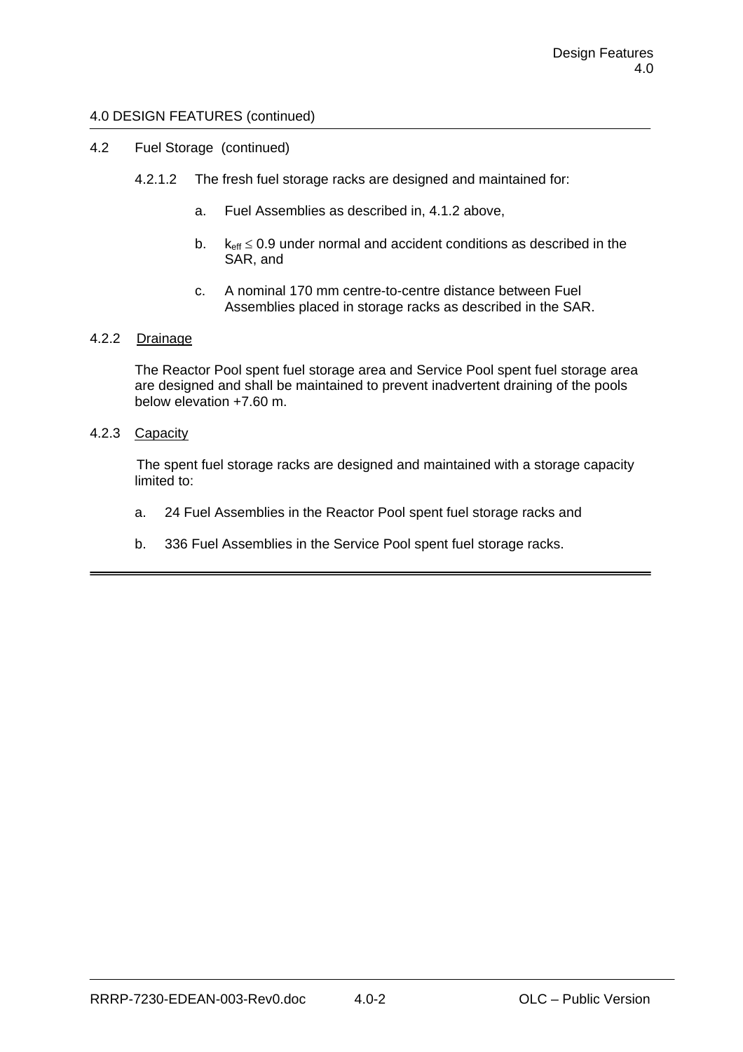4.0 DESIGN FEATURES (continued)

4.2 Fuel Storage (continued)

4.2.1.2 The fresh fuel storage racks are designed and maintained for:

a. Fuel Assemblies as described in, 4.1.2 above,

b. $k_{eff} \leq 0.9$ under normal and accident conditions as described in the SAR, and

c. A nominal 170 mm centre-to-centre distance between Fuel Assemblies placed in storage racks as described in the SAR.

4.2.2 Drainage

The Reactor Pool spent fuel storage area and Service Pool spent fuel storage area are designed and shall be maintained to prevent inadvertent draining of the pools below elevation +7.60 m.

4.2.3 Capacity

The spent fuel storage racks are designed and maintained with a storage capacity limited to:

a. 24 Fuel Assemblies in the Reactor Pool spent fuel storage racks and

b. 336 Fuel Assemblies in the Service Pool spent fuel storage racks.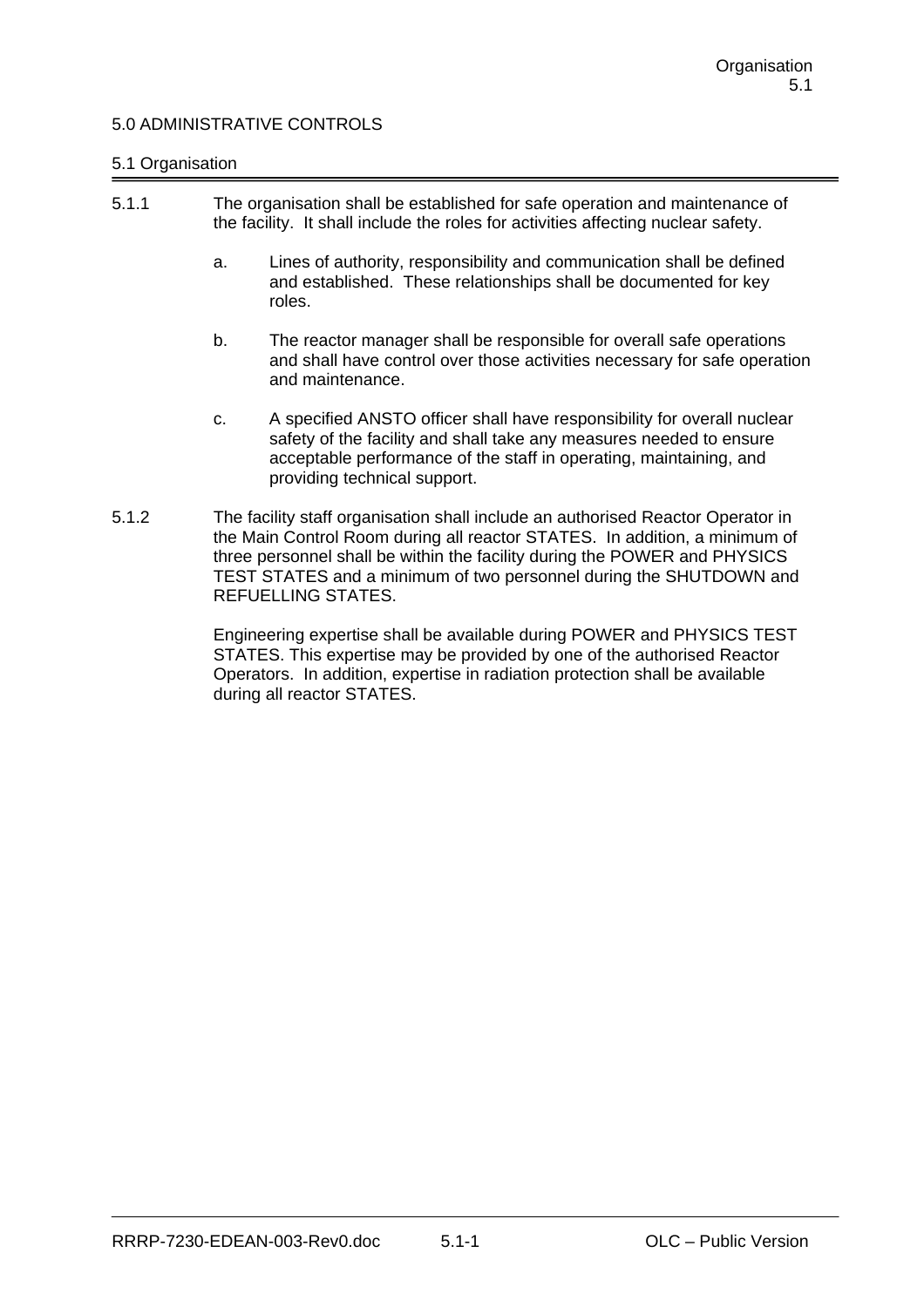# 5.0 ADMINISTRATIVE CONTROLS

## 5.1 Organisation

5.1.1 The organisation shall be established for safe operation and maintenance of the facility. It shall include the roles for activities affecting nuclear safety.

a. Lines of authority, responsibility and communication shall be defined and established. These relationships shall be documented for key roles.

b. The reactor manager shall be responsible for overall safe operations and shall have control over those activities necessary for safe operation and maintenance.

c. A specified ANSTO officer shall have responsibility for overall nuclear safety of the facility and shall take any measures needed to ensure acceptable performance of the staff in operating, maintaining, and providing technical support.

5.1.2 The facility staff organisation shall include an authorised Reactor Operator in the Main Control Room during all reactor STATES. In addition, a minimum of three personnel shall be within the facility during the POWER and PHYSICS TEST STATES and a minimum of two personnel during the SHUTDOWN and REFUELLING STATES.

Engineering expertise shall be available during POWER and PHYSICS TEST STATES. This expertise may be provided by one of the authorised Reactor Operators. In addition, expertise in radiation protection shall be available during all reactor STATES.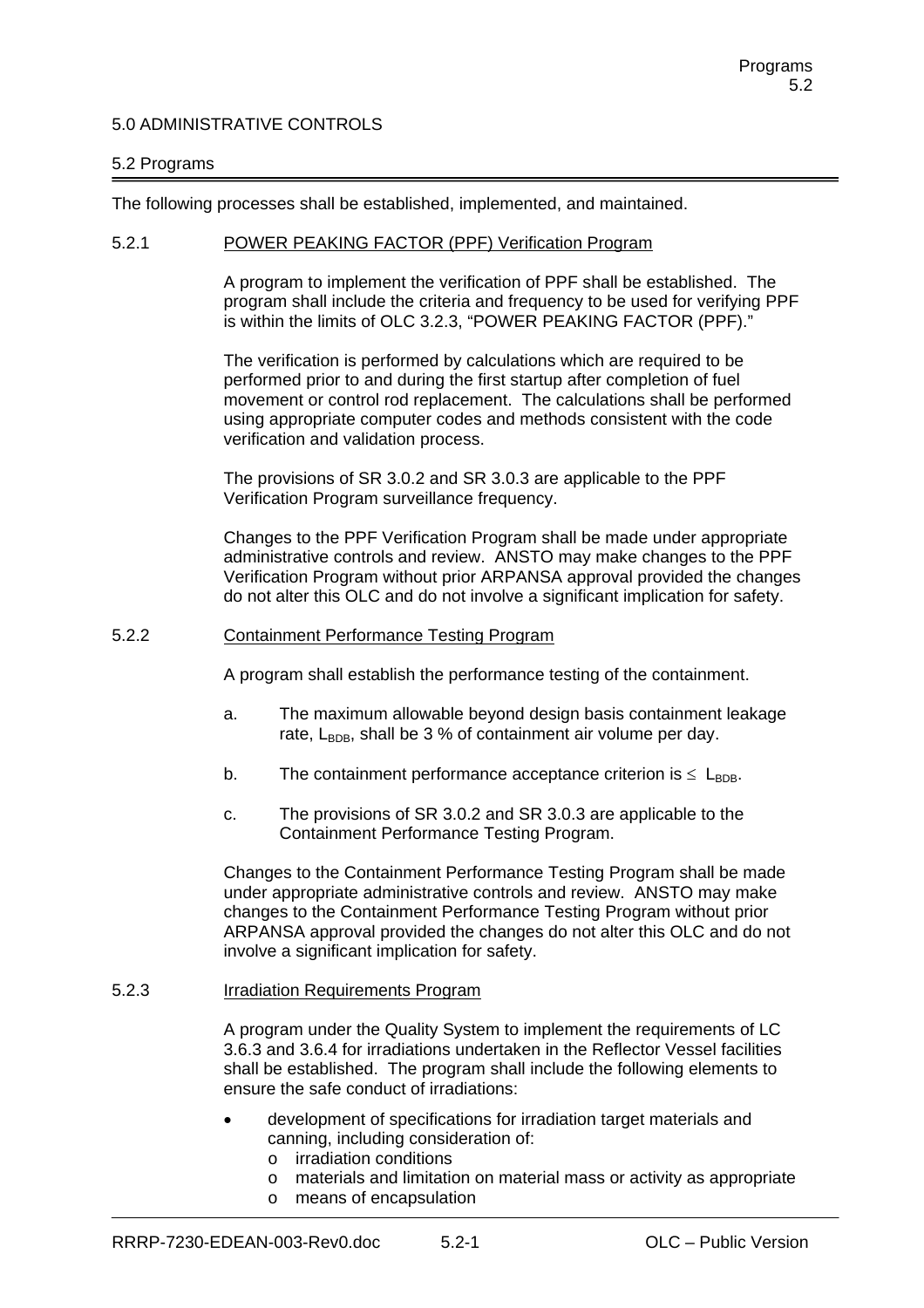## 5.0 ADMINISTRATIVE CONTROLS

### 5.2 Programs

The following processes shall be established, implemented, and maintained.

#### 5.2.1 POWER PEAKING FACTOR (PPF) Verification Program

A program to implement the verification of PPF shall be established. The program shall include the criteria and frequency to be used for verifying PPF is within the limits of OLC 3.2.3, "POWER PEAKING FACTOR (PPF)."

The verification is performed by calculations which are required to be performed prior to and during the first startup after completion of fuel movement or control rod replacement. The calculations shall be performed using appropriate computer codes and methods consistent with the code verification and validation process.

The provisions of SR 3.0.2 and SR 3.0.3 are applicable to the PPF Verification Program surveillance frequency.

Changes to the PPF Verification Program shall be made under appropriate administrative controls and review. ANSTO may make changes to the PPF Verification Program without prior ARPANSA approval provided the changes do not alter this OLC and do not involve a significant implication for safety.

#### 5.2.2 Containment Performance Testing Program

A program shall establish the performance testing of the containment.

a. The maximum allowable beyond design basis containment leakage rate, $L_{BDB}$, shall be 3 % of containment air volume per day.

b. The containment performance acceptance criterion is $\leq$ $L_{BDB}$.

c. The provisions of SR 3.0.2 and SR 3.0.3 are applicable to the Containment Performance Testing Program.

Changes to the Containment Performance Testing Program shall be made under appropriate administrative controls and review. ANSTO may make changes to the Containment Performance Testing Program without prior ARPANSA approval provided the changes do not alter this OLC and do not involve a significant implication for safety.

#### 5.2.3 Irradiation Requirements Program

A program under the Quality System to implement the requirements of LC 3.6.3 and 3.6.4 for irradiations undertaken in the Reflector Vessel facilities shall be established. The program shall include the following elements to ensure the safe conduct of irradiations:

- development of specifications for irradiation target materials and canning, including consideration of:
  - irradiation conditions
  - materials and limitation on material mass or activity as appropriate
  - means of encapsulation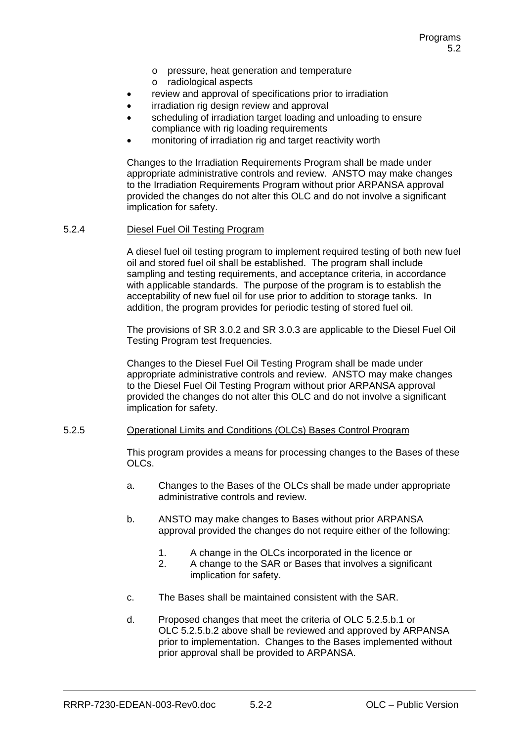- pressure, heat generation and temperature
  - radiological aspects
- review and approval of specifications prior to irradiation
- irradiation rig design review and approval
- scheduling of irradiation target loading and unloading to ensure compliance with rig loading requirements
- monitoring of irradiation rig and target reactivity worth

Changes to the Irradiation Requirements Program shall be made under appropriate administrative controls and review. ANSTO may make changes to the Irradiation Requirements Program without prior ARPANSA approval provided the changes do not alter this OLC and do not involve a significant implication for safety.

### 5.2.4 Diesel Fuel Oil Testing Program

A diesel fuel oil testing program to implement required testing of both new fuel oil and stored fuel oil shall be established. The program shall include sampling and testing requirements, and acceptance criteria, in accordance with applicable standards. The purpose of the program is to establish the acceptability of new fuel oil for use prior to addition to storage tanks. In addition, the program provides for periodic testing of stored fuel oil.

The provisions of SR 3.0.2 and SR 3.0.3 are applicable to the Diesel Fuel Oil Testing Program test frequencies.

Changes to the Diesel Fuel Oil Testing Program shall be made under appropriate administrative controls and review. ANSTO may make changes to the Diesel Fuel Oil Testing Program without prior ARPANSA approval provided the changes do not alter this OLC and do not involve a significant implication for safety.

### 5.2.5 Operational Limits and Conditions (OLCs) Bases Control Program

This program provides a means for processing changes to the Bases of these OLCs.

a. Changes to the Bases of the OLCs shall be made under appropriate administrative controls and review.

b. ANSTO may make changes to Bases without prior ARPANSA approval provided the changes do not require either of the following:

   1. A change in the OLCs incorporated in the licence or
   2. A change to the SAR or Bases that involves a significant implication for safety.

c. The Bases shall be maintained consistent with the SAR.

d. Proposed changes that meet the criteria of OLC 5.2.5.b.1 or OLC 5.2.5.b.2 above shall be reviewed and approved by ARPANSA prior to implementation. Changes to the Bases implemented without prior approval shall be provided to ARPANSA.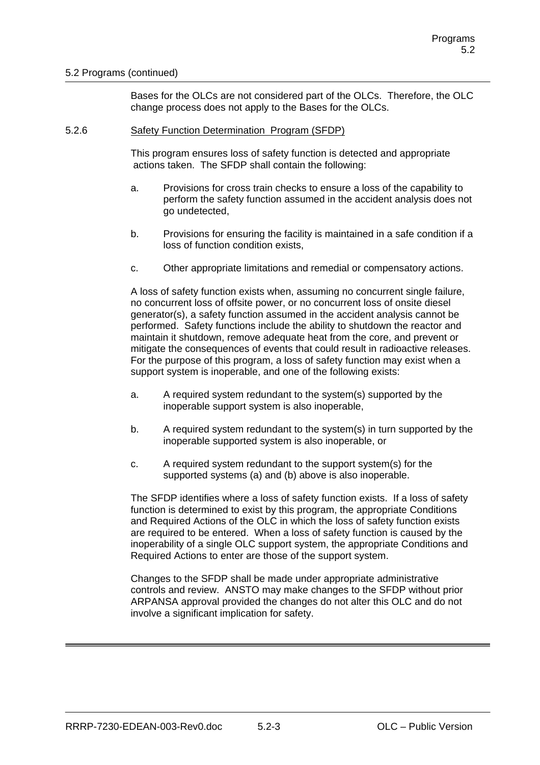5.2 Programs (continued)

Bases for the OLCs are not considered part of the OLCs. Therefore, the OLC change process does not apply to the Bases for the OLCs.

5.2.6 Safety Function Determination Program (SFDP)

This program ensures loss of safety function is detected and appropriate actions taken. The SFDP shall contain the following:

a. Provisions for cross train checks to ensure a loss of the capability to perform the safety function assumed in the accident analysis does not go undetected,

b. Provisions for ensuring the facility is maintained in a safe condition if a loss of function condition exists,

c. Other appropriate limitations and remedial or compensatory actions.

A loss of safety function exists when, assuming no concurrent single failure, no concurrent loss of offsite power, or no concurrent loss of onsite diesel generator(s), a safety function assumed in the accident analysis cannot be performed. Safety functions include the ability to shutdown the reactor and maintain it shutdown, remove adequate heat from the core, and prevent or mitigate the consequences of events that could result in radioactive releases. For the purpose of this program, a loss of safety function may exist when a support system is inoperable, and one of the following exists:

a. A required system redundant to the system(s) supported by the inoperable support system is also inoperable,

b. A required system redundant to the system(s) in turn supported by the inoperable supported system is also inoperable, or

c. A required system redundant to the support system(s) for the supported systems (a) and (b) above is also inoperable.

The SFDP identifies where a loss of safety function exists. If a loss of safety function is determined to exist by this program, the appropriate Conditions and Required Actions of the OLC in which the loss of safety function exists are required to be entered. When a loss of safety function is caused by the inoperability of a single OLC support system, the appropriate Conditions and Required Actions to enter are those of the support system.

Changes to the SFDP shall be made under appropriate administrative controls and review. ANSTO may make changes to the SFDP without prior ARPANSA approval provided the changes do not alter this OLC and do not involve a significant implication for safety.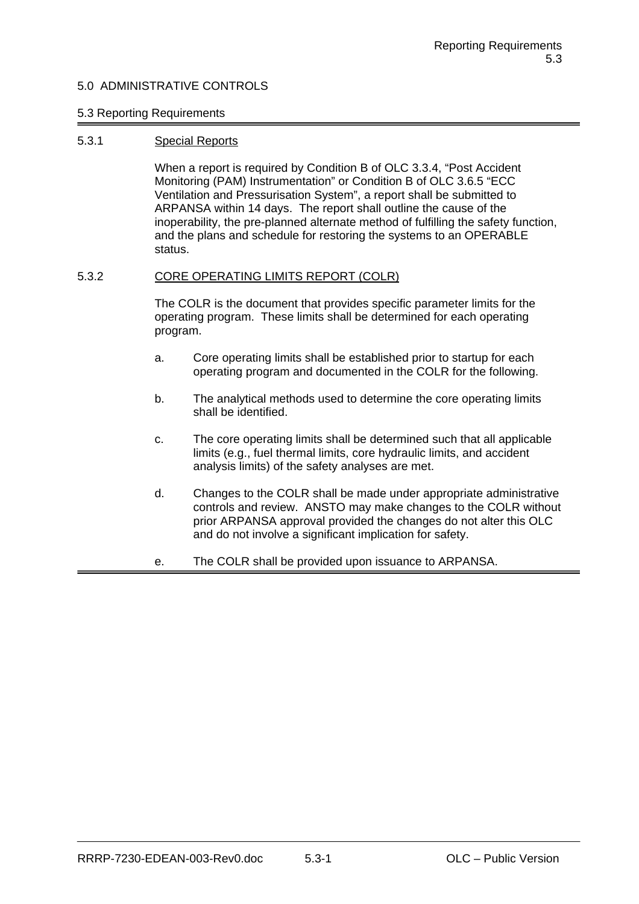# 5.0 ADMINISTRATIVE CONTROLS

## 5.3 Reporting Requirements

### 5.3.1 Special Reports

When a report is required by Condition B of OLC 3.3.4, "Post Accident Monitoring (PAM) Instrumentation" or Condition B of OLC 3.6.5 "ECC Ventilation and Pressurisation System", a report shall be submitted to ARPANSA within 14 days. The report shall outline the cause of the inoperability, the pre-planned alternate method of fulfilling the safety function, and the plans and schedule for restoring the systems to an OPERABLE status.

### 5.3.2 CORE OPERATING LIMITS REPORT (COLR)

The COLR is the document that provides specific parameter limits for the operating program. These limits shall be determined for each operating program.

a. Core operating limits shall be established prior to startup for each operating program and documented in the COLR for the following.

b. The analytical methods used to determine the core operating limits shall be identified.

c. The core operating limits shall be determined such that all applicable limits (e.g., fuel thermal limits, core hydraulic limits, and accident analysis limits) of the safety analyses are met.

d. Changes to the COLR shall be made under appropriate administrative controls and review. ANSTO may make changes to the COLR without prior ARPANSA approval provided the changes do not alter this OLC and do not involve a significant implication for safety.

e. The COLR shall be provided upon issuance to ARPANSA.